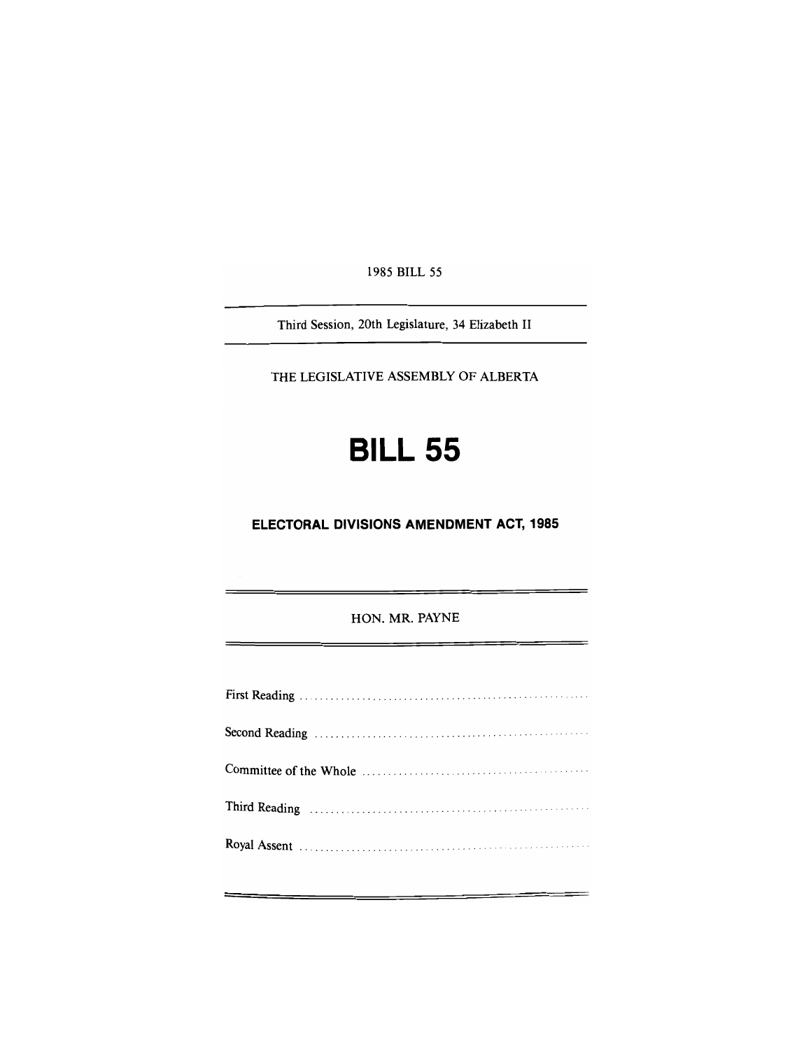1985 BILL 55

Third Session, 20th Legislature, 34 Elizabeth II

THE LEGISLATIVE ASSEMBLY OF ALBERTA

# BILL 55

## ELECTORAL DIVISIONS AMENDMENT ACT, 1985

HON. MR. PAYNE

First Reading ..........................................................

Second Reading ..........................................................

Committee of the Whole ..........................................................

Third Reading ..........................................................

Royal Assent ..........................................................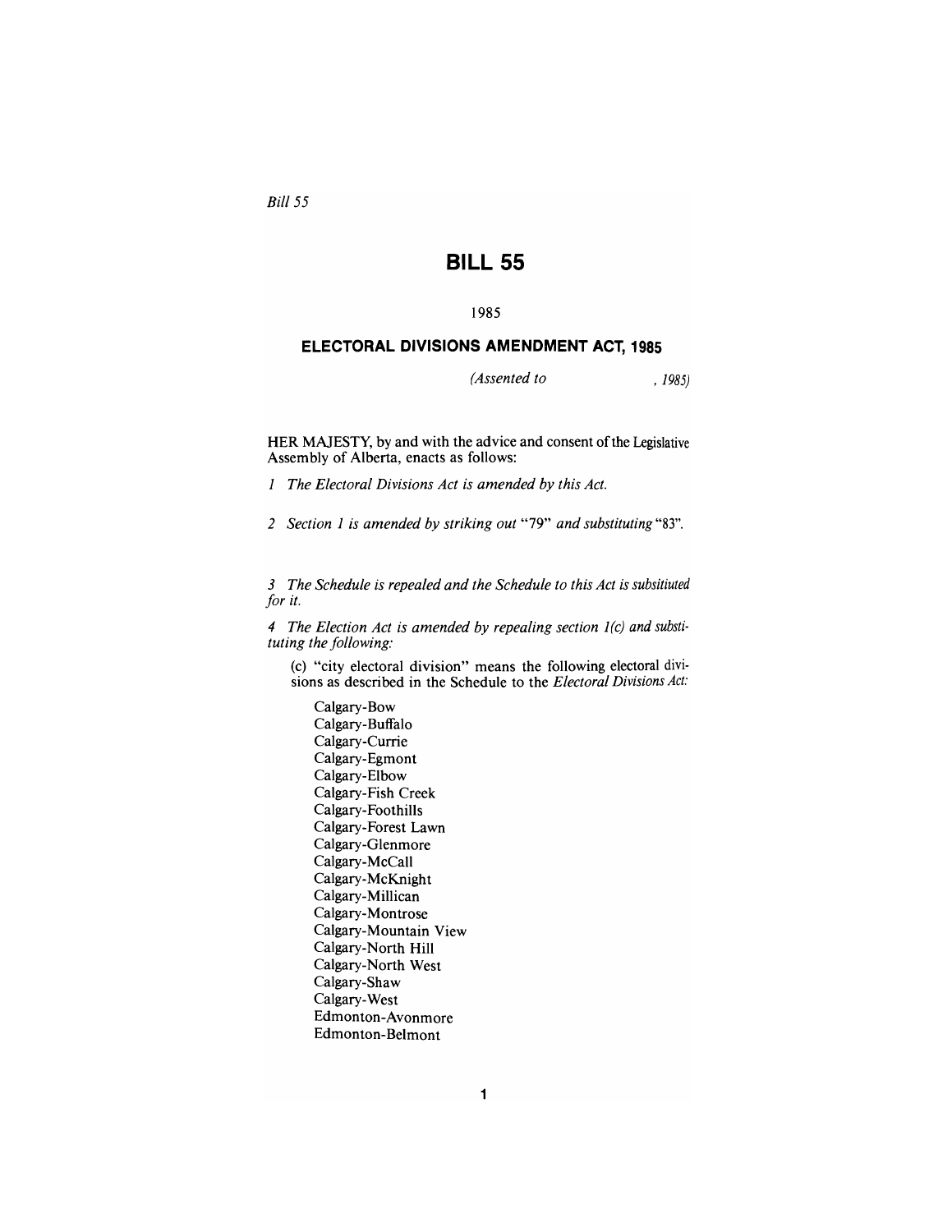*Bill 55*

# BILL 55

1985

## ELECTORAL DIVISIONS AMENDMENT ACT, 1985

*(Assented to , 1985)*

HER MAJESTY, by and with the advice and consent of the Legislative Assembly of Alberta, enacts as follows:

*1 The Electoral Divisions Act is amended by this Act.*

*2 Section 1 is amended by striking out* "79" *and substituting* "83".

*3 The Schedule is repealed and the Schedule to this Act is subsitiuted for it.*

*4 The Election Act is amended by repealing section 1(c) and substituting the following:*

(c) "city electoral division" means the following electoral divisions as described in the Schedule to the *Electoral Divisions Act:*

Calgary-Bow
Calgary-Buffalo
Calgary-Currie
Calgary-Egmont
Calgary-Elbow
Calgary-Fish Creek
Calgary-Foothills
Calgary-Forest Lawn
Calgary-Glenmore
Calgary-McCall
Calgary-McKnight
Calgary-Millican
Calgary-Montrose
Calgary-Mountain View
Calgary-North Hill
Calgary-North West
Calgary-Shaw
Calgary-West
Edmonton-Avonmore
Edmonton-Belmont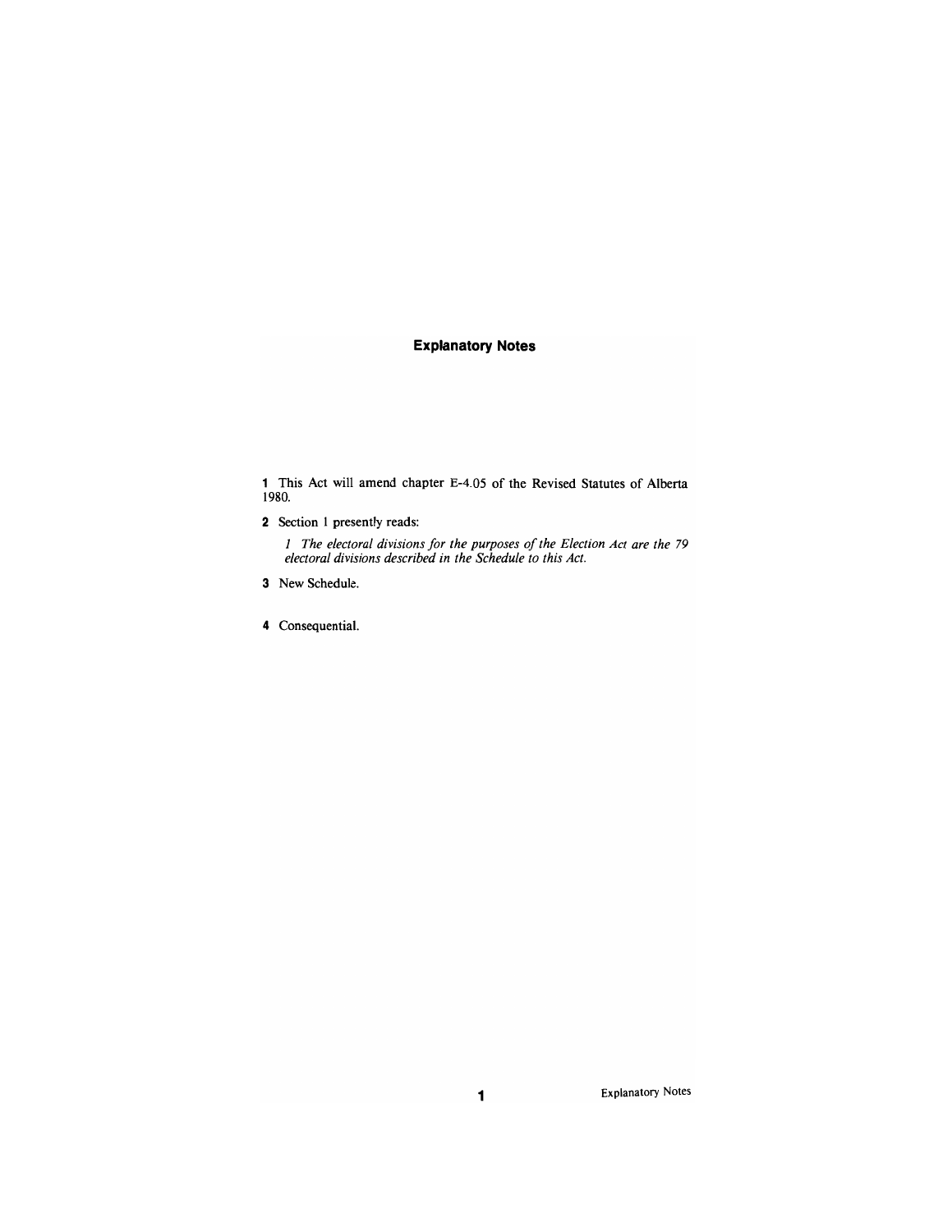# Explanatory Notes

**1** This Act will amend chapter E-4.05 of the Revised Statutes of Alberta 1980.

**2** Section 1 presently reads:

> *1 The electoral divisions for the purposes of the Election Act are the 79 electoral divisions described in the Schedule to this Act.*

**3** New Schedule.

**4** Consequential.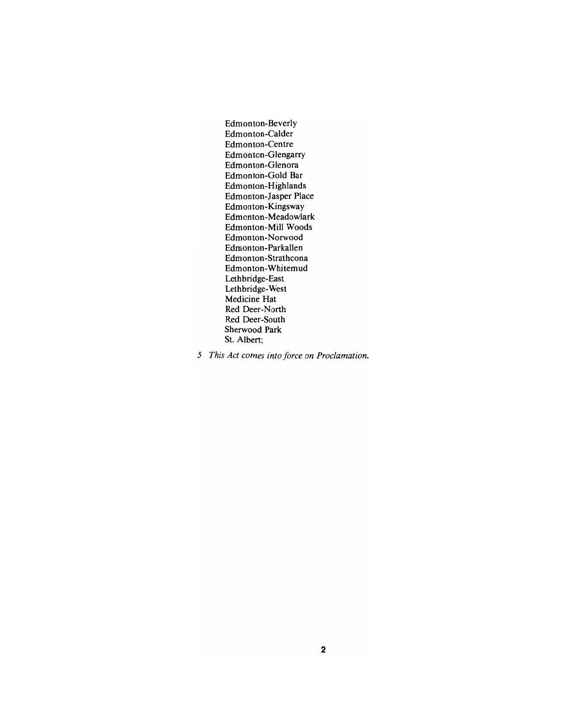Edmonton-Beverly
Edmonton-Calder
Edmonton-Centre
Edmonton-Glengarry
Edmonton-Glenora
Edmonton-Gold Bar
Edmonton-Highlands
Edmonton-Jasper Place
Edmonton-Kingsway
Edmonton-Meadowlark
Edmonton-Mill Woods
Edmonton-Norwood
Edmonton-Parkallen
Edmonton-Strathcona
Edmonton-Whitemud
Lethbridge-East
Lethbridge-West
Medicine Hat
Red Deer-North
Red Deer-South
Sherwood Park
St. Albert;

*5 This Act comes into force on Proclamation.*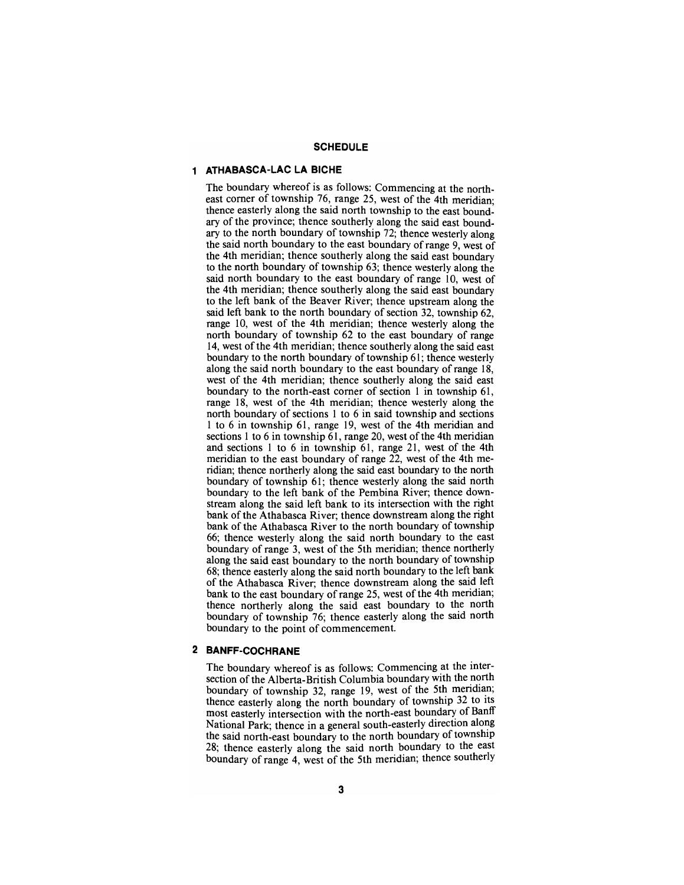## SCHEDULE

### 1 ATHABASCA-LAC LA BICHE

The boundary whereof is as follows: Commencing at the north-east corner of township 76, range 25, west of the 4th meridian; thence easterly along the said north township to the east boundary of the province; thence southerly along the said east boundary to the north boundary of township 72; thence westerly along the said north boundary to the east boundary of range 9, west of the 4th meridian; thence southerly along the said east boundary to the north boundary of township 63; thence westerly along the said north boundary to the east boundary of range 10, west of the 4th meridian; thence southerly along the said east boundary to the left bank of the Beaver River; thence upstream along the said left bank to the north boundary of section 32, township 62, range 10, west of the 4th meridian; thence westerly along the north boundary of township 62 to the east boundary of range 14, west of the 4th meridian; thence southerly along the said east boundary to the north boundary of township 61; thence westerly along the said north boundary to the east boundary of range 18, west of the 4th meridian; thence southerly along the said east boundary to the north-east corner of section 1 in township 61, range 18, west of the 4th meridian; thence westerly along the north boundary of sections 1 to 6 in said township and sections 1 to 6 in township 61, range 19, west of the 4th meridian and sections 1 to 6 in township 61, range 20, west of the 4th meridian and sections 1 to 6 in township 61, range 21, west of the 4th meridian to the east boundary of range 22, west of the 4th meridian; thence northerly along the said east boundary to the north boundary of township 61; thence westerly along the said north boundary to the left bank of the Pembina River; thence downstream along the said left bank to its intersection with the right bank of the Athabasca River; thence downstream along the right bank of the Athabasca River to the north boundary of township 66; thence westerly along the said north boundary to the east boundary of range 3, west of the 5th meridian; thence northerly along the said east boundary to the north boundary of township 68; thence easterly along the said north boundary to the left bank of the Athabasca River; thence downstream along the said left bank to the east boundary of range 25, west of the 4th meridian; thence northerly along the said east boundary to the north boundary of township 76; thence easterly along the said north boundary to the point of commencement.

### 2 BANFF-COCHRANE

The boundary whereof is as follows: Commencing at the intersection of the Alberta-British Columbia boundary with the north boundary of township 32, range 19, west of the 5th meridian; thence easterly along the north boundary of township 32 to its most easterly intersection with the north-east boundary of Banff National Park; thence in a general south-easterly direction along the said north-east boundary to the north boundary of township 28; thence easterly along the said north boundary to the east boundary of range 4, west of the 5th meridian; thence southerly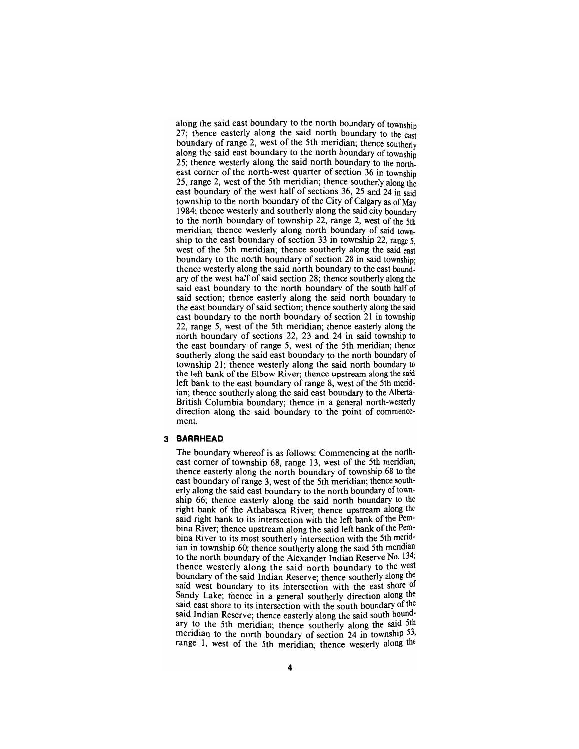along the said east boundary to the north boundary of township 27; thence easterly along the said north boundary to the east boundary of range 2, west of the 5th meridian; thence southerly along the said east boundary to the north boundary of township 25; thence westerly along the said north boundary to the north-east corner of the north-west quarter of section 36 in township 25, range 2, west of the 5th meridian; thence southerly along the east boundary of the west half of sections 36, 25 and 24 in said township to the north boundary of the City of Calgary as of May 1984; thence westerly and southerly along the said city boundary to the north boundary of township 22, range 2, west of the 5th meridian; thence westerly along north boundary of said township to the east boundary of section 33 in township 22, range 5, west of the 5th meridian; thence southerly along the said east boundary to the north boundary of section 28 in said township; thence westerly along the said north boundary to the east boundary of the west half of said section 28; thence southerly along the said east boundary to the north boundary of the south half of said section; thence easterly along the said north boundary to the east boundary of said section; thence southerly along the said east boundary to the north boundary of section 21 in township 22, range 5, west of the 5th meridian; thence easterly along the north boundary of sections 22, 23 and 24 in said township to the east boundary of range 5, west of the 5th meridian; thence southerly along the said east boundary to the north boundary of township 21; thence westerly along the said north boundary to the left bank of the Elbow River; thence upstream along the said left bank to the east boundary of range 8, west of the 5th meridian; thence southerly along the said east boundary to the Alberta-British Columbia boundary; thence in a general north-westerly direction along the said boundary to the point of commencement.

## 3 BARRHEAD

The boundary whereof is as follows: Commencing at the north-east corner of township 68, range 13, west of the 5th meridian; thence easterly along the north boundary of township 68 to the east boundary of range 3, west of the 5th meridian; thence southerly along the said east boundary to the north boundary of township 66; thence easterly along the said north boundary to the right bank of the Athabasca River; thence upstream along the said right bank to its intersection with the left bank of the Pembina River; thence upstream along the said left bank of the Pembina River to its most southerly intersection with the 5th meridian in township 60; thence southerly along the said 5th meridian to the north boundary of the Alexander Indian Reserve No. 134; thence westerly along the said north boundary to the west boundary of the said Indian Reserve; thence southerly along the said west boundary to its intersection with the east shore of Sandy Lake; thence in a general southerly direction along the said east shore to its intersection with the south boundary of the said Indian Reserve; thence easterly along the said south boundary to the 5th meridian; thence southerly along the said 5th meridian to the north boundary of section 24 in township 53, range 1, west of the 5th meridian; thence westerly along the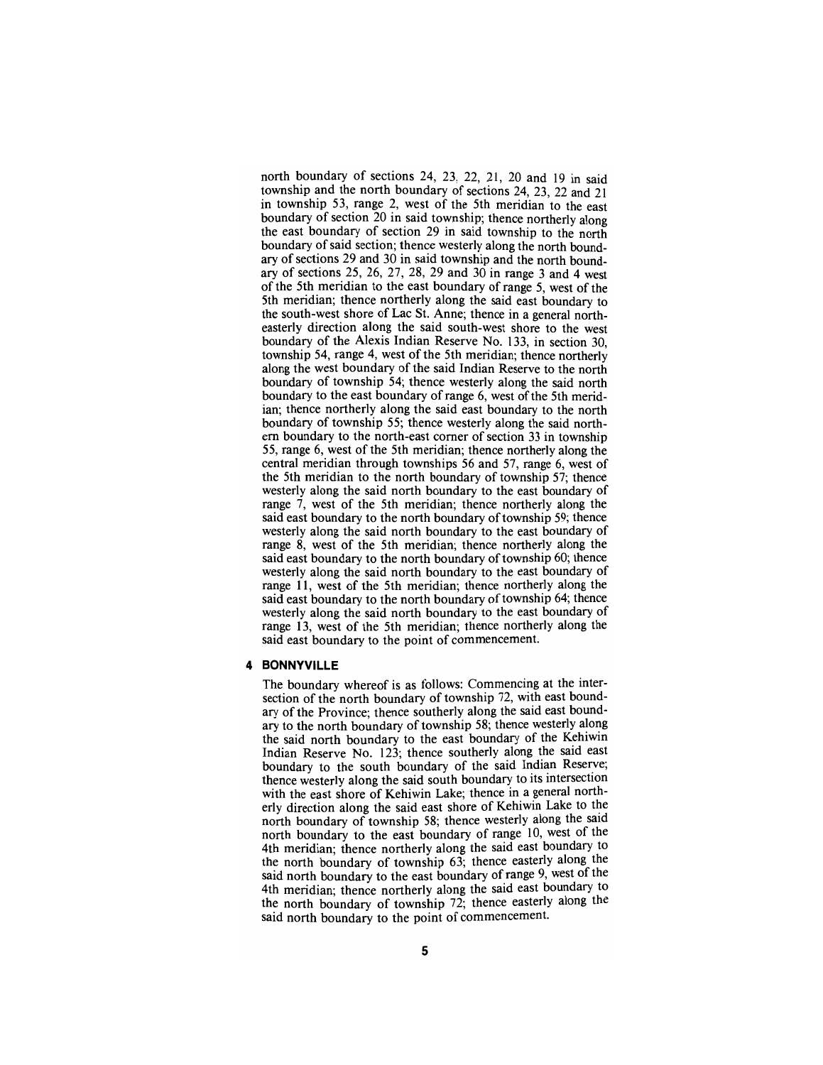north boundary of sections 24, 23, 22, 21, 20 and 19 in said township and the north boundary of sections 24, 23, 22 and 21 in township 53, range 2, west of the 5th meridian to the east boundary of section 20 in said township; thence northerly along the east boundary of section 29 in said township to the north boundary of said section; thence westerly along the north boundary of sections 29 and 30 in said township and the north boundary of sections 25, 26, 27, 28, 29 and 30 in range 3 and 4 west of the 5th meridian to the east boundary of range 5, west of the 5th meridian; thence northerly along the said east boundary to the south-west shore of Lac St. Anne; thence in a general north-easterly direction along the said south-west shore to the west boundary of the Alexis Indian Reserve No. 133, in section 30, township 54, range 4, west of the 5th meridian; thence northerly along the west boundary of the said Indian Reserve to the north boundary of township 54; thence westerly along the said north boundary to the east boundary of range 6, west of the 5th meridian; thence northerly along the said east boundary to the north boundary of township 55; thence westerly along the said northern boundary to the north-east corner of section 33 in township 55, range 6, west of the 5th meridian; thence northerly along the central meridian through townships 56 and 57, range 6, west of the 5th meridian to the north boundary of township 57; thence westerly along the said north boundary to the east boundary of range 7, west of the 5th meridian; thence northerly along the said east boundary to the north boundary of township 59; thence westerly along the said north boundary to the east boundary of range 8, west of the 5th meridian; thence northerly along the said east boundary to the north boundary of township 60; thence westerly along the said north boundary to the east boundary of range 11, west of the 5th meridian; thence northerly along the said east boundary to the north boundary of township 64; thence westerly along the said north boundary to the east boundary of range 13, west of the 5th meridian; thence northerly along the said east boundary to the point of commencement.

**4 BONNYVILLE**

The boundary whereof is as follows: Commencing at the intersection of the north boundary of township 72, with east boundary of the Province; thence southerly along the said east boundary to the north boundary of township 58; thence westerly along the said north boundary to the east boundary of the Kehiwin Indian Reserve No. 123; thence southerly along the said east boundary to the south boundary of the said Indian Reserve; thence westerly along the said south boundary to its intersection with the east shore of Kehiwin Lake; thence in a general northerly direction along the said east shore of Kehiwin Lake to the north boundary of township 58; thence westerly along the said north boundary to the east boundary of range 10, west of the 4th meridian; thence northerly along the said east boundary to the north boundary of township 63; thence easterly along the said north boundary to the east boundary of range 9, west of the 4th meridian; thence northerly along the said east boundary to the north boundary of township 72; thence easterly along the said north boundary to the point of commencement.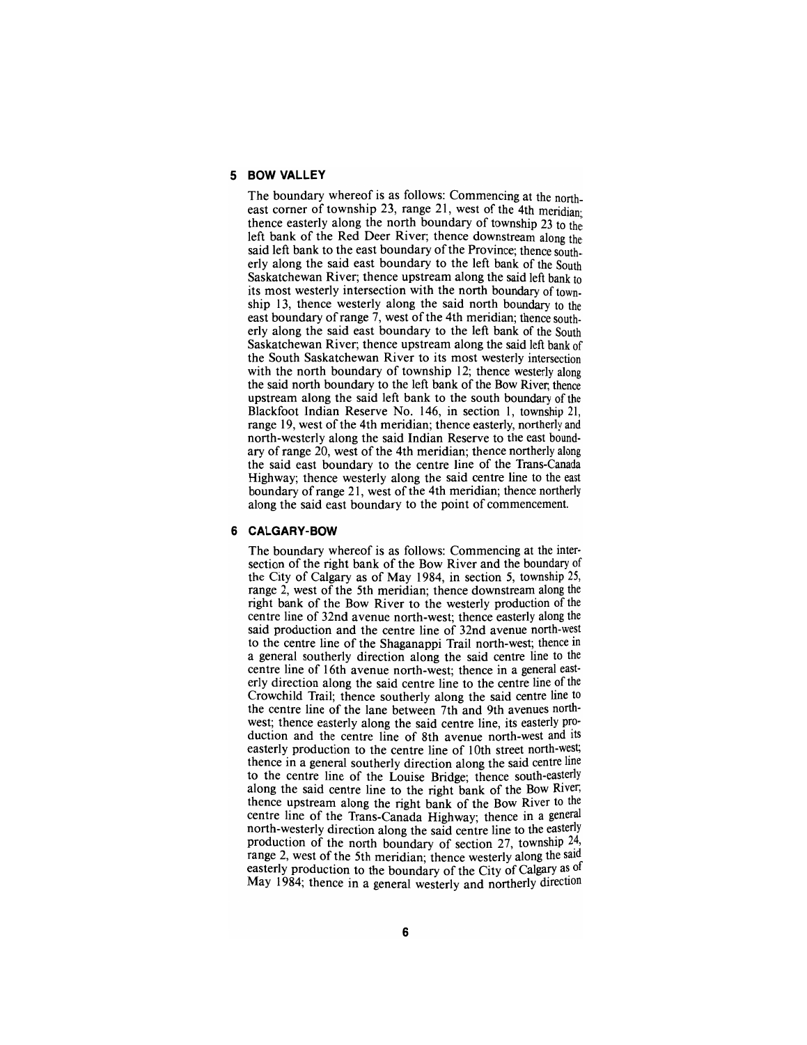## 5 BOW VALLEY

The boundary whereof is as follows: Commencing at the north-east corner of township 23, range 21, west of the 4th meridian; thence easterly along the north boundary of township 23 to the left bank of the Red Deer River; thence downstream along the said left bank to the east boundary of the Province; thence southerly along the said east boundary to the left bank of the South Saskatchewan River; thence upstream along the said left bank to its most westerly intersection with the north boundary of township 13, thence westerly along the said north boundary to the east boundary of range 7, west of the 4th meridian; thence southerly along the said east boundary to the left bank of the South Saskatchewan River; thence upstream along the said left bank of the South Saskatchewan River to its most westerly intersection with the north boundary of township 12; thence westerly along the said north boundary to the left bank of the Bow River; thence upstream along the said left bank to the south boundary of the Blackfoot Indian Reserve No. 146, in section 1, township 21, range 19, west of the 4th meridian; thence easterly, northerly and north-westerly along the said Indian Reserve to the east boundary of range 20, west of the 4th meridian; thence northerly along the said east boundary to the centre line of the Trans-Canada Highway; thence westerly along the said centre line to the east boundary of range 21, west of the 4th meridian; thence northerly along the said east boundary to the point of commencement.

## 6 CALGARY-BOW

The boundary whereof is as follows: Commencing at the intersection of the right bank of the Bow River and the boundary of the City of Calgary as of May 1984, in section 5, township 25, range 2, west of the 5th meridian; thence downstream along the right bank of the Bow River to the westerly production of the centre line of 32nd avenue north-west; thence easterly along the said production and the centre line of 32nd avenue north-west to the centre line of the Shaganappi Trail north-west; thence in a general southerly direction along the said centre line to the centre line of 16th avenue north-west; thence in a general easterly direction along the said centre line to the centre line of the Crowchild Trail; thence southerly along the said centre line to the centre line of the lane between 7th and 9th avenues north-west; thence easterly along the said centre line, its easterly production and the centre line of 8th avenue north-west and its easterly production to the centre line of 10th street north-west; thence in a general southerly direction along the said centre line to the centre line of the Louise Bridge; thence south-easterly along the said centre line to the right bank of the Bow River; thence upstream along the right bank of the Bow River to the centre line of the Trans-Canada Highway; thence in a general north-westerly direction along the said centre line to the easterly production of the north boundary of section 27, township 24, range 2, west of the 5th meridian; thence westerly along the said easterly production to the boundary of the City of Calgary as of May 1984; thence in a general westerly and northerly direction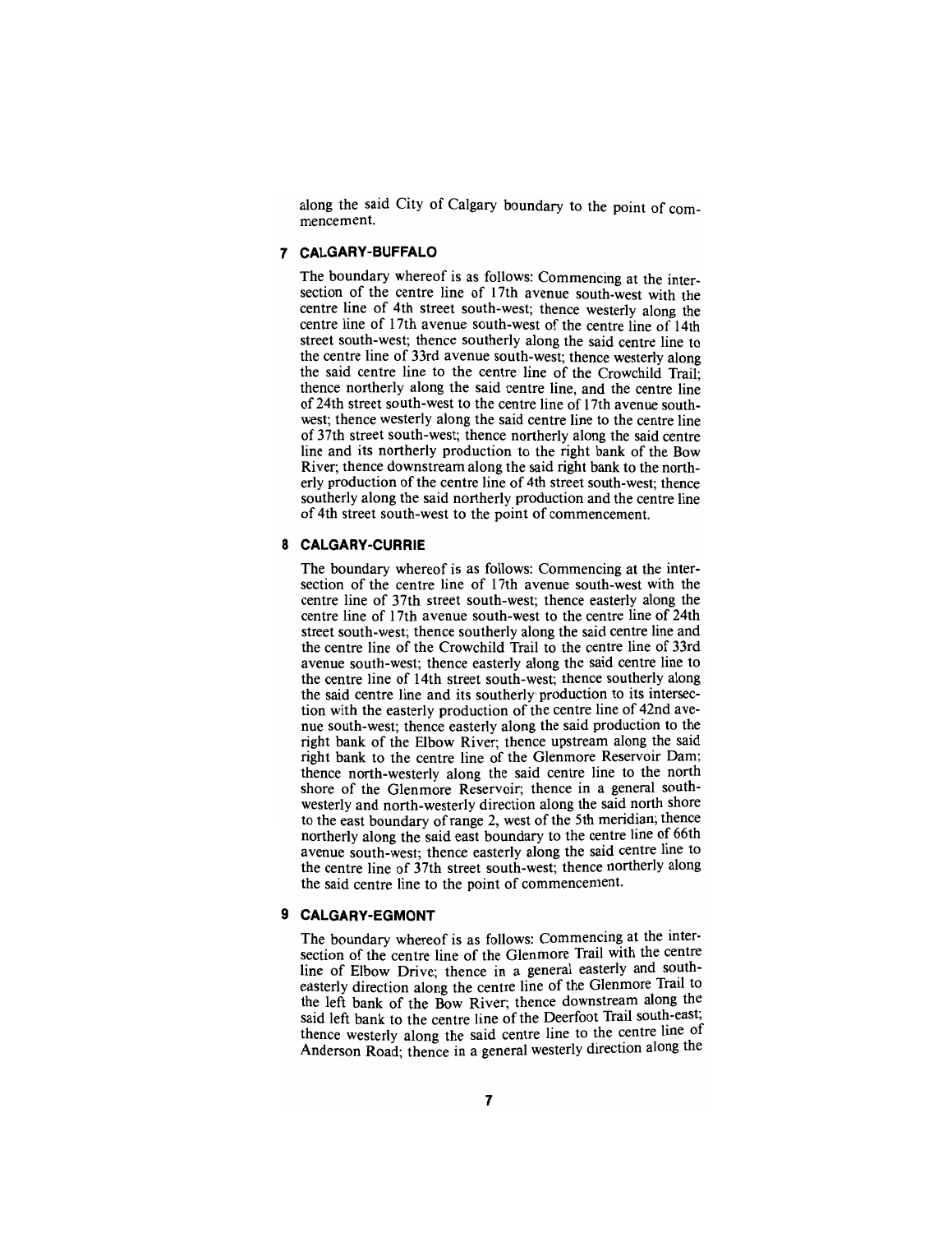along the said City of Calgary boundary to the point of commencement.

## 7 CALGARY-BUFFALO

The boundary whereof is as follows: Commencing at the intersection of the centre line of 17th avenue south-west with the centre line of 4th street south-west; thence westerly along the centre line of 17th avenue south-west of the centre line of 14th street south-west; thence southerly along the said centre line to the centre line of 33rd avenue south-west; thence westerly along the said centre line to the centre line of the Crowchild Trail; thence northerly along the said centre line, and the centre line of 24th street south-west to the centre line of 17th avenue south-west; thence westerly along the said centre line to the centre line of 37th street south-west; thence northerly along the said centre line and its northerly production to the right bank of the Bow River; thence downstream along the said right bank to the northerly production of the centre line of 4th street south-west; thence southerly along the said northerly production and the centre line of 4th street south-west to the point of commencement.

## 8 CALGARY-CURRIE

The boundary whereof is as follows: Commencing at the intersection of the centre line of 17th avenue south-west with the centre line of 37th street south-west; thence easterly along the centre line of 17th avenue south-west to the centre line of 24th street south-west; thence southerly along the said centre line and the centre line of the Crowchild Trail to the centre line of 33rd avenue south-west; thence easterly along the said centre line to the centre line of 14th street south-west; thence southerly along the said centre line and its southerly production to its intersection with the easterly production of the centre line of 42nd avenue south-west; thence easterly along the said production to the right bank of the Elbow River; thence upstream along the said right bank to the centre line of the Glenmore Reservoir Dam; thence north-westerly along the said centre line to the north shore of the Glenmore Reservoir; thence in a general south-westerly and north-westerly direction along the said north shore to the east boundary of range 2, west of the 5th meridian; thence northerly along the said east boundary to the centre line of 66th avenue south-west; thence easterly along the said centre line to the centre line of 37th street south-west; thence northerly along the said centre line to the point of commencement.

## 9 CALGARY-EGMONT

The boundary whereof is as follows: Commencing at the intersection of the centre line of the Glenmore Trail with the centre line of Elbow Drive; thence in a general easterly and south-easterly direction along the centre line of the Glenmore Trail to the left bank of the Bow River; thence downstream along the said left bank to the centre line of the Deerfoot Trail south-east; thence westerly along the said centre line to the centre line of Anderson Road; thence in a general westerly direction along the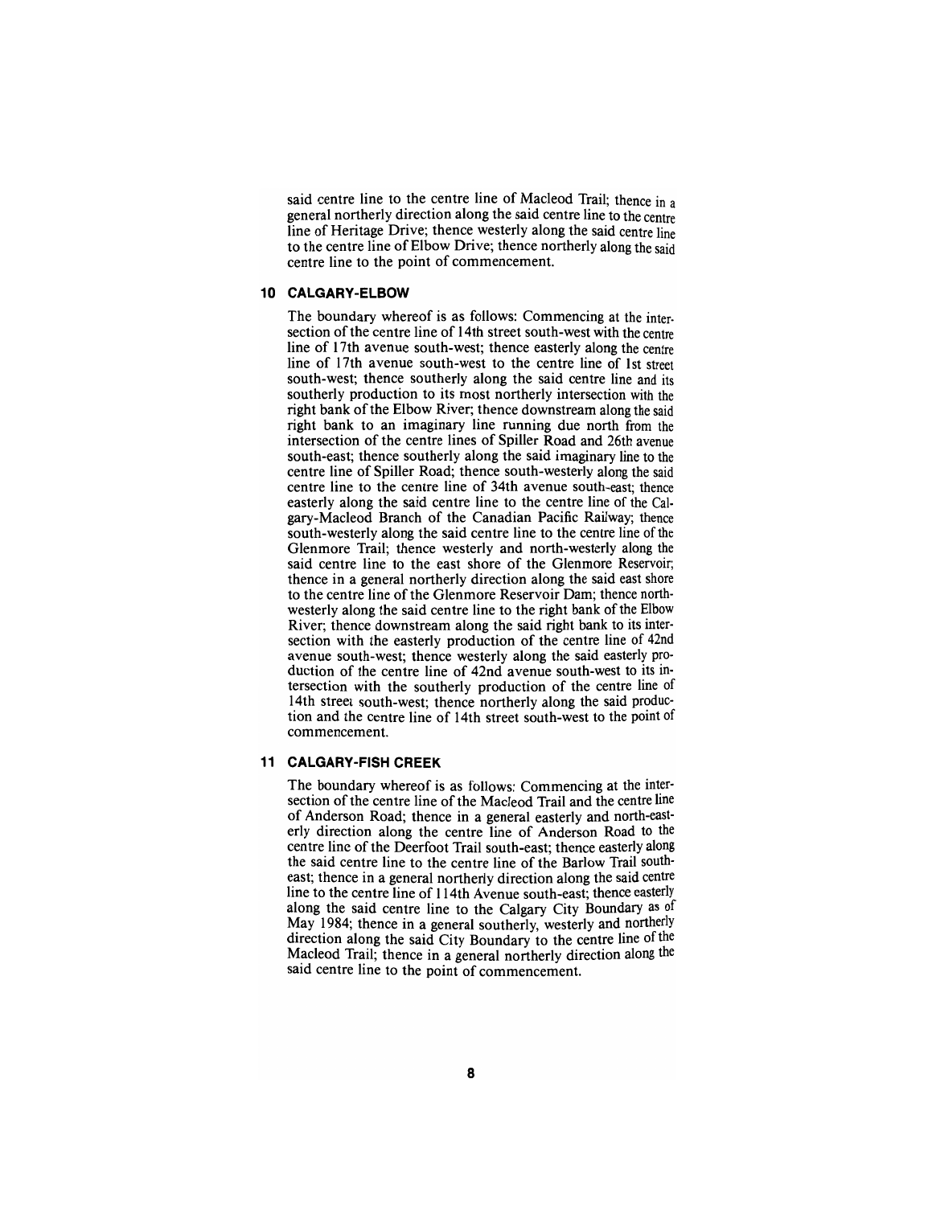said centre line to the centre line of Macleod Trail; thence in a general northerly direction along the said centre line to the centre line of Heritage Drive; thence westerly along the said centre line to the centre line of Elbow Drive; thence northerly along the said centre line to the point of commencement.

## 10 CALGARY-ELBOW

The boundary whereof is as follows: Commencing at the intersection of the centre line of 14th street south-west with the centre line of 17th avenue south-west; thence easterly along the centre line of 17th avenue south-west to the centre line of 1st street south-west; thence southerly along the said centre line and its southerly production to its most northerly intersection with the right bank of the Elbow River; thence downstream along the said right bank to an imaginary line running due north from the intersection of the centre lines of Spiller Road and 26th avenue south-east; thence southerly along the said imaginary line to the centre line of Spiller Road; thence south-westerly along the said centre line to the centre line of 34th avenue south-east; thence easterly along the said centre line to the centre line of the Calgary-Macleod Branch of the Canadian Pacific Railway; thence south-westerly along the said centre line to the centre line of the Glenmore Trail; thence westerly and north-westerly along the said centre line to the east shore of the Glenmore Reservoir; thence in a general northerly direction along the said east shore to the centre line of the Glenmore Reservoir Dam; thence north-westerly along the said centre line to the right bank of the Elbow River; thence downstream along the said right bank to its intersection with the easterly production of the centre line of 42nd avenue south-west; thence westerly along the said easterly production of the centre line of 42nd avenue south-west to its intersection with the southerly production of the centre line of 14th street south-west; thence northerly along the said production and the centre line of 14th street south-west to the point of commencement.

## 11 CALGARY-FISH CREEK

The boundary whereof is as follows: Commencing at the intersection of the centre line of the Macleod Trail and the centre line of Anderson Road; thence in a general easterly and north-easterly direction along the centre line of Anderson Road to the centre line of the Deerfoot Trail south-east; thence easterly along the said centre line to the centre line of the Barlow Trail south-east; thence in a general northerly direction along the said centre line to the centre line of 114th Avenue south-east; thence easterly along the said centre line to the Calgary City Boundary as of May 1984; thence in a general southerly, westerly and northerly direction along the said City Boundary to the centre line of the Macleod Trail; thence in a general northerly direction along the said centre line to the point of commencement.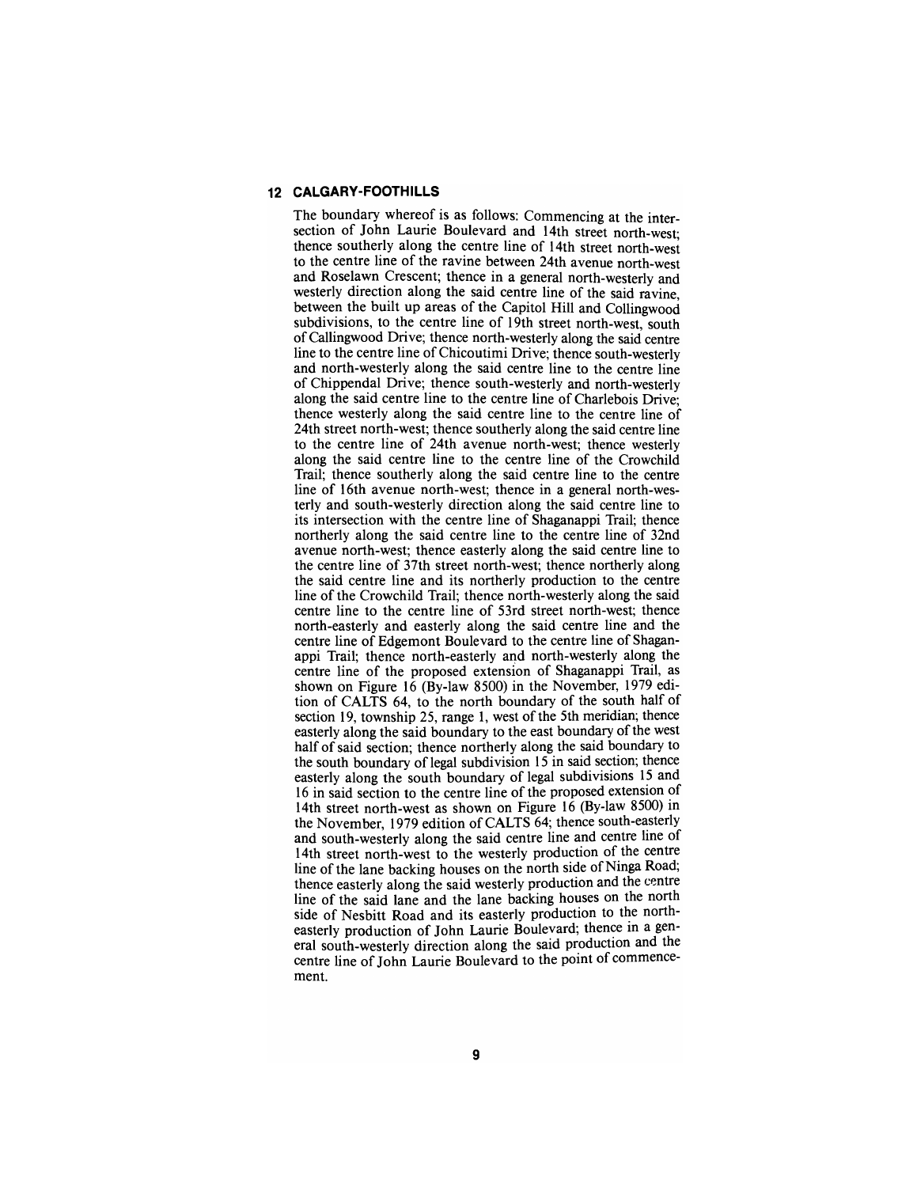## 12 CALGARY-FOOTHILLS

The boundary whereof is as follows: Commencing at the intersection of John Laurie Boulevard and 14th street north-west; thence southerly along the centre line of 14th street north-west to the centre line of the ravine between 24th avenue north-west and Roselawn Crescent; thence in a general north-westerly and westerly direction along the said centre line of the said ravine, between the built up areas of the Capitol Hill and Collingwood subdivisions, to the centre line of 19th street north-west, south of Callingwood Drive; thence north-westerly along the said centre line to the centre line of Chicoutimi Drive; thence south-westerly and north-westerly along the said centre line to the centre line of Chippendal Drive; thence south-westerly and north-westerly along the said centre line to the centre line of Charlebois Drive; thence westerly along the said centre line to the centre line of 24th street north-west; thence southerly along the said centre line to the centre line of 24th avenue north-west; thence westerly along the said centre line to the centre line of the Crowchild Trail; thence southerly along the said centre line to the centre line of 16th avenue north-west; thence in a general north-westerly and south-westerly direction along the said centre line to its intersection with the centre line of Shaganappi Trail; thence northerly along the said centre line to the centre line of 32nd avenue north-west; thence easterly along the said centre line to the centre line of 37th street north-west; thence northerly along the said centre line and its northerly production to the centre line of the Crowchild Trail; thence north-westerly along the said centre line to the centre line of 53rd street north-west; thence north-easterly and easterly along the said centre line and the centre line of Edgemont Boulevard to the centre line of Shaganappi Trail; thence north-easterly and north-westerly along the centre line of the proposed extension of Shaganappi Trail, as shown on Figure 16 (By-law 8500) in the November, 1979 edition of CALTS 64, to the north boundary of the south half of section 19, township 25, range 1, west of the 5th meridian; thence easterly along the said boundary to the east boundary of the west half of said section; thence northerly along the said boundary to the south boundary of legal subdivision 15 in said section; thence easterly along the south boundary of legal subdivisions 15 and 16 in said section to the centre line of the proposed extension of 14th street north-west as shown on Figure 16 (By-law 8500) in the November, 1979 edition of CALTS 64; thence south-easterly and south-westerly along the said centre line and centre line of 14th street north-west to the westerly production of the centre line of the lane backing houses on the north side of Ninga Road; thence easterly along the said westerly production and the centre line of the said lane and the lane backing houses on the north side of Nesbitt Road and its easterly production to the north-easterly production of John Laurie Boulevard; thence in a general south-westerly direction along the said production and the centre line of John Laurie Boulevard to the point of commencement.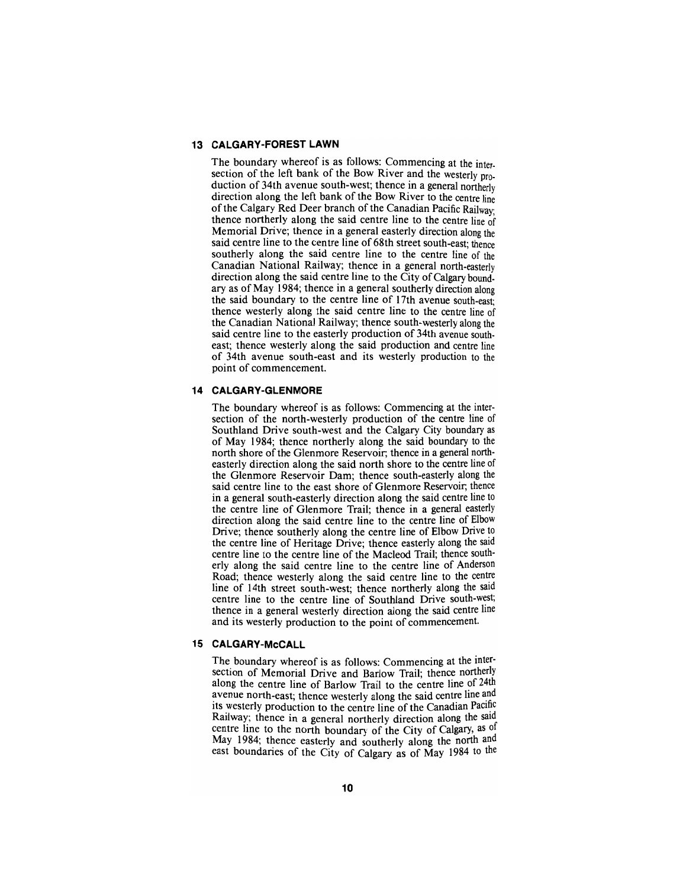## 13 CALGARY-FOREST LAWN

The boundary whereof is as follows: Commencing at the intersection of the left bank of the Bow River and the westerly production of 34th avenue south-west; thence in a general northerly direction along the left bank of the Bow River to the centre line of the Calgary Red Deer branch of the Canadian Pacific Railway; thence northerly along the said centre line to the centre line of Memorial Drive; thence in a general easterly direction along the said centre line to the centre line of 68th street south-east; thence southerly along the said centre line to the centre line of the Canadian National Railway; thence in a general north-easterly direction along the said centre line to the City of Calgary boundary as of May 1984; thence in a general southerly direction along the said boundary to the centre line of 17th avenue south-east; thence westerly along the said centre line to the centre line of the Canadian National Railway; thence south-westerly along the said centre line to the easterly production of 34th avenue south-east; thence westerly along the said production and centre line of 34th avenue south-east and its westerly production to the point of commencement.

## 14 CALGARY-GLENMORE

The boundary whereof is as follows: Commencing at the intersection of the north-westerly production of the centre line of Southland Drive south-west and the Calgary City boundary as of May 1984; thence northerly along the said boundary to the north shore of the Glenmore Reservoir; thence in a general north-easterly direction along the said north shore to the centre line of the Glenmore Reservoir Dam; thence south-easterly along the said centre line to the east shore of Glenmore Reservoir; thence in a general south-easterly direction along the said centre line to the centre line of Glenmore Trail; thence in a general easterly direction along the said centre line to the centre line of Elbow Drive; thence southerly along the centre line of Elbow Drive to the centre line of Heritage Drive; thence easterly along the said centre line to the centre line of the Macleod Trail; thence southerly along the said centre line to the centre line of Anderson Road; thence westerly along the said centre line to the centre line of 14th street south-west; thence northerly along the said centre line to the centre line of Southland Drive south-west; thence in a general westerly direction along the said centre line and its westerly production to the point of commencement.

## 15 CALGARY-McCALL

The boundary whereof is as follows: Commencing at the intersection of Memorial Drive and Barlow Trail; thence northerly along the centre line of Barlow Trail to the centre line of 24th avenue north-east; thence westerly along the said centre line and its westerly production to the centre line of the Canadian Pacific Railway; thence in a general northerly direction along the said centre line to the north boundary of the City of Calgary, as of May 1984; thence easterly and southerly along the north and east boundaries of the City of Calgary as of May 1984 to the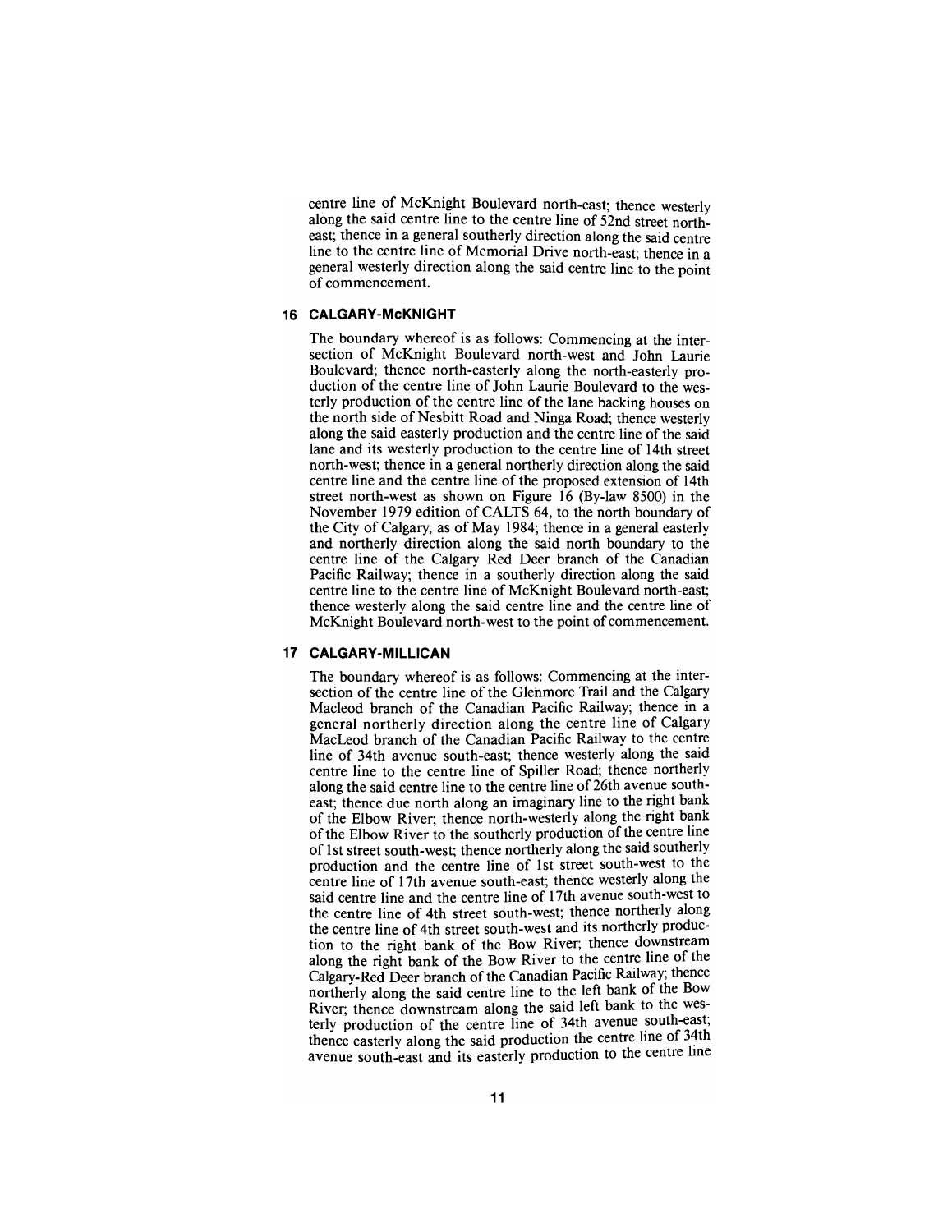centre line of McKnight Boulevard north-east; thence westerly along the said centre line to the centre line of 52nd street north-east; thence in a general southerly direction along the said centre line to the centre line of Memorial Drive north-east; thence in a general westerly direction along the said centre line to the point of commencement.

## 16 CALGARY-McKNIGHT

The boundary whereof is as follows: Commencing at the intersection of McKnight Boulevard north-west and John Laurie Boulevard; thence north-easterly along the north-easterly production of the centre line of John Laurie Boulevard to the westerly production of the centre line of the lane backing houses on the north side of Nesbitt Road and Ninga Road; thence westerly along the said easterly production and the centre line of the said lane and its westerly production to the centre line of 14th street north-west; thence in a general northerly direction along the said centre line and the centre line of the proposed extension of 14th street north-west as shown on Figure 16 (By-law 8500) in the November 1979 edition of CALTS 64, to the north boundary of the City of Calgary, as of May 1984; thence in a general easterly and northerly direction along the said north boundary to the centre line of the Calgary Red Deer branch of the Canadian Pacific Railway; thence in a southerly direction along the said centre line to the centre line of McKnight Boulevard north-east; thence westerly along the said centre line and the centre line of McKnight Boulevard north-west to the point of commencement.

## 17 CALGARY-MILLICAN

The boundary whereof is as follows: Commencing at the intersection of the centre line of the Glenmore Trail and the Calgary Macleod branch of the Canadian Pacific Railway; thence in a general northerly direction along the centre line of Calgary MacLeod branch of the Canadian Pacific Railway to the centre line of 34th avenue south-east; thence westerly along the said centre line to the centre line of Spiller Road; thence northerly along the said centre line to the centre line of 26th avenue south-east; thence due north along an imaginary line to the right bank of the Elbow River; thence north-westerly along the right bank of the Elbow River to the southerly production of the centre line of 1st street south-west; thence northerly along the said southerly production and the centre line of 1st street south-west to the centre line of 17th avenue south-east; thence westerly along the said centre line and the centre line of 17th avenue south-west to the centre line of 4th street south-west; thence northerly along the centre line of 4th street south-west and its northerly production to the right bank of the Bow River; thence downstream along the right bank of the Bow River to the centre line of the Calgary-Red Deer branch of the Canadian Pacific Railway; thence northerly along the said centre line to the left bank of the Bow River; thence downstream along the said left bank to the westerly production of the centre line of 34th avenue south-east; thence easterly along the said production the centre line of 34th avenue south-east and its easterly production to the centre line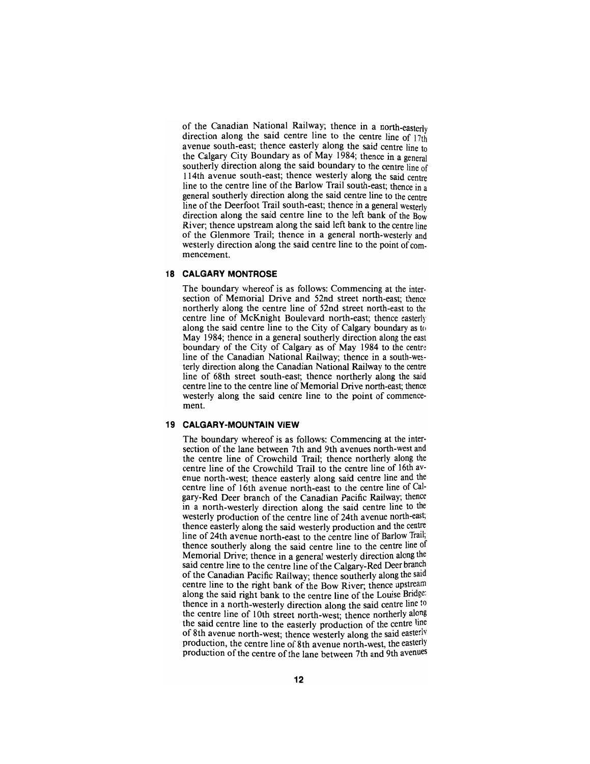of the Canadian National Railway; thence in a north-easterly direction along the said centre line to the centre line of 17th avenue south-east; thence easterly along the said centre line to the Calgary City Boundary as of May 1984; thence in a general southerly direction along the said boundary to the centre line of 114th avenue south-east; thence westerly along the said centre line to the centre line of the Barlow Trail south-east; thence in a general southerly direction along the said centre line to the centre line of the Deerfoot Trail south-east; thence in a general westerly direction along the said centre line to the left bank of the Bow River; thence upstream along the said left bank to the centre line of the Glenmore Trail; thence in a general north-westerly and westerly direction along the said centre line to the point of commencement.

## 18 CALGARY MONTROSE

The boundary whereof is as follows: Commencing at the intersection of Memorial Drive and 52nd street north-east; thence northerly along the centre line of 52nd street north-east to the centre line of McKnight Boulevard north-east; thence easterly along the said centre line to the City of Calgary boundary as to May 1984; thence in a general southerly direction along the east boundary of the City of Calgary as of May 1984 to the centre line of the Canadian National Railway; thence in a south-westerly direction along the Canadian National Railway to the centre line of 68th street south-east; thence northerly along the said centre line to the centre line of Memorial Drive north-east; thence westerly along the said centre line to the point of commencement.

## 19 CALGARY-MOUNTAIN VIEW

The boundary whereof is as follows: Commencing at the intersection of the lane between 7th and 9th avenues north-west and the centre line of Crowchild Trail; thence northerly along the centre line of the Crowchild Trail to the centre line of 16th avenue north-west; thence easterly along said centre line and the centre line of 16th avenue north-east to the centre line of Calgary-Red Deer branch of the Canadian Pacific Railway; thence in a north-westerly direction along the said centre line to the westerly production of the centre line of 24th avenue north-east; thence easterly along the said westerly production and the centre line of 24th avenue north-east to the centre line of Barlow Trail; thence southerly along the said centre line to the centre line of Memorial Drive; thence in a general westerly direction along the said centre line to the centre line of the Calgary-Red Deer branch of the Canadian Pacific Railway; thence southerly along the said centre line to the right bank of the Bow River; thence upstream along the said right bank to the centre line of the Louise Bridge; thence in a north-westerly direction along the said centre line to the centre line of 10th street north-west; thence northerly along the said centre line to the easterly production of the centre line of 8th avenue north-west; thence westerly along the said easterly production, the centre line of 8th avenue north-west, the easterly production of the centre of the lane between 7th and 9th avenues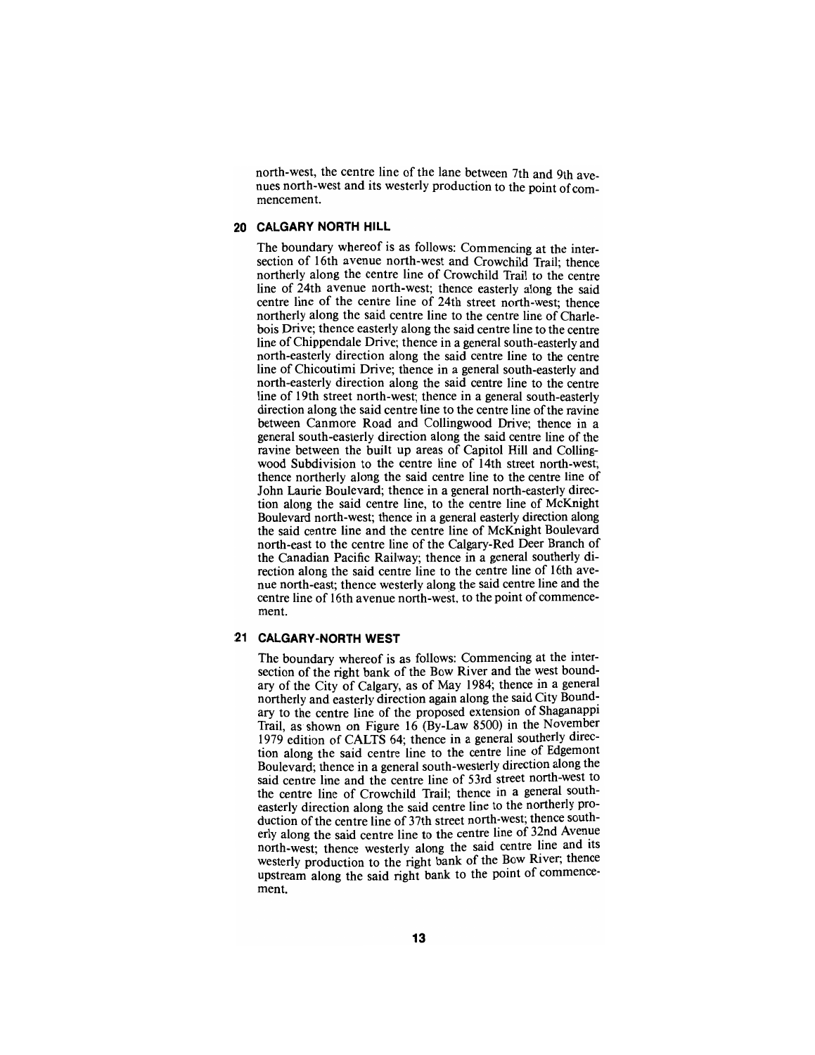north-west, the centre line of the lane between 7th and 9th avenues north-west and its westerly production to the point of commencement.

## 20 CALGARY NORTH HILL

The boundary whereof is as follows: Commencing at the intersection of 16th avenue north-west and Crowchild Trail; thence northerly along the centre line of Crowchild Trail to the centre line of 24th avenue north-west; thence easterly along the said centre line of the centre line of 24th street north-west; thence northerly along the said centre line to the centre line of Charlebois Drive; thence easterly along the said centre line to the centre line of Chippendale Drive; thence in a general south-easterly and north-easterly direction along the said centre line to the centre line of Chicoutimi Drive; thence in a general south-easterly and north-easterly direction along the said centre line to the centre line of 19th street north-west; thence in a general south-easterly direction along the said centre line to the centre line of the ravine between Canmore Road and Collingwood Drive; thence in a general south-easterly direction along the said centre line of the ravine between the built up areas of Capitol Hill and Collingwood Subdivision to the centre line of 14th street north-west; thence northerly along the said centre line to the centre line of John Laurie Boulevard; thence in a general north-easterly direction along the said centre line, to the centre line of McKnight Boulevard north-west; thence in a general easterly direction along the said centre line and the centre line of McKnight Boulevard north-east to the centre line of the Calgary-Red Deer Branch of the Canadian Pacific Railway; thence in a general southerly direction along the said centre line to the centre line of 16th avenue north-east; thence westerly along the said centre line and the centre line of 16th avenue north-west, to the point of commencement.

## 21 CALGARY-NORTH WEST

The boundary whereof is as follows: Commencing at the intersection of the right bank of the Bow River and the west boundary of the City of Calgary, as of May 1984; thence in a general northerly and easterly direction again along the said City Boundary to the centre line of the proposed extension of Shaganappi Trail, as shown on Figure 16 (By-Law 8500) in the November 1979 edition of CALTS 64; thence in a general southerly direction along the said centre line to the centre line of Edgemont Boulevard; thence in a general south-westerly direction along the said centre line and the centre line of 53rd street north-west to the centre line of Crowchild Trail; thence in a general south-easterly direction along the said centre line to the northerly production of the centre line of 37th street north-west; thence southerly along the said centre line to the centre line of 32nd Avenue north-west; thence westerly along the said centre line and its westerly production to the right bank of the Bow River; thence upstream along the said right bank to the point of commencement.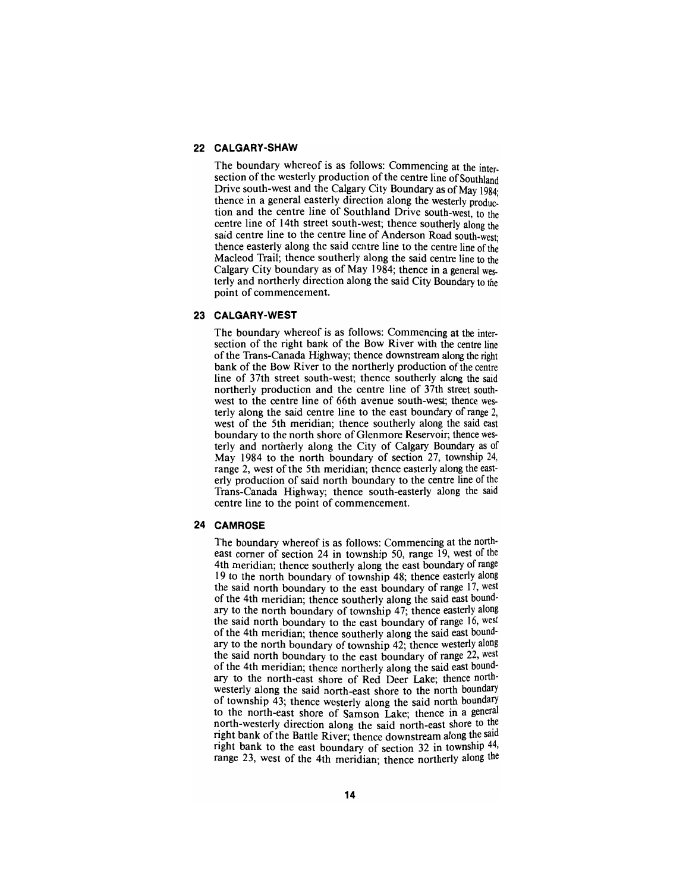## 22 CALGARY-SHAW

The boundary whereof is as follows: Commencing at the intersection of the westerly production of the centre line of Southland Drive south-west and the Calgary City Boundary as of May 1984; thence in a general easterly direction along the westerly production and the centre line of Southland Drive south-west, to the centre line of 14th street south-west; thence southerly along the said centre line to the centre line of Anderson Road south-west; thence easterly along the said centre line to the centre line of the Macleod Trail; thence southerly along the said centre line to the Calgary City boundary as of May 1984; thence in a general westerly and northerly direction along the said City Boundary to the point of commencement.

## 23 CALGARY-WEST

The boundary whereof is as follows: Commencing at the intersection of the right bank of the Bow River with the centre line of the Trans-Canada Highway; thence downstream along the right bank of the Bow River to the northerly production of the centre line of 37th street south-west; thence southerly along the said northerly production and the centre line of 37th street south-west to the centre line of 66th avenue south-west; thence westerly along the said centre line to the east boundary of range 2, west of the 5th meridian; thence southerly along the said east boundary to the north shore of Glenmore Reservoir; thence westerly and northerly along the City of Calgary Boundary as of May 1984 to the north boundary of section 27, township 24, range 2, west of the 5th meridian; thence easterly along the easterly production of said north boundary to the centre line of the Trans-Canada Highway; thence south-easterly along the said centre line to the point of commencement.

## 24 CAMROSE

The boundary whereof is as follows: Commencing at the north-east corner of section 24 in township 50, range 19, west of the 4th meridian; thence southerly along the east boundary of range 19 to the north boundary of township 48; thence easterly along the said north boundary to the east boundary of range 17, west of the 4th meridian; thence southerly along the said east boundary to the north boundary of township 47; thence easterly along the said north boundary to the east boundary of range 16, west of the 4th meridian; thence southerly along the said east boundary to the north boundary of township 42; thence westerly along the said north boundary to the east boundary of range 22, west of the 4th meridian; thence northerly along the said east boundary to the north-east shore of Red Deer Lake; thence north-westerly along the said north-east shore to the north boundary of township 43; thence westerly along the said north boundary to the north-east shore of Samson Lake; thence in a general north-westerly direction along the said north-east shore to the right bank of the Battle River; thence downstream along the said right bank to the east boundary of section 32 in township 44, range 23, west of the 4th meridian; thence northerly along the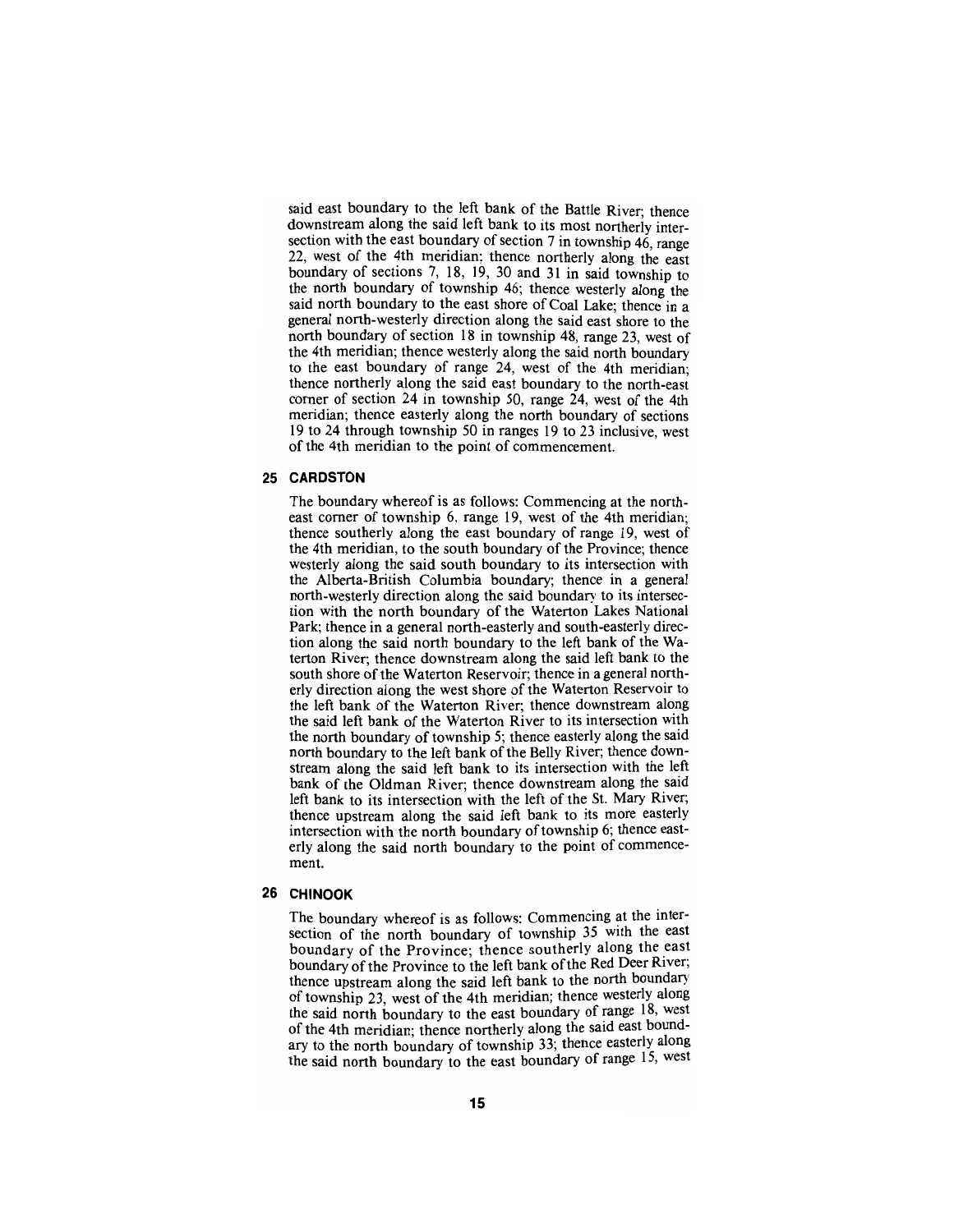said east boundary to the left bank of the Battle River; thence downstream along the said left bank to its most northerly intersection with the east boundary of section 7 in township 46, range 22, west of the 4th meridian; thence northerly along the east boundary of sections 7, 18, 19, 30 and 31 in said township to the north boundary of township 46; thence westerly along the said north boundary to the east shore of Coal Lake; thence in a general north-westerly direction along the said east shore to the north boundary of section 18 in township 48, range 23, west of the 4th meridian; thence westerly along the said north boundary to the east boundary of range 24, west of the 4th meridian; thence northerly along the said east boundary to the north-east corner of section 24 in township 50, range 24, west of the 4th meridian; thence easterly along the north boundary of sections 19 to 24 through township 50 in ranges 19 to 23 inclusive, west of the 4th meridian to the point of commencement.

## 25 CARDSTON

The boundary whereof is as follows: Commencing at the north-east corner of township 6, range 19, west of the 4th meridian; thence southerly along the east boundary of range 19, west of the 4th meridian, to the south boundary of the Province; thence westerly along the said south boundary to its intersection with the Alberta-British Columbia boundary; thence in a general north-westerly direction along the said boundary to its intersection with the north boundary of the Waterton Lakes National Park; thence in a general north-easterly and south-easterly direction along the said north boundary to the left bank of the Waterton River; thence downstream along the said left bank to the south shore of the Waterton Reservoir; thence in a general northerly direction along the west shore of the Waterton Reservoir to the left bank of the Waterton River; thence downstream along the said left bank of the Waterton River to its intersection with the north boundary of township 5; thence easterly along the said north boundary to the left bank of the Belly River; thence downstream along the said left bank to its intersection with the left bank of the Oldman River; thence downstream along the said left bank to its intersection with the left of the St. Mary River; thence upstream along the said left bank to its more easterly intersection with the north boundary of township 6; thence easterly along the said north boundary to the point of commencement.

## 26 CHINOOK

The boundary whereof is as follows: Commencing at the intersection of the north boundary of township 35 with the east boundary of the Province; thence southerly along the east boundary of the Province to the left bank of the Red Deer River; thence upstream along the said left bank to the north boundary of township 23, west of the 4th meridian; thence westerly along the said north boundary to the east boundary of range 18, west of the 4th meridian; thence northerly along the said east boundary to the north boundary of township 33; thence easterly along the said north boundary to the east boundary of range 15, west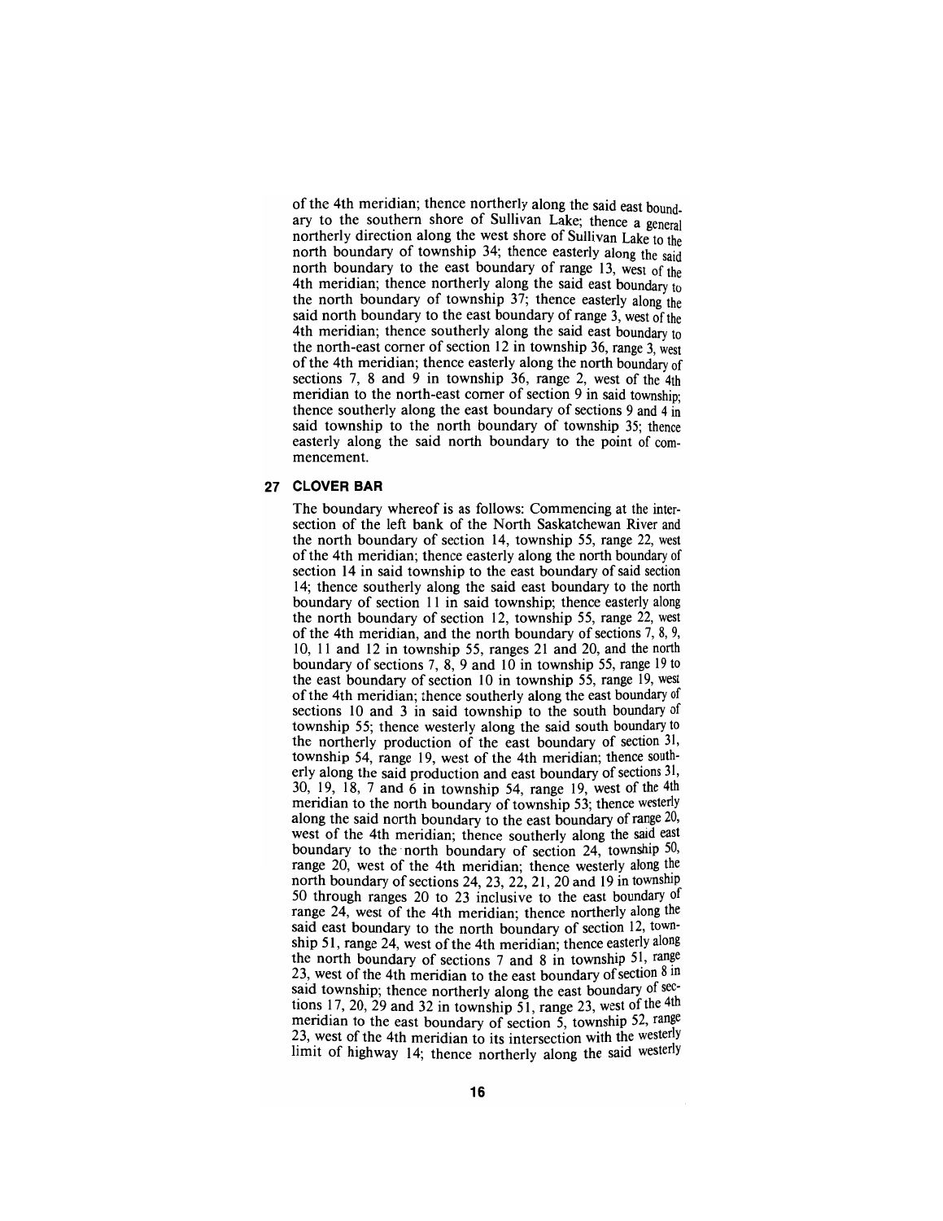of the 4th meridian; thence northerly along the said east boundary to the southern shore of Sullivan Lake; thence a general northerly direction along the west shore of Sullivan Lake to the north boundary of township 34; thence easterly along the said north boundary to the east boundary of range 13, west of the 4th meridian; thence northerly along the said east boundary to the north boundary of township 37; thence easterly along the said north boundary to the east boundary of range 3, west of the 4th meridian; thence southerly along the said east boundary to the north-east corner of section 12 in township 36, range 3, west of the 4th meridian; thence easterly along the north boundary of sections 7, 8 and 9 in township 36, range 2, west of the 4th meridian to the north-east corner of section 9 in said township; thence southerly along the east boundary of sections 9 and 4 in said township to the north boundary of township 35; thence easterly along the said north boundary to the point of commencement.

## 27 CLOVER BAR

The boundary whereof is as follows: Commencing at the intersection of the left bank of the North Saskatchewan River and the north boundary of section 14, township 55, range 22, west of the 4th meridian; thence easterly along the north boundary of section 14 in said township to the east boundary of said section 14; thence southerly along the said east boundary to the north boundary of section 11 in said township; thence easterly along the north boundary of section 12, township 55, range 22, west of the 4th meridian, and the north boundary of sections 7, 8, 9, 10, 11 and 12 in township 55, ranges 21 and 20, and the north boundary of sections 7, 8, 9 and 10 in township 55, range 19 to the east boundary of section 10 in township 55, range 19, west of the 4th meridian; thence southerly along the east boundary of sections 10 and 3 in said township to the south boundary of township 55; thence westerly along the said south boundary to the northerly production of the east boundary of section 31, township 54, range 19, west of the 4th meridian; thence southerly along the said production and east boundary of sections 31, 30, 19, 18, 7 and 6 in township 54, range 19, west of the 4th meridian to the north boundary of township 53; thence westerly along the said north boundary to the east boundary of range 20, west of the 4th meridian; thence southerly along the said east boundary to the north boundary of section 24, township 50, range 20, west of the 4th meridian; thence westerly along the north boundary of sections 24, 23, 22, 21, 20 and 19 in township 50 through ranges 20 to 23 inclusive to the east boundary of range 24, west of the 4th meridian; thence northerly along the said east boundary to the north boundary of section 12, township 51, range 24, west of the 4th meridian; thence easterly along the north boundary of sections 7 and 8 in township 51, range 23, west of the 4th meridian to the east boundary of section 8 in said township; thence northerly along the east boundary of sections 17, 20, 29 and 32 in township 51, range 23, west of the 4th meridian to the east boundary of section 5, township 52, range 23, west of the 4th meridian to its intersection with the westerly limit of highway 14; thence northerly along the said westerly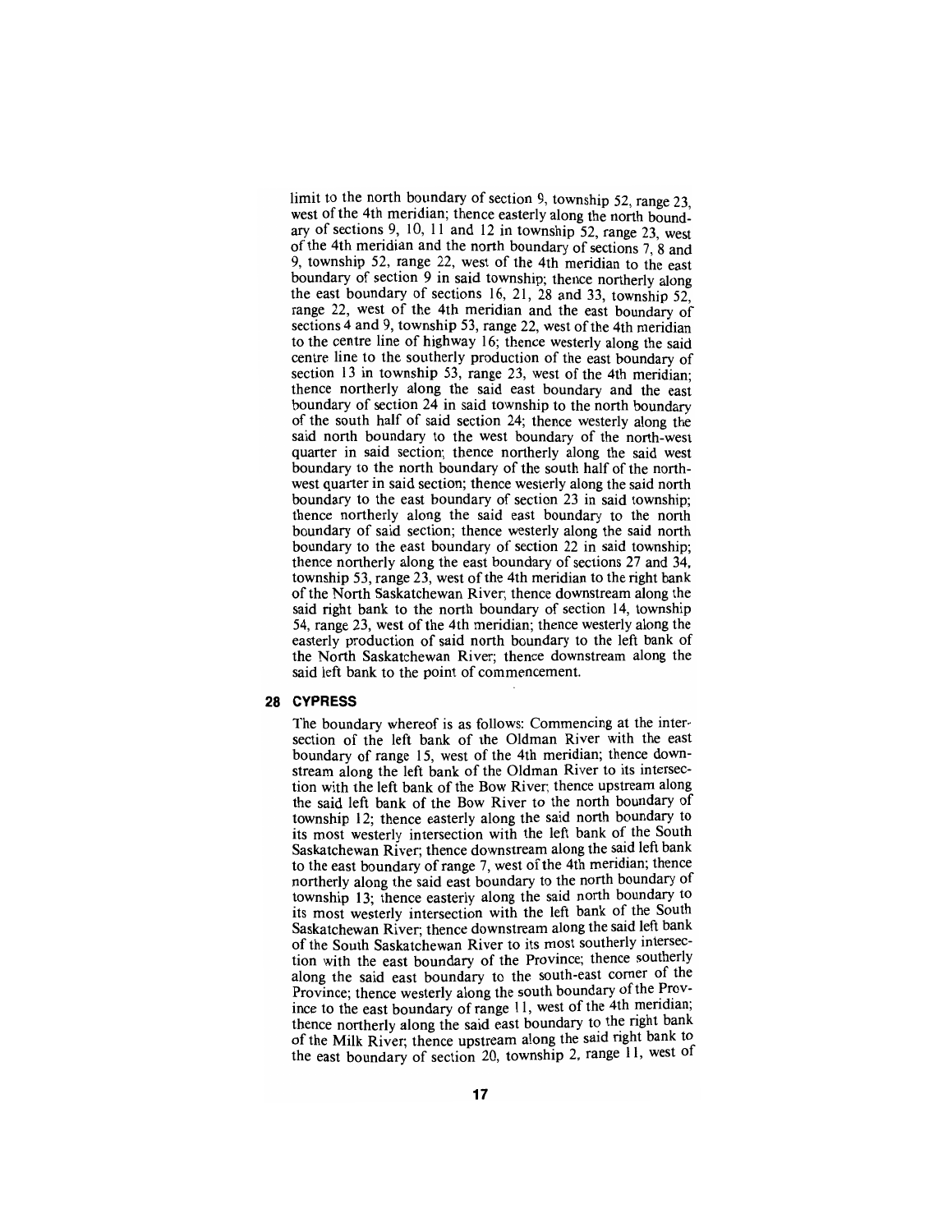limit to the north boundary of section 9, township 52, range 23, west of the 4th meridian; thence easterly along the north boundary of sections 9, 10, 11 and 12 in township 52, range 23, west of the 4th meridian and the north boundary of sections 7, 8 and 9, township 52, range 22, west of the 4th meridian to the east boundary of section 9 in said township; thence northerly along the east boundary of sections 16, 21, 28 and 33, township 52, range 22, west of the 4th meridian and the east boundary of sections 4 and 9, township 53, range 22, west of the 4th meridian to the centre line of highway 16; thence westerly along the said centre line to the southerly production of the east boundary of section 13 in township 53, range 23, west of the 4th meridian; thence northerly along the said east boundary and the east boundary of section 24 in said township to the north boundary of the south half of said section 24; thence westerly along the said north boundary to the west boundary of the north-west quarter in said section; thence northerly along the said west boundary to the north boundary of the south half of the north-west quarter in said section; thence westerly along the said north boundary to the east boundary of section 23 in said township; thence northerly along the said east boundary to the north boundary of said section; thence westerly along the said north boundary to the east boundary of section 22 in said township; thence northerly along the east boundary of sections 27 and 34, township 53, range 23, west of the 4th meridian to the right bank of the North Saskatchewan River; thence downstream along the said right bank to the north boundary of section 14, township 54, range 23, west of the 4th meridian; thence westerly along the easterly production of said north boundary to the left bank of the North Saskatchewan River; thence downstream along the said left bank to the point of commencement.

## 28 CYPRESS

The boundary whereof is as follows: Commencing at the intersection of the left bank of the Oldman River with the east boundary of range 15, west of the 4th meridian; thence downstream along the left bank of the Oldman River to its intersection with the left bank of the Bow River; thence upstream along the said left bank of the Bow River to the north boundary of township 12; thence easterly along the said north boundary to its most westerly intersection with the left bank of the South Saskatchewan River; thence downstream along the said left bank to the east boundary of range 7, west of the 4th meridian; thence northerly along the said east boundary to the north boundary of township 13; thence easterly along the said north boundary to its most westerly intersection with the left bank of the South Saskatchewan River; thence downstream along the said left bank of the South Saskatchewan River to its most southerly intersection with the east boundary of the Province; thence southerly along the said east boundary to the south-east corner of the Province; thence westerly along the south boundary of the Province to the east boundary of range 11, west of the 4th meridian; thence northerly along the said east boundary to the right bank of the Milk River; thence upstream along the said right bank to the east boundary of section 20, township 2, range 11, west of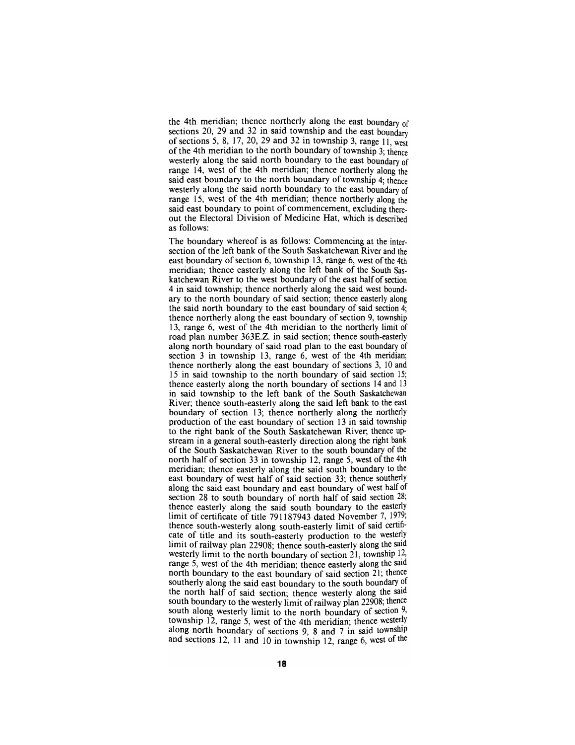the 4th meridian; thence northerly along the east boundary of sections 20, 29 and 32 in said township and the east boundary of sections 5, 8, 17, 20, 29 and 32 in township 3, range 11, west of the 4th meridian to the north boundary of township 3; thence westerly along the said north boundary to the east boundary of range 14, west of the 4th meridian; thence northerly along the said east boundary to the north boundary of township 4; thence westerly along the said north boundary to the east boundary of range 15, west of the 4th meridian; thence northerly along the said east boundary to point of commencement, excluding thereout the Electoral Division of Medicine Hat, which is described as follows:

The boundary whereof is as follows: Commencing at the intersection of the left bank of the South Saskatchewan River and the east boundary of section 6, township 13, range 6, west of the 4th meridian; thence easterly along the left bank of the South Saskatchewan River to the west boundary of the east half of section 4 in said township; thence northerly along the said west boundary to the north boundary of said section; thence easterly along the said north boundary to the east boundary of said section 4; thence northerly along the east boundary of section 9, township 13, range 6, west of the 4th meridian to the northerly limit of road plan number 363E.Z. in said section; thence south-easterly along north boundary of said road plan to the east boundary of section 3 in township 13, range 6, west of the 4th meridian; thence northerly along the east boundary of sections 3, 10 and 15 in said township to the north boundary of said section 15; thence easterly along the north boundary of sections 14 and 13 in said township to the left bank of the South Saskatchewan River; thence south-easterly along the said left bank to the east boundary of section 13; thence northerly along the northerly production of the east boundary of section 13 in said township to the right bank of the South Saskatchewan River; thence upstream in a general south-easterly direction along the right bank of the South Saskatchewan River to the south boundary of the north half of section 33 in township 12, range 5, west of the 4th meridian; thence easterly along the said south boundary to the east boundary of west half of said section 33; thence southerly along the said east boundary and east boundary of west half of section 28 to south boundary of north half of said section 28; thence easterly along the said south boundary to the easterly limit of certificate of title 791187943 dated November 7, 1979; thence south-westerly along south-easterly limit of said certificate of title and its south-easterly production to the westerly limit of railway plan 22908; thence south-easterly along the said westerly limit to the north boundary of section 21, township 12, range 5, west of the 4th meridian; thence easterly along the said north boundary to the east boundary of said section 21; thence southerly along the said east boundary to the south boundary of the north half of said section; thence westerly along the said south boundary to the westerly limit of railway plan 22908; thence south along westerly limit to the north boundary of section 9, township 12, range 5, west of the 4th meridian; thence westerly along north boundary of sections 9, 8 and 7 in said township and sections 12, 11 and 10 in township 12, range 6, west of the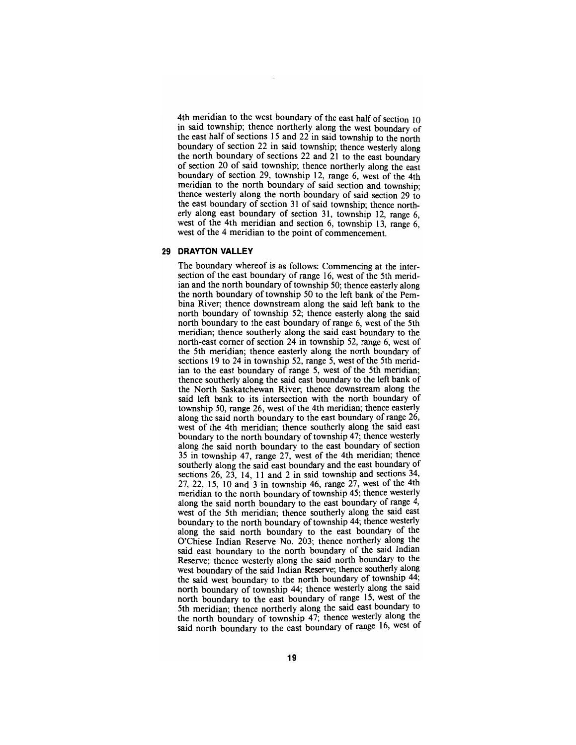4th meridian to the west boundary of the east half of section 10 in said township; thence northerly along the west boundary of the east half of sections 15 and 22 in said township to the north boundary of section 22 in said township; thence westerly along the north boundary of sections 22 and 21 to the east boundary of section 20 of said township; thence northerly along the east boundary of section 29, township 12, range 6, west of the 4th meridian to the north boundary of said section and township; thence westerly along the north boundary of said section 29 to the east boundary of section 31 of said township; thence northerly along east boundary of section 31, township 12, range 6, west of the 4th meridian and section 6, township 13, range 6, west of the 4 meridian to the point of commencement.

## 29 DRAYTON VALLEY

The boundary whereof is as follows: Commencing at the intersection of the east boundary of range 16, west of the 5th meridian and the north boundary of township 50; thence easterly along the north boundary of township 50 to the left bank of the Pembina River; thence downstream along the said left bank to the north boundary of township 52; thence easterly along the said north boundary to the east boundary of range 6, west of the 5th meridian; thence southerly along the said east boundary to the north-east corner of section 24 in township 52, range 6, west of the 5th meridian; thence easterly along the north boundary of sections 19 to 24 in township 52, range 5, west of the 5th meridian to the east boundary of range 5, west of the 5th meridian; thence southerly along the said east boundary to the left bank of the North Saskatchewan River; thence downstream along the said left bank to its intersection with the north boundary of township 50, range 26, west of the 4th meridian; thence easterly along the said north boundary to the east boundary of range 26, west of the 4th meridian; thence southerly along the said east boundary to the north boundary of township 47; thence westerly along the said north boundary to the east boundary of section 35 in township 47, range 27, west of the 4th meridian; thence southerly along the said east boundary and the east boundary of sections 26, 23, 14, 11 and 2 in said township and sections 34, 27, 22, 15, 10 and 3 in township 46, range 27, west of the 4th meridian to the north boundary of township 45; thence westerly along the said north boundary to the east boundary of range 4, west of the 5th meridian; thence southerly along the said east boundary to the north boundary of township 44; thence westerly along the said north boundary to the east boundary of the O'Chiese Indian Reserve No. 203; thence northerly along the said east boundary to the north boundary of the said Indian Reserve; thence westerly along the said north boundary to the west boundary of the said Indian Reserve; thence southerly along the said west boundary to the north boundary of township 44; north boundary of township 44; thence westerly along the said north boundary to the east boundary of range 15, west of the 5th meridian; thence northerly along the said east boundary to the north boundary of township 47; thence westerly along the said north boundary to the east boundary of range 16, west of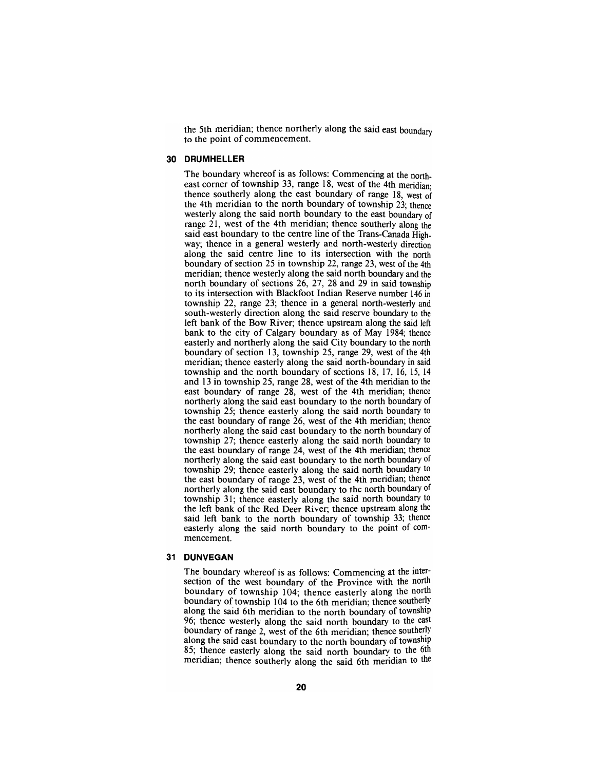the 5th meridian; thence northerly along the said east boundary to the point of commencement.

## 30 DRUMHELLER

The boundary whereof is as follows: Commencing at the north-east corner of township 33, range 18, west of the 4th meridian; thence southerly along the east boundary of range 18, west of the 4th meridian to the north boundary of township 23; thence westerly along the said north boundary to the east boundary of range 21, west of the 4th meridian; thence southerly along the said east boundary to the centre line of the Trans-Canada Highway; thence in a general westerly and north-westerly direction along the said centre line to its intersection with the north boundary of section 25 in township 22, range 23, west of the 4th meridian; thence westerly along the said north boundary and the north boundary of sections 26, 27, 28 and 29 in said township to its intersection with Blackfoot Indian Reserve number 146 in township 22, range 23; thence in a general north-westerly and south-westerly direction along the said reserve boundary to the left bank of the Bow River; thence upstream along the said left bank to the city of Calgary boundary as of May 1984; thence easterly and northerly along the said City boundary to the north boundary of section 13, township 25, range 29, west of the 4th meridian; thence easterly along the said north-boundary in said township and the north boundary of sections 18, 17, 16, 15, 14 and 13 in township 25, range 28, west of the 4th meridian to the east boundary of range 28, west of the 4th meridian; thence northerly along the said east boundary to the north boundary of township 25; thence easterly along the said north boundary to the east boundary of range 26, west of the 4th meridian; thence northerly along the said east boundary to the north boundary of township 27; thence easterly along the said north boundary to the east boundary of range 24, west of the 4th meridian; thence northerly along the said east boundary to the north boundary of township 29; thence easterly along the said north boundary to the east boundary of range 23, west of the 4th meridian; thence northerly along the said east boundary to the north boundary of township 31; thence easterly along the said north boundary to the left bank of the Red Deer River; thence upstream along the said left bank to the north boundary of township 33; thence easterly along the said north boundary to the point of commencement.

## 31 DUNVEGAN

The boundary whereof is as follows: Commencing at the intersection of the west boundary of the Province with the north boundary of township 104; thence easterly along the north boundary of township 104 to the 6th meridian; thence southerly along the said 6th meridian to the north boundary of township 96; thence westerly along the said north boundary to the east boundary of range 2, west of the 6th meridian; thence southerly along the said east boundary to the north boundary of township 85; thence easterly along the said north boundary to the 6th meridian; thence southerly along the said 6th meridian to the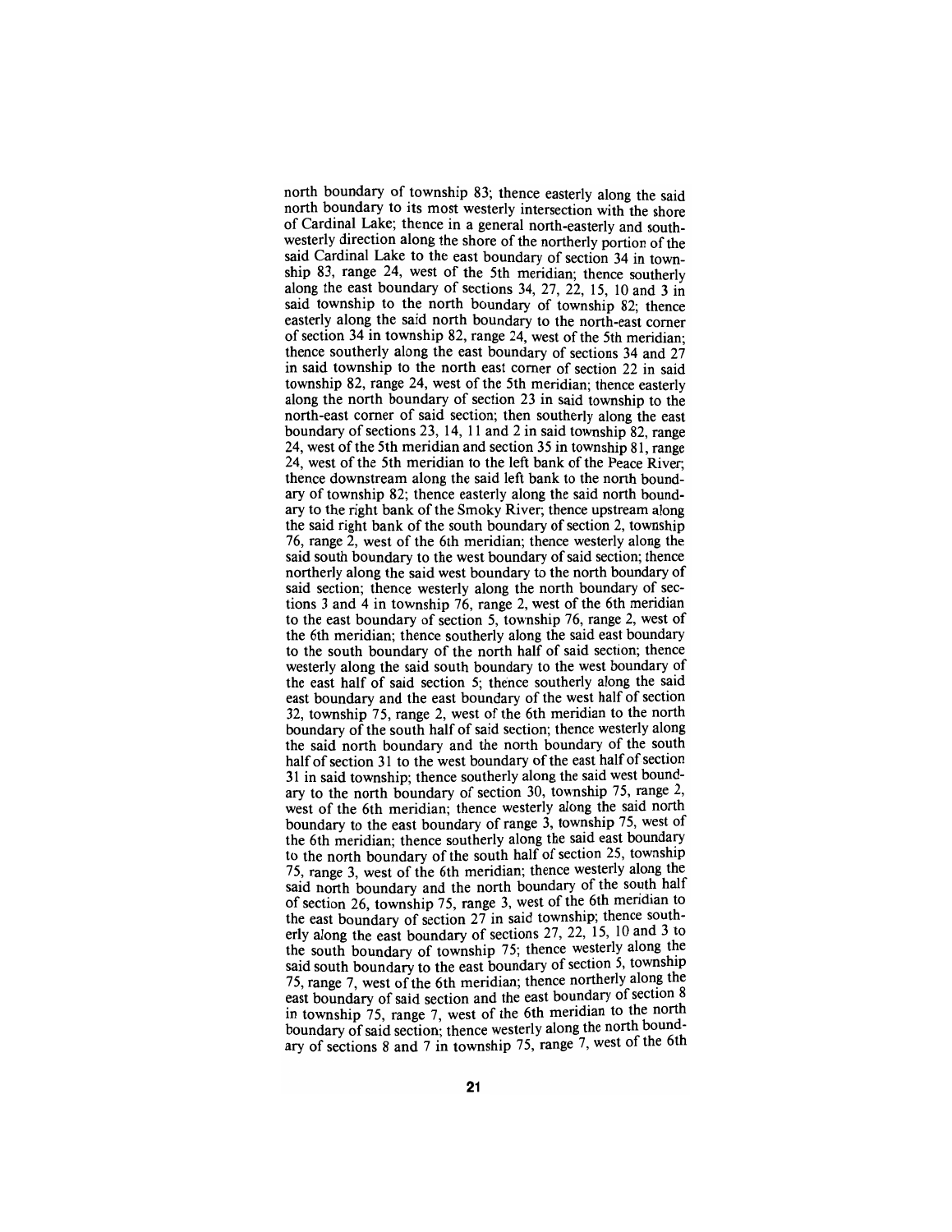north boundary of township 83; thence easterly along the said north boundary to its most westerly intersection with the shore of Cardinal Lake; thence in a general north-easterly and south-westerly direction along the shore of the northerly portion of the said Cardinal Lake to the east boundary of section 34 in township 83, range 24, west of the 5th meridian; thence southerly along the east boundary of sections 34, 27, 22, 15, 10 and 3 in said township to the north boundary of township 82; thence easterly along the said north boundary to the north-east corner of section 34 in township 82, range 24, west of the 5th meridian; thence southerly along the east boundary of sections 34 and 27 in said township to the north east corner of section 22 in said township 82, range 24, west of the 5th meridian; thence easterly along the north boundary of section 23 in said township to the north-east corner of said section; then southerly along the east boundary of sections 23, 14, 11 and 2 in said township 82, range 24, west of the 5th meridian and section 35 in township 81, range 24, west of the 5th meridian to the left bank of the Peace River; thence downstream along the said left bank to the north boundary of township 82; thence easterly along the said north boundary to the right bank of the Smoky River; thence upstream along the said right bank of the south boundary of section 2, township 76, range 2, west of the 6th meridian; thence westerly along the said south boundary to the west boundary of said section; thence northerly along the said west boundary to the north boundary of said section; thence westerly along the north boundary of sections 3 and 4 in township 76, range 2, west of the 6th meridian to the east boundary of section 5, township 76, range 2, west of the 6th meridian; thence southerly along the said east boundary to the south boundary of the north half of said section; thence westerly along the said south boundary to the west boundary of the east half of said section 5; thence southerly along the said east boundary and the east boundary of the west half of section 32, township 75, range 2, west of the 6th meridian to the north boundary of the south half of said section; thence westerly along the said north boundary and the north boundary of the south half of section 31 to the west boundary of the east half of section 31 in said township; thence southerly along the said west boundary to the north boundary of section 30, township 75, range 2, west of the 6th meridian; thence westerly along the said north boundary to the east boundary of range 3, township 75, west of the 6th meridian; thence southerly along the said east boundary to the north boundary of the south half of section 25, township 75, range 3, west of the 6th meridian; thence westerly along the said north boundary and the north boundary of the south half of section 26, township 75, range 3, west of the 6th meridian to the east boundary of section 27 in said township; thence southerly along the east boundary of sections 27, 22, 15, 10 and 3 to the south boundary of township 75; thence westerly along the said south boundary to the east boundary of section 5, township 75, range 7, west of the 6th meridian; thence northerly along the east boundary of said section and the east boundary of section 8 in township 75, range 7, west of the 6th meridian to the north boundary of said section; thence westerly along the north boundary of sections 8 and 7 in township 75, range 7, west of the 6th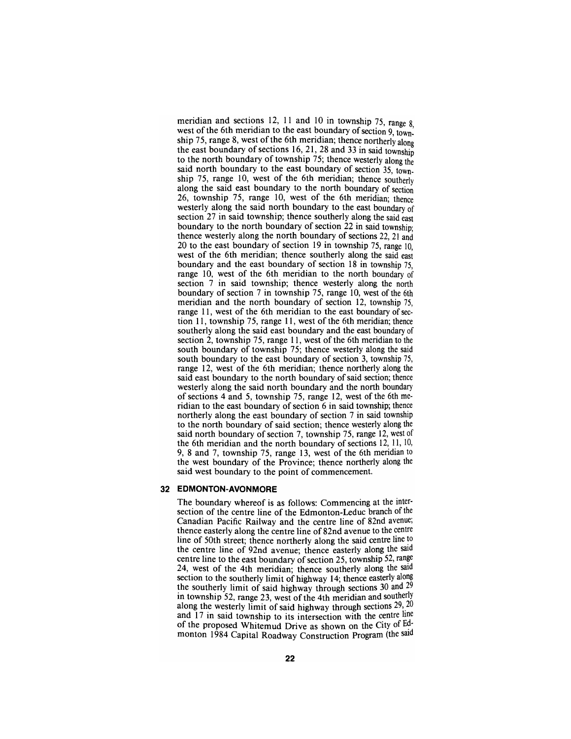meridian and sections 12, 11 and 10 in township 75, range 8, west of the 6th meridian to the east boundary of section 9, township 75, range 8, west of the 6th meridian; thence northerly along the east boundary of sections 16, 21, 28 and 33 in said township to the north boundary of township 75; thence westerly along the said north boundary to the east boundary of section 35, township 75, range 10, west of the 6th meridian; thence southerly along the said east boundary to the north boundary of section 26, township 75, range 10, west of the 6th meridian; thence westerly along the said north boundary to the east boundary of section 27 in said township; thence southerly along the said east boundary to the north boundary of section 22 in said township; thence westerly along the north boundary of sections 22, 21 and 20 to the east boundary of section 19 in township 75, range 10, west of the 6th meridian; thence southerly along the said east boundary and the east boundary of section 18 in township 75, range 10, west of the 6th meridian to the north boundary of section 7 in said township; thence westerly along the north boundary of section 7 in township 75, range 10, west of the 6th meridian and the north boundary of section 12, township 75, range 11, west of the 6th meridian to the east boundary of section 11, township 75, range 11, west of the 6th meridian; thence southerly along the said east boundary and the east boundary of section 2, township 75, range 11, west of the 6th meridian to the south boundary of township 75; thence westerly along the said south boundary to the east boundary of section 3, township 75, range 12, west of the 6th meridian; thence northerly along the said east boundary to the north boundary of said section; thence westerly along the said north boundary and the north boundary of sections 4 and 5, township 75, range 12, west of the 6th meridian to the east boundary of section 6 in said township; thence northerly along the east boundary of section 7 in said township to the north boundary of said section; thence westerly along the said north boundary of section 7, township 75, range 12, west of the 6th meridian and the north boundary of sections 12, 11, 10, 9, 8 and 7, township 75, range 13, west of the 6th meridian to the west boundary of the Province; thence northerly along the said west boundary to the point of commencement.

## 32 EDMONTON-AVONMORE

The boundary whereof is as follows: Commencing at the intersection of the centre line of the Edmonton-Leduc branch of the Canadian Pacific Railway and the centre line of 82nd avenue; thence easterly along the centre line of 82nd avenue to the centre line of 50th street; thence northerly along the said centre line to the centre line of 92nd avenue; thence easterly along the said centre line to the east boundary of section 25, township 52, range 24, west of the 4th meridian; thence southerly along the said section to the southerly limit of highway 14; thence easterly along the southerly limit of said highway through sections 30 and 29 in township 52, range 23, west of the 4th meridian and southerly along the westerly limit of said highway through sections 29, 20 and 17 in said township to its intersection with the centre line of the proposed Whitemud Drive as shown on the City of Edmonton 1984 Capital Roadway Construction Program (the said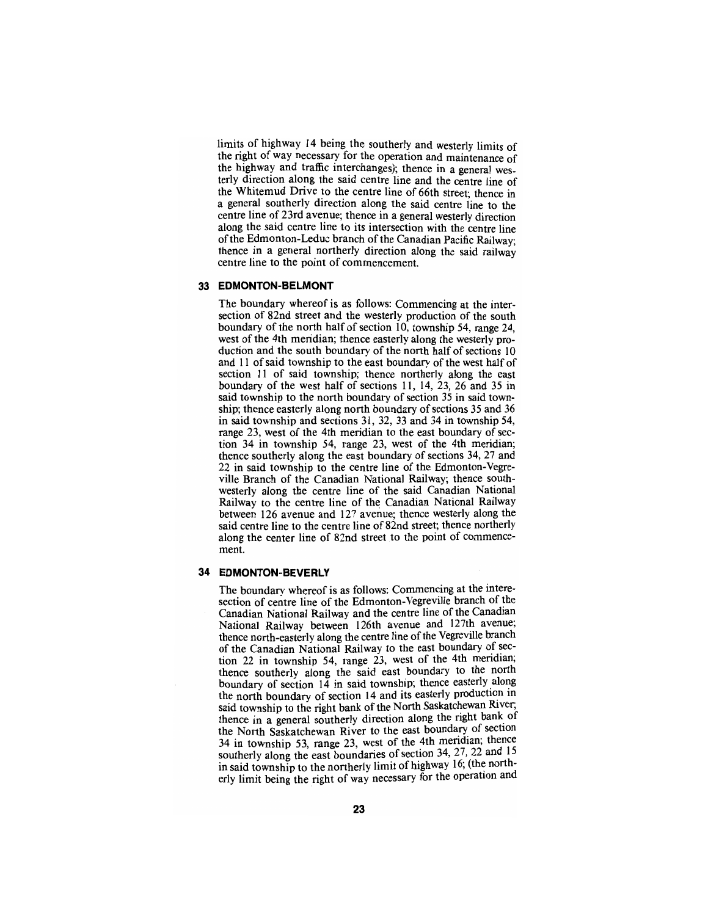limits of highway 14 being the southerly and westerly limits of the right of way necessary for the operation and maintenance of the highway and traffic interchanges); thence in a general westerly direction along the said centre line and the centre line of the Whitemud Drive to the centre line of 66th street; thence in a general southerly direction along the said centre line to the centre line of 23rd avenue; thence in a general westerly direction along the said centre line to its intersection with the centre line of the Edmonton-Leduc branch of the Canadian Pacific Railway; thence in a general northerly direction along the said railway centre line to the point of commencement.

### 33 EDMONTON-BELMONT

The boundary whereof is as follows: Commencing at the intersection of 82nd street and the westerly production of the south boundary of the north half of section 10, township 54, range 24, west of the 4th meridian; thence easterly along the westerly production and the south boundary of the north half of sections 10 and 11 of said township to the east boundary of the west half of section 11 of said township; thence northerly along the east boundary of the west half of sections 11, 14, 23, 26 and 35 in said township to the north boundary of section 35 in said township; thence easterly along north boundary of sections 35 and 36 in said township and sections 31, 32, 33 and 34 in township 54, range 23, west of the 4th meridian to the east boundary of section 34 in township 54, range 23, west of the 4th meridian; thence southerly along the east boundary of sections 34, 27 and 22 in said township to the centre line of the Edmonton-Vegreville Branch of the Canadian National Railway; thence southwesterly along the centre line of the said Canadian National Railway to the centre line of the Canadian National Railway between 126 avenue and 127 avenue; thence westerly along the said centre line to the centre line of 82nd street; thence northerly along the center line of 82nd street to the point of commencement.

### 34 EDMONTON-BEVERLY

The boundary whereof is as follows: Commencing at the interesection of centre line of the Edmonton-Vegreville branch of the Canadian National Railway and the centre line of the Canadian National Railway between 126th avenue and 127th avenue; thence north-easterly along the centre line of the Vegreville branch of the Canadian National Railway to the east boundary of section 22 in township 54, range 23, west of the 4th meridian; thence southerly along the said east boundary to the north boundary of section 14 in said township; thence easterly along the north boundary of section 14 and its easterly production in said township to the right bank of the North Saskatchewan River; thence in a general southerly direction along the right bank of the North Saskatchewan River to the east boundary of section 34 in township 53, range 23, west of the 4th meridian; thence southerly along the east boundaries of section 34, 27, 22 and 15 in said township to the northerly limit of highway 16; (the northerly limit being the right of way necessary for the operation and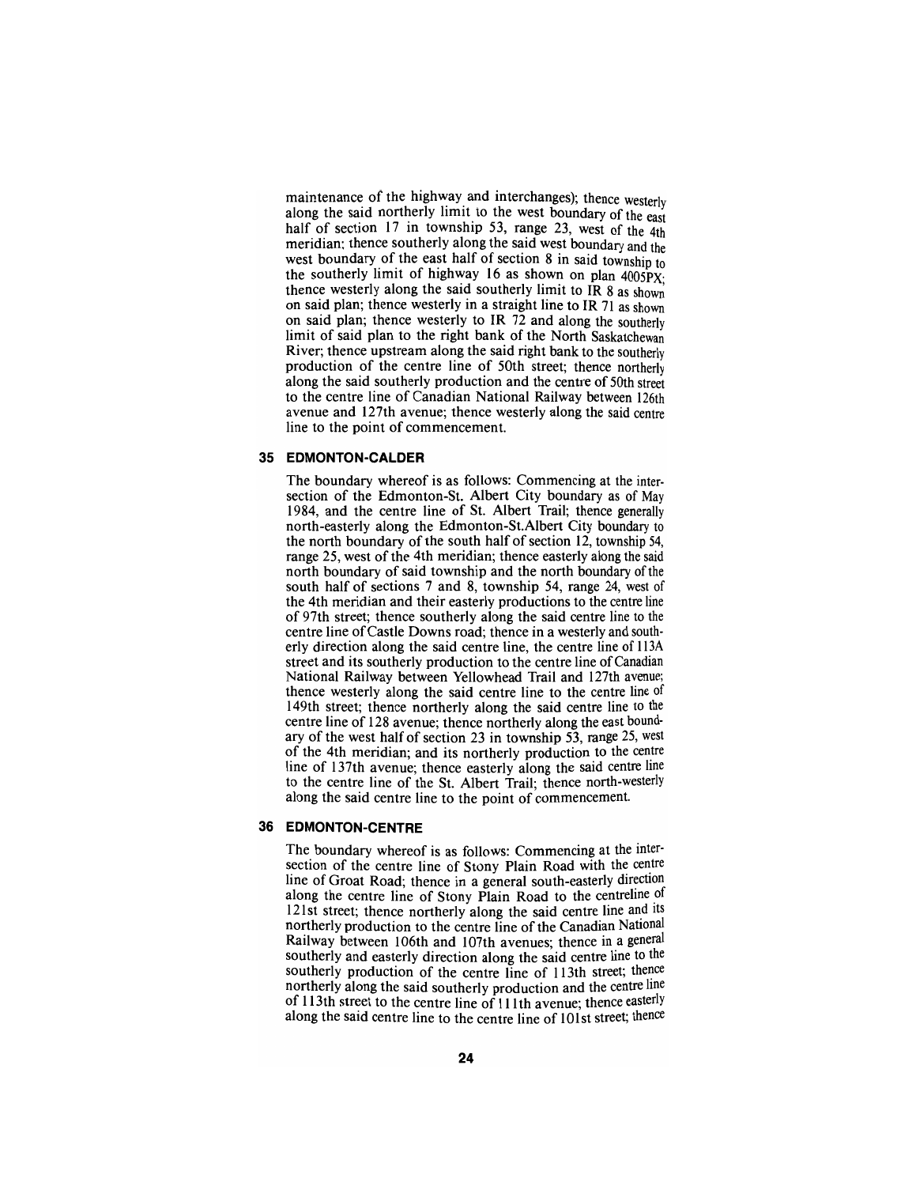maintenance of the highway and interchanges); thence westerly along the said northerly limit to the west boundary of the east half of section 17 in township 53, range 23, west of the 4th meridian; thence southerly along the said west boundary and the west boundary of the east half of section 8 in said township to the southerly limit of highway 16 as shown on plan 4005PX; thence westerly along the said southerly limit to IR 8 as shown on said plan; thence westerly in a straight line to IR 71 as shown on said plan; thence westerly to IR 72 and along the southerly limit of said plan to the right bank of the North Saskatchewan River; thence upstream along the said right bank to the southerly production of the centre line of 50th street; thence northerly along the said southerly production and the centre of 50th street to the centre line of Canadian National Railway between 126th avenue and 127th avenue; thence westerly along the said centre line to the point of commencement.

## 35 EDMONTON-CALDER

The boundary whereof is as follows: Commencing at the intersection of the Edmonton-St. Albert City boundary as of May 1984, and the centre line of St. Albert Trail; thence generally north-easterly along the Edmonton-St.Albert City boundary to the north boundary of the south half of section 12, township 54, range 25, west of the 4th meridian; thence easterly along the said north boundary of said township and the north boundary of the south half of sections 7 and 8, township 54, range 24, west of the 4th meridian and their easterly productions to the centre line of 97th street; thence southerly along the said centre line to the centre line of Castle Downs road; thence in a westerly and southerly direction along the said centre line, the centre line of 113A street and its southerly production to the centre line of Canadian National Railway between Yellowhead Trail and 127th avenue; thence westerly along the said centre line to the centre line of 149th street; thence northerly along the said centre line to the centre line of 128 avenue; thence northerly along the east boundary of the west half of section 23 in township 53, range 25, west of the 4th meridian; and its northerly production to the centre line of 137th avenue; thence easterly along the said centre line to the centre line of the St. Albert Trail; thence north-westerly along the said centre line to the point of commencement.

## 36 EDMONTON-CENTRE

The boundary whereof is as follows: Commencing at the intersection of the centre line of Stony Plain Road with the centre line of Groat Road; thence in a general south-easterly direction along the centre line of Stony Plain Road to the centreline of 121st street; thence northerly along the said centre line and its northerly production to the centre line of the Canadian National Railway between 106th and 107th avenues; thence in a general southerly and easterly direction along the said centre line to the southerly production of the centre line of 113th street; thence northerly along the said southerly production and the centre line of 113th street to the centre line of 111th avenue; thence easterly along the said centre line to the centre line of 101st street; thence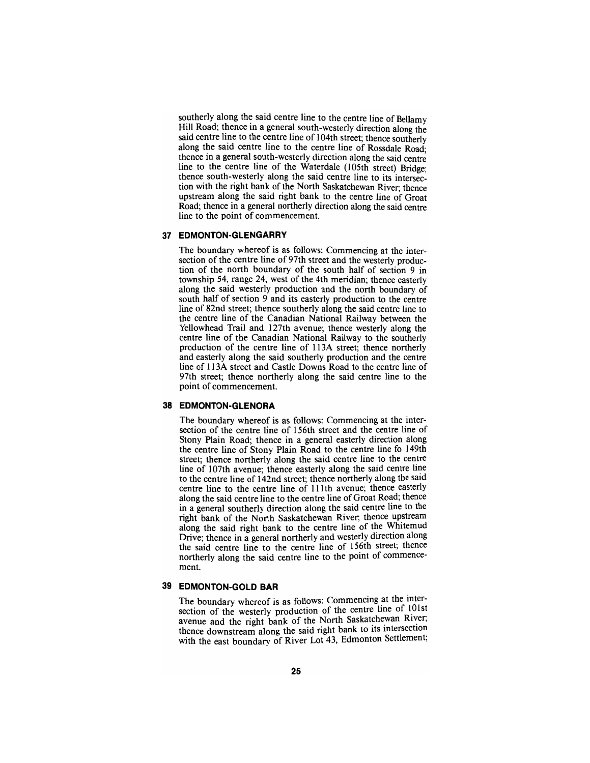southerly along the said centre line to the centre line of Bellamy Hill Road; thence in a general south-westerly direction along the said centre line to the centre line of 104th street; thence southerly along the said centre line to the centre line of Rossdale Road; thence in a general south-westerly direction along the said centre line to the centre line of the Waterdale (105th street) Bridge; thence south-westerly along the said centre line to its intersection with the right bank of the North Saskatchewan River; thence upstream along the said right bank to the centre line of Groat Road; thence in a general northerly direction along the said centre line to the point of commencement.

### 37 EDMONTON-GLENGARRY

The boundary whereof is as follows: Commencing at the intersection of the centre line of 97th street and the westerly production of the north boundary of the south half of section 9 in township 54, range 24, west of the 4th meridian; thence easterly along the said westerly production and the north boundary of south half of section 9 and its easterly production to the centre line of 82nd street; thence southerly along the said centre line to the centre line of the Canadian National Railway between the Yellowhead Trail and 127th avenue; thence westerly along the centre line of the Canadian National Railway to the southerly production of the centre line of 113A street; thence northerly and easterly along the said southerly production and the centre line of 113A street and Castle Downs Road to the centre line of 97th street; thence northerly along the said centre line to the point of commencement.

### 38 EDMONTON-GLENORA

The boundary whereof is as follows: Commencing at the intersection of the centre line of 156th street and the centre line of Stony Plain Road; thence in a general easterly direction along the centre line of Stony Plain Road to the centre line fo 149th street; thence northerly along the said centre line to the centre line of 107th avenue; thence easterly along the said centre line to the centre line of 142nd street; thence northerly along the said centre line to the centre line of 111th avenue; thence easterly along the said centre line to the centre line of Groat Road; thence in a general southerly direction along the said centre line to the right bank of the North Saskatchewan River; thence upstream along the said right bank to the centre line of the Whitemud Drive; thence in a general northerly and westerly direction along the said centre line to the centre line of 156th street; thence northerly along the said centre line to the point of commencement.

### 39 EDMONTON-GOLD BAR

The boundary whereof is as follows: Commencing at the intersection of the westerly production of the centre line of 101st avenue and the right bank of the North Saskatchewan River; thence downstream along the said right bank to its intersection with the east boundary of River Lot 43, Edmonton Settlement;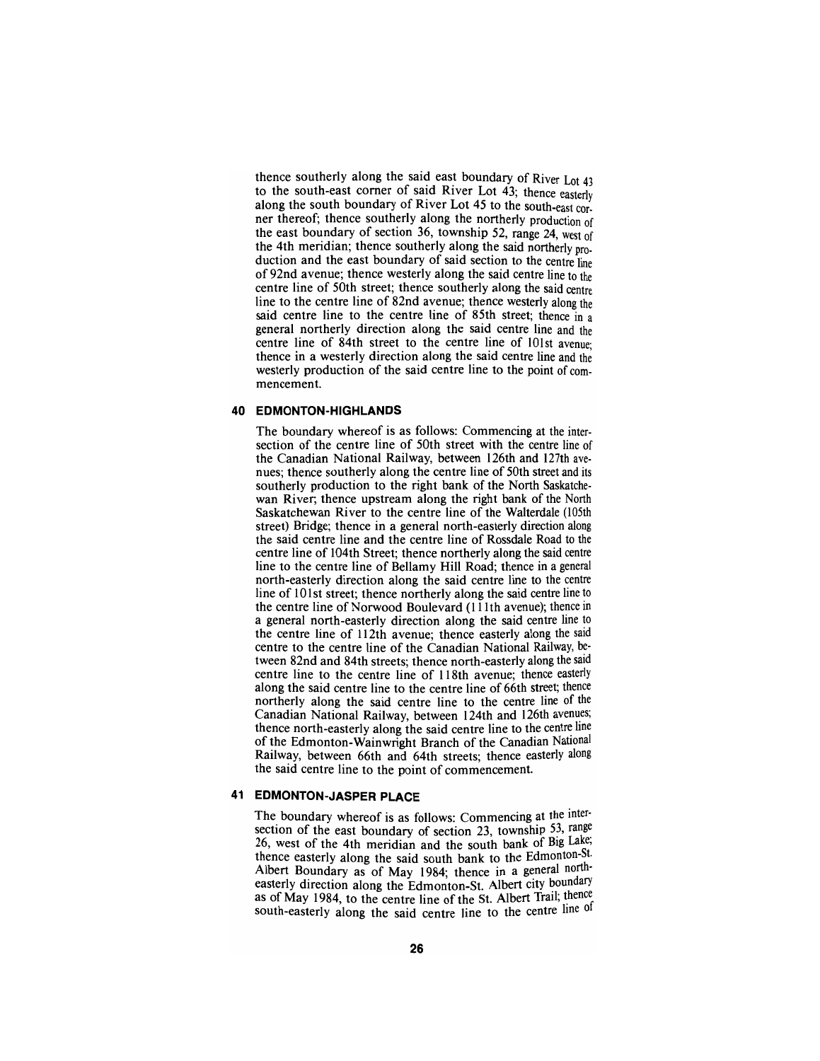thence southerly along the said east boundary of River Lot 43 to the south-east corner of said River Lot 43; thence easterly along the south boundary of River Lot 45 to the south-east corner thereof; thence southerly along the northerly production of the east boundary of section 36, township 52, range 24, west of the 4th meridian; thence southerly along the said northerly production and the east boundary of said section to the centre line of 92nd avenue; thence westerly along the said centre line to the centre line of 50th street; thence southerly along the said centre line to the centre line of 82nd avenue; thence westerly along the said centre line to the centre line of 85th street; thence in a general northerly direction along the said centre line and the centre line of 84th street to the centre line of 101st avenue; thence in a westerly direction along the said centre line and the westerly production of the said centre line to the point of commencement.

## 40 EDMONTON-HIGHLANDS

The boundary whereof is as follows: Commencing at the intersection of the centre line of 50th street with the centre line of the Canadian National Railway, between 126th and 127th avenues; thence southerly along the centre line of 50th street and its southerly production to the right bank of the North Saskatchewan River; thence upstream along the right bank of the North Saskatchewan River to the centre line of the Walterdale (105th street) Bridge; thence in a general north-easterly direction along the said centre line and the centre line of Rossdale Road to the centre line of 104th Street; thence northerly along the said centre line to the centre line of Bellamy Hill Road; thence in a general north-easterly direction along the said centre line to the centre line of 101st street; thence northerly along the said centre line to the centre line of Norwood Boulevard (111th avenue); thence in a general north-easterly direction along the said centre line to the centre line of 112th avenue; thence easterly along the said centre to the centre line of the Canadian National Railway, between 82nd and 84th streets; thence north-easterly along the said centre line to the centre line of 118th avenue; thence easterly along the said centre line to the centre line of 66th street; thence northerly along the said centre line to the centre line of the Canadian National Railway, between 124th and 126th avenues; thence north-easterly along the said centre line to the centre line of the Edmonton-Wainwright Branch of the Canadian National Railway, between 66th and 64th streets; thence easterly along the said centre line to the point of commencement.

## 41 EDMONTON-JASPER PLACE

The boundary whereof is as follows: Commencing at the intersection of the east boundary of section 23, township 53, range 26, west of the 4th meridian and the south bank of Big Lake; thence easterly along the said south bank to the Edmonton-St. Albert Boundary as of May 1984; thence in a general north-easterly direction along the Edmonton-St. Albert city boundary as of May 1984, to the centre line of the St. Albert Trail; thence south-easterly along the said centre line to the centre line of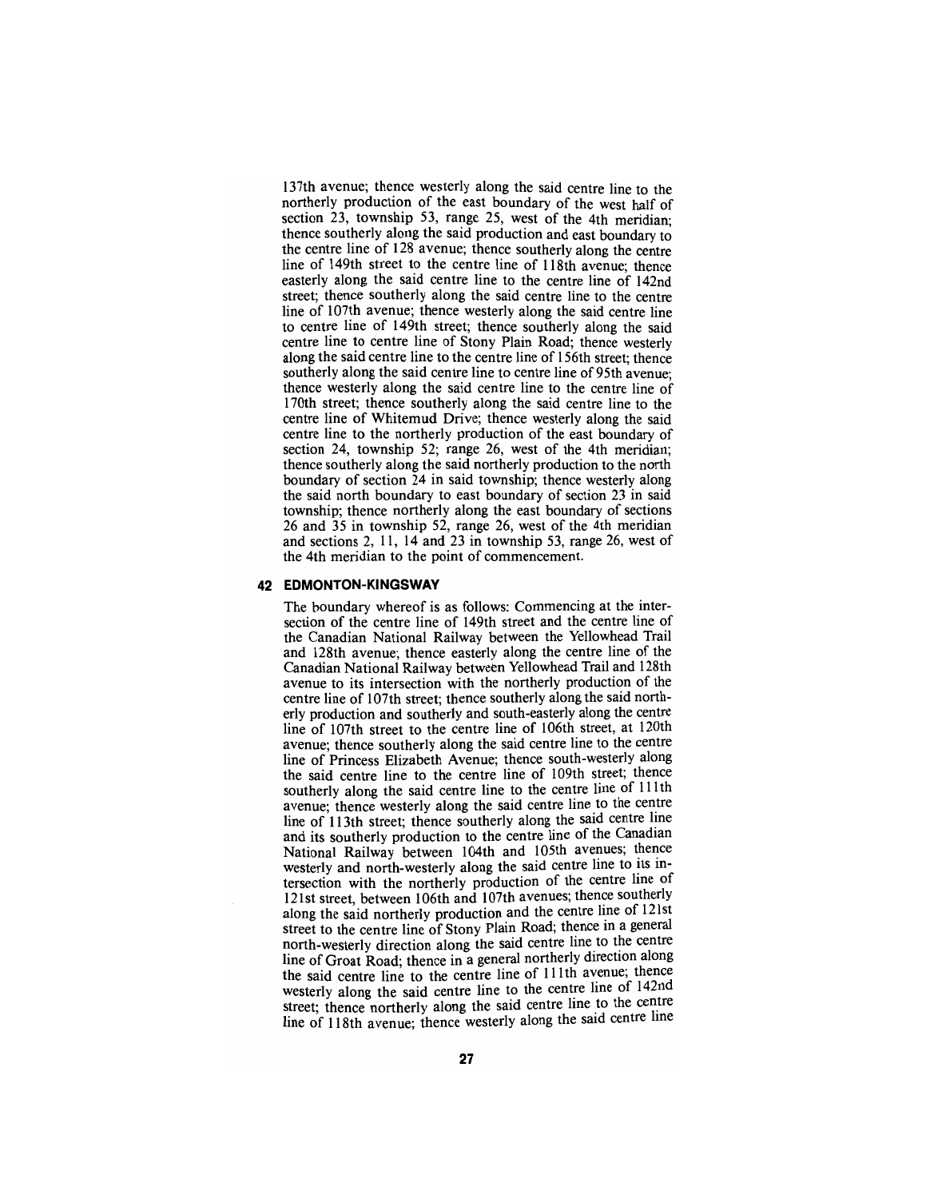137th avenue; thence westerly along the said centre line to the northerly production of the east boundary of the west half of section 23, township 53, range 25, west of the 4th meridian; thence southerly along the said production and east boundary to the centre line of 128 avenue; thence southerly along the centre line of 149th street to the centre line of 118th avenue; thence easterly along the said centre line to the centre line of 142nd street; thence southerly along the said centre line to the centre line of 107th avenue; thence westerly along the said centre line to centre line of 149th street; thence southerly along the said centre line to centre line of Stony Plain Road; thence westerly along the said centre line to the centre line of 156th street; thence southerly along the said centre line to centre line of 95th avenue; thence westerly along the said centre line to the centre line of 170th street; thence southerly along the said centre line to the centre line of Whitemud Drive; thence westerly along the said centre line to the northerly production of the east boundary of section 24, township 52; range 26, west of the 4th meridian; thence southerly along the said northerly production to the north boundary of section 24 in said township; thence westerly along the said north boundary to east boundary of section 23 in said township; thence northerly along the east boundary of sections 26 and 35 in township 52, range 26, west of the 4th meridian and sections 2, 11, 14 and 23 in township 53, range 26, west of the 4th meridian to the point of commencement.

## 42 EDMONTON-KINGSWAY

The boundary whereof is as follows: Commencing at the intersection of the centre line of 149th street and the centre line of the Canadian National Railway between the Yellowhead Trail and 128th avenue; thence easterly along the centre line of the Canadian National Railway between Yellowhead Trail and 128th avenue to its intersection with the northerly production of the centre line of 107th street; thence southerly along the said northerly production and southerly and south-easterly along the centre line of 107th street to the centre line of 106th street, at 120th avenue; thence southerly along the said centre line to the centre line of Princess Elizabeth Avenue; thence south-westerly along the said centre line to the centre line of 109th street; thence southerly along the said centre line to the centre line of 111th avenue; thence westerly along the said centre line to the centre line of 113th street; thence southerly along the said centre line and its southerly production to the centre line of the Canadian National Railway between 104th and 105th avenues; thence westerly and north-westerly along the said centre line to its intersection with the northerly production of the centre line of 121st street, between 106th and 107th avenues; thence southerly along the said northerly production and the centre line of 121st street to the centre line of Stony Plain Road; thence in a general north-westerly direction along the said centre line to the centre line of Groat Road; thence in a general northerly direction along the said centre line to the centre line of 111th avenue; thence westerly along the said centre line to the centre line of 142nd street; thence northerly along the said centre line to the centre line of 118th avenue; thence westerly along the said centre line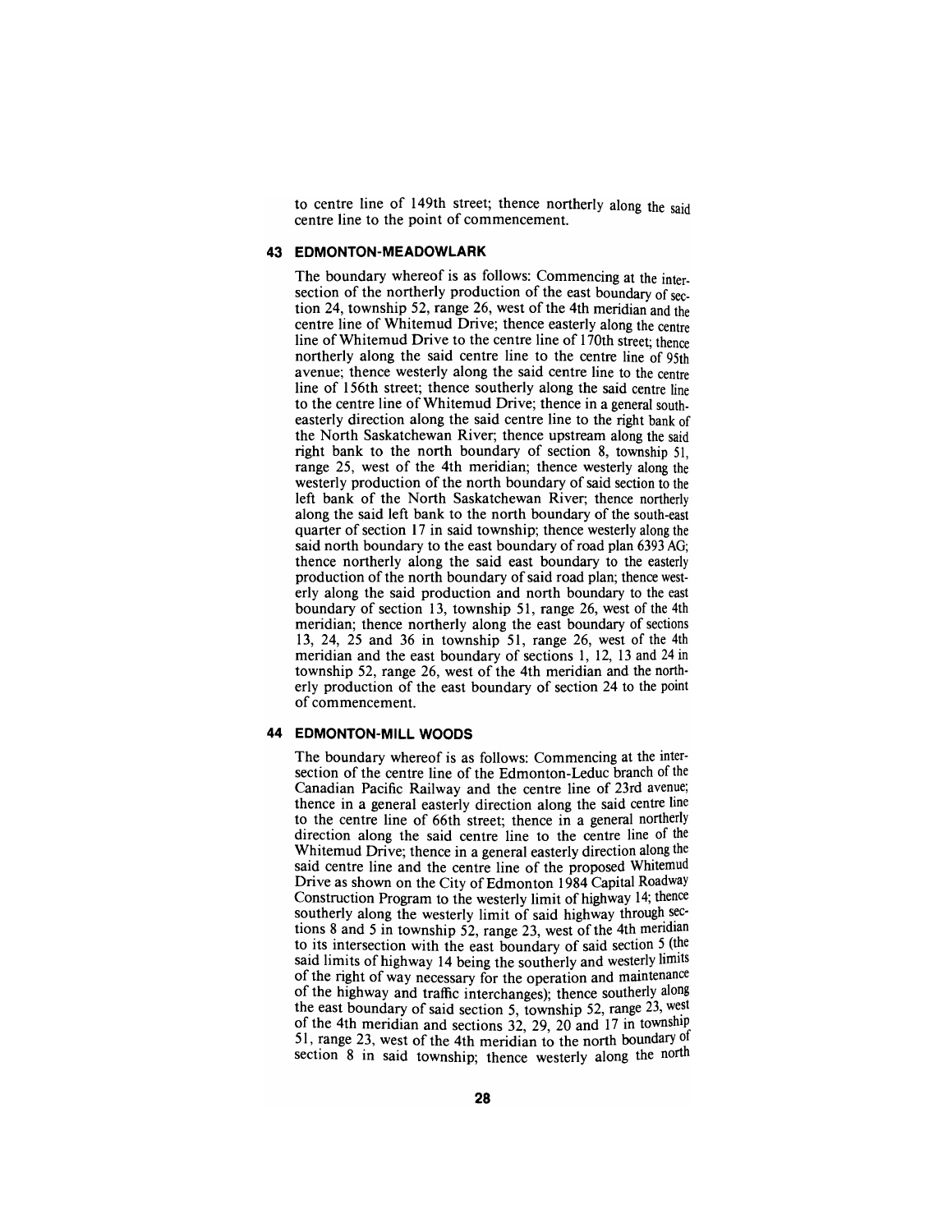to centre line of 149th street; thence northerly along the said centre line to the point of commencement.

### 43 EDMONTON-MEADOWLARK

The boundary whereof is as follows: Commencing at the intersection of the northerly production of the east boundary of section 24, township 52, range 26, west of the 4th meridian and the centre line of Whitemud Drive; thence easterly along the centre line of Whitemud Drive to the centre line of 170th street; thence northerly along the said centre line to the centre line of 95th avenue; thence westerly along the said centre line to the centre line of 156th street; thence southerly along the said centre line to the centre line of Whitemud Drive; thence in a general southeasterly direction along the said centre line to the right bank of the North Saskatchewan River; thence upstream along the said right bank to the north boundary of section 8, township 51, range 25, west of the 4th meridian; thence westerly along the westerly production of the north boundary of said section to the left bank of the North Saskatchewan River; thence northerly along the said left bank to the north boundary of the south-east quarter of section 17 in said township; thence westerly along the said north boundary to the east boundary of road plan 6393 AG; thence northerly along the said east boundary to the easterly production of the north boundary of said road plan; thence westerly along the said production and north boundary to the east boundary of section 13, township 51, range 26, west of the 4th meridian; thence northerly along the east boundary of sections 13, 24, 25 and 36 in township 51, range 26, west of the 4th meridian and the east boundary of sections 1, 12, 13 and 24 in township 52, range 26, west of the 4th meridian and the northerly production of the east boundary of section 24 to the point of commencement.

### 44 EDMONTON-MILL WOODS

The boundary whereof is as follows: Commencing at the intersection of the centre line of the Edmonton-Leduc branch of the Canadian Pacific Railway and the centre line of 23rd avenue; thence in a general easterly direction along the said centre line to the centre line of 66th street; thence in a general northerly direction along the said centre line to the centre line of the Whitemud Drive; thence in a general easterly direction along the said centre line and the centre line of the proposed Whitemud Drive as shown on the City of Edmonton 1984 Capital Roadway Construction Program to the westerly limit of highway 14; thence southerly along the westerly limit of said highway through sections 8 and 5 in township 52, range 23, west of the 4th meridian to its intersection with the east boundary of said section 5 (the said limits of highway 14 being the southerly and westerly limits of the right of way necessary for the operation and maintenance of the highway and traffic interchanges); thence southerly along the east boundary of said section 5, township 52, range 23, west of the 4th meridian and sections 32, 29, 20 and 17 in township 51, range 23, west of the 4th meridian to the north boundary of section 8 in said township; thence westerly along the north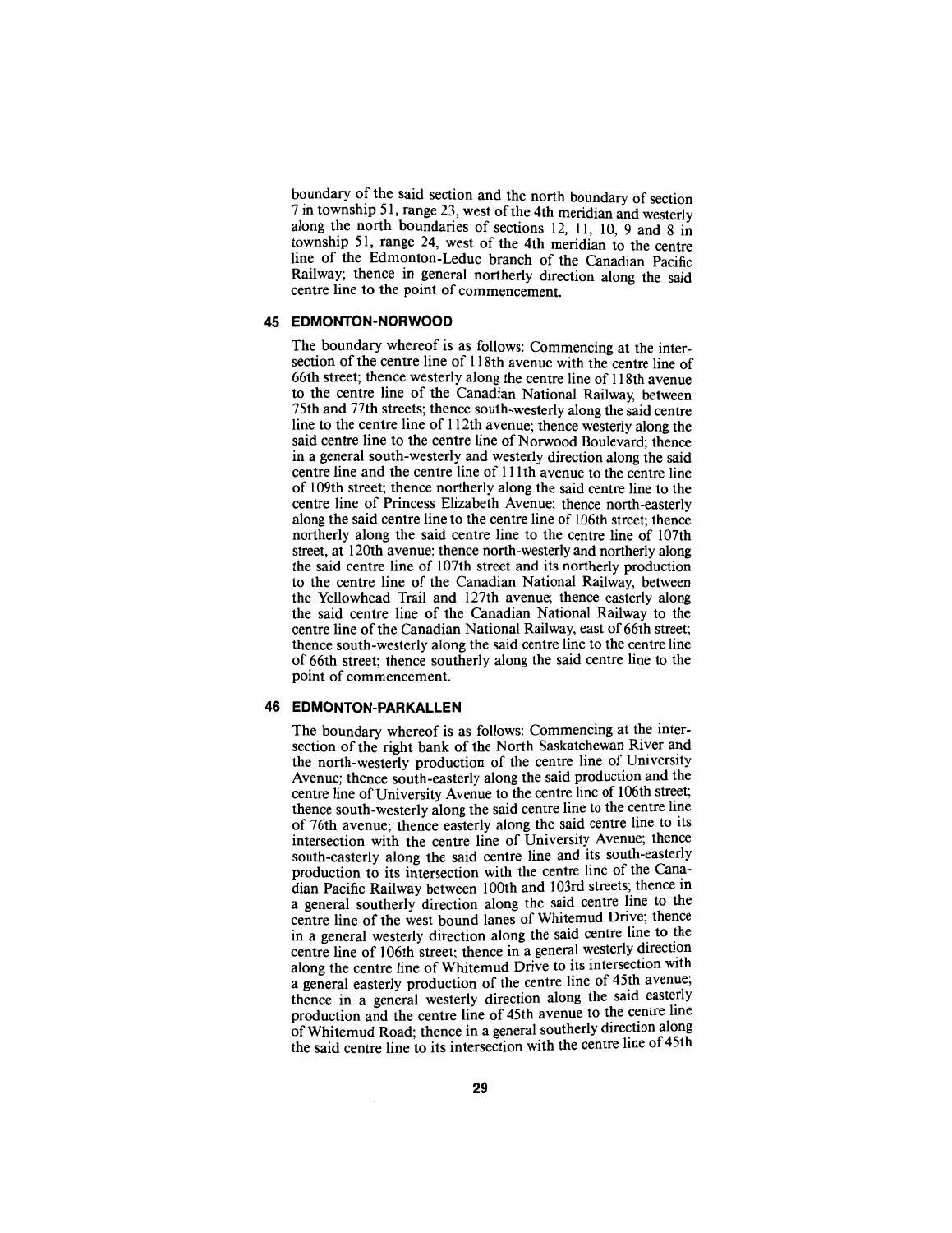boundary of the said section and the north boundary of section 7 in township 51, range 23, west of the 4th meridian and westerly along the north boundaries of sections 12, 11, 10, 9 and 8 in township 51, range 24, west of the 4th meridian to the centre line of the Edmonton-Leduc branch of the Canadian Pacific Railway; thence in general northerly direction along the said centre line to the point of commencement.

## 45 EDMONTON-NORWOOD

The boundary whereof is as follows: Commencing at the intersection of the centre line of 118th avenue with the centre line of 66th street; thence westerly along the centre line of 118th avenue to the centre line of the Canadian National Railway, between 75th and 77th streets; thence south-westerly along the said centre line to the centre line of 112th avenue; thence westerly along the said centre line to the centre line of Norwood Boulevard; thence in a general south-westerly and westerly direction along the said centre line and the centre line of 111th avenue to the centre line of 109th street; thence northerly along the said centre line to the centre line of Princess Elizabeth Avenue; thence north-easterly along the said centre line to the centre line of 106th street; thence northerly along the said centre line to the centre line of 107th street, at 120th avenue; thence north-westerly and northerly along the said centre line of 107th street and its northerly production to the centre line of the Canadian National Railway, between the Yellowhead Trail and 127th avenue; thence easterly along the said centre line of the Canadian National Railway to the centre line of the Canadian National Railway, east of 66th street; thence south-westerly along the said centre line to the centre line of 66th street; thence southerly along the said centre line to the point of commencement.

## 46 EDMONTON-PARKALLEN

The boundary whereof is as follows: Commencing at the intersection of the right bank of the North Saskatchewan River and the north-westerly production of the centre line of University Avenue; thence south-easterly along the said production and the centre line of University Avenue to the centre line of 106th street; thence south-westerly along the said centre line to the centre line of 76th avenue; thence easterly along the said centre line to its intersection with the centre line of University Avenue; thence south-easterly along the said centre line and its south-easterly production to its intersection with the centre line of the Canadian Pacific Railway between 100th and 103rd streets; thence in a general southerly direction along the said centre line to the centre line of the west bound lanes of Whitemud Drive; thence in a general westerly direction along the said centre line to the centre line of 106th street; thence in a general westerly direction along the centre line of Whitemud Drive to its intersection with a general easterly production of the centre line of 45th avenue; thence in a general westerly direction along the said easterly production and the centre line of 45th avenue to the centre line of Whitemud Road; thence in a general southerly direction along the said centre line to its intersection with the centre line of 45th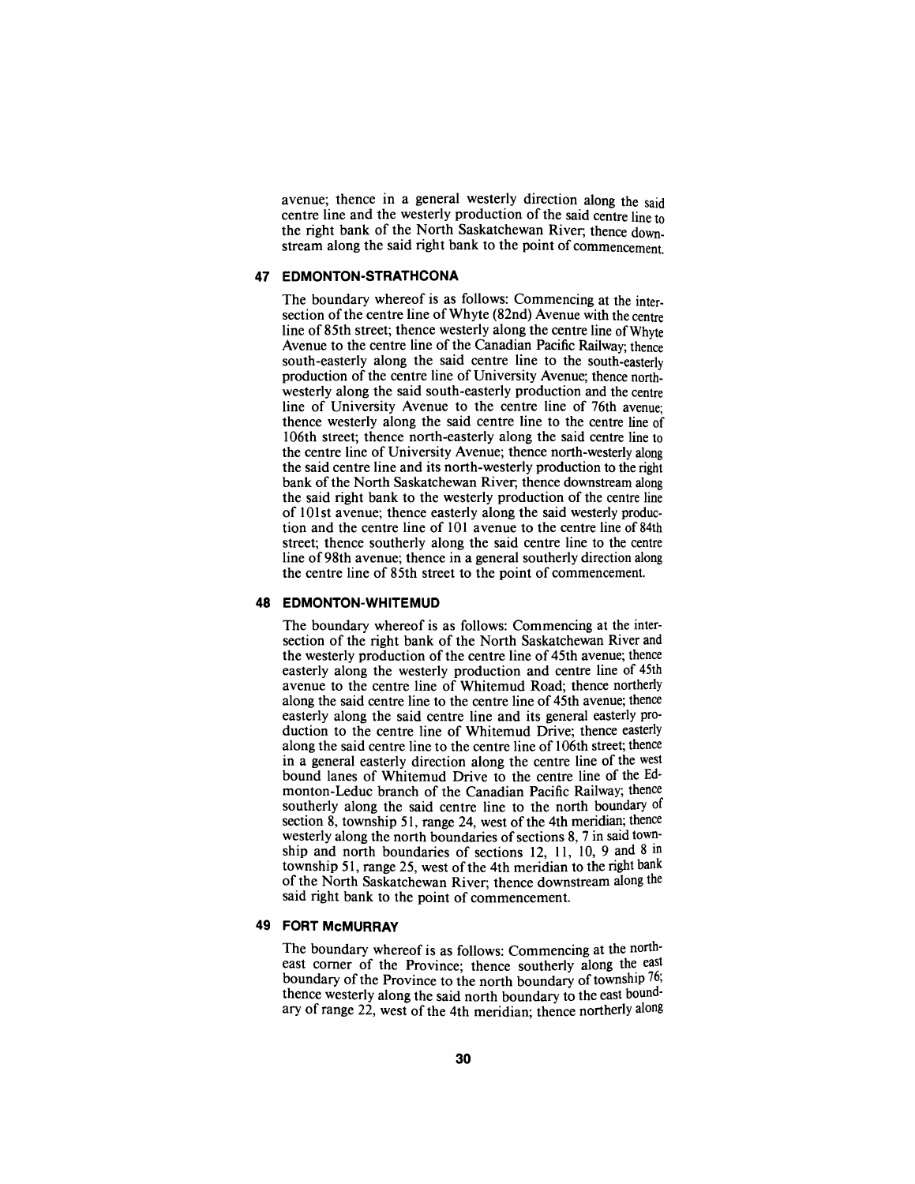avenue; thence in a general westerly direction along the said centre line and the westerly production of the said centre line to the right bank of the North Saskatchewan River; thence downstream along the said right bank to the point of commencement.

### 47 EDMONTON-STRATHCONA

The boundary whereof is as follows: Commencing at the intersection of the centre line of Whyte (82nd) Avenue with the centre line of 85th street; thence westerly along the centre line of Whyte Avenue to the centre line of the Canadian Pacific Railway; thence south-easterly along the said centre line to the south-easterly production of the centre line of University Avenue; thence north-westerly along the said south-easterly production and the centre line of University Avenue to the centre line of 76th avenue; thence westerly along the said centre line to the centre line of 106th street; thence north-easterly along the said centre line to the centre line of University Avenue; thence north-westerly along the said centre line and its north-westerly production to the right bank of the North Saskatchewan River; thence downstream along the said right bank to the westerly production of the centre line of 101st avenue; thence easterly along the said westerly production and the centre line of 101 avenue to the centre line of 84th street; thence southerly along the said centre line to the centre line of 98th avenue; thence in a general southerly direction along the centre line of 85th street to the point of commencement.

### 48 EDMONTON-WHITEMUD

The boundary whereof is as follows: Commencing at the intersection of the right bank of the North Saskatchewan River and the westerly production of the centre line of 45th avenue; thence easterly along the westerly production and centre line of 45th avenue to the centre line of Whitemud Road; thence northerly along the said centre line to the centre line of 45th avenue; thence easterly along the said centre line and its general easterly production to the centre line of Whitemud Drive; thence easterly along the said centre line to the centre line of 106th street; thence in a general easterly direction along the centre line of the west bound lanes of Whitemud Drive to the centre line of the Edmonton-Leduc branch of the Canadian Pacific Railway; thence southerly along the said centre line to the north boundary of section 8, township 51, range 24, west of the 4th meridian; thence westerly along the north boundaries of sections 8, 7 in said township and north boundaries of sections 12, 11, 10, 9 and 8 in township 51, range 25, west of the 4th meridian to the right bank of the North Saskatchewan River; thence downstream along the said right bank to the point of commencement.

### 49 FORT McMURRAY

The boundary whereof is as follows: Commencing at the north-east corner of the Province; thence southerly along the east boundary of the Province to the north boundary of township 76; thence westerly along the said north boundary to the east boundary of range 22, west of the 4th meridian; thence northerly along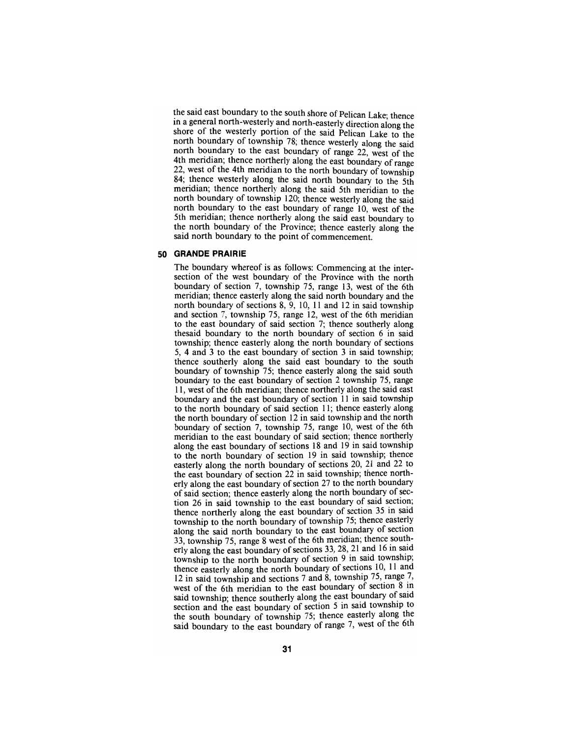the said east boundary to the south shore of Pelican Lake; thence in a general north-westerly and north-easterly direction along the shore of the westerly portion of the said Pelican Lake to the north boundary of township 78; thence westerly along the said north boundary to the east boundary of range 22, west of the 4th meridian; thence northerly along the east boundary of range 22, west of the 4th meridian to the north boundary of township 84; thence westerly along the said north boundary to the 5th meridian; thence northerly along the said 5th meridian to the north boundary of township 120; thence westerly along the said north boundary to the east boundary of range 10, west of the 5th meridian; thence northerly along the said east boundary to the north boundary of the Province; thence easterly along the said north boundary to the point of commencement.

## 50 GRANDE PRAIRIE

The boundary whereof is as follows: Commencing at the intersection of the west boundary of the Province with the north boundary of section 7, township 75, range 13, west of the 6th meridian; thence easterly along the said north boundary and the north boundary of sections 8, 9, 10, 11 and 12 in said township and section 7, township 75, range 12, west of the 6th meridian to the east boundary of said section 7; thence southerly along thesaid boundary to the north boundary of section 6 in said township; thence easterly along the north boundary of sections 5, 4 and 3 to the east boundary of section 3 in said township; thence southerly along the said east boundary to the south boundary of township 75; thence easterly along the said south boundary to the east boundary of section 2 township 75, range 11, west of the 6th meridian; thence northerly along the said east boundary and the east boundary of section 11 in said township to the north boundary of said section 11; thence easterly along the north boundary of section 12 in said township and the north boundary of section 7, township 75, range 10, west of the 6th meridian to the east boundary of said section; thence northerly along the east boundary of sections 18 and 19 in said township to the north boundary of section 19 in said township; thence easterly along the north boundary of sections 20, 21 and 22 to the east boundary of section 22 in said township; thence northerly along the east boundary of section 27 to the north boundary of said section; thence easterly along the north boundary of section 26 in said township to the east boundary of said section; thence northerly along the east boundary of section 35 in said township to the north boundary of township 75; thence easterly along the said north boundary to the east boundary of section 33, township 75, range 8 west of the 6th meridian; thence southerly along the east boundary of sections 33, 28, 21 and 16 in said township to the north boundary of section 9 in said township; thence easterly along the north boundary of sections 10, 11 and 12 in said township and sections 7 and 8, township 75, range 7, west of the 6th meridian to the east boundary of section 8 in said township; thence southerly along the east boundary of said section and the east boundary of section 5 in said township to the south boundary of township 75; thence easterly along the said boundary to the east boundary of range 7, west of the 6th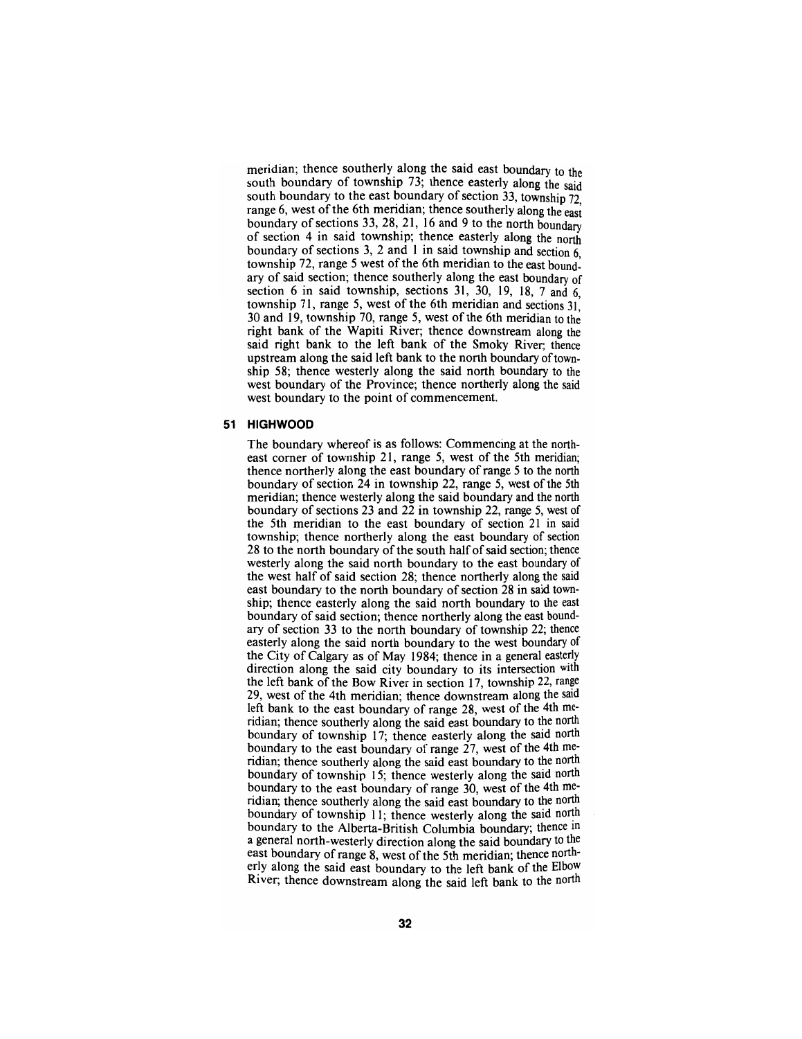meridian; thence southerly along the said east boundary to the south boundary of township 73; thence easterly along the said south boundary to the east boundary of section 33, township 72, range 6, west of the 6th meridian; thence southerly along the east boundary of sections 33, 28, 21, 16 and 9 to the north boundary of section 4 in said township; thence easterly along the north boundary of sections 3, 2 and 1 in said township and section 6, township 72, range 5 west of the 6th meridian to the east boundary of said section; thence southerly along the east boundary of section 6 in said township, sections 31, 30, 19, 18, 7 and 6, township 71, range 5, west of the 6th meridian and sections 31, 30 and 19, township 70, range 5, west of the 6th meridian to the right bank of the Wapiti River; thence downstream along the said right bank to the left bank of the Smoky River; thence upstream along the said left bank to the north boundary of township 58; thence westerly along the said north boundary to the west boundary of the Province; thence northerly along the said west boundary to the point of commencement.

## 51 HIGHWOOD

The boundary whereof is as follows: Commencing at the northeast corner of township 21, range 5, west of the 5th meridian; thence northerly along the east boundary of range 5 to the north boundary of section 24 in township 22, range 5, west of the 5th meridian; thence westerly along the said boundary and the north boundary of sections 23 and 22 in township 22, range 5, west of the 5th meridian to the east boundary of section 21 in said township; thence northerly along the east boundary of section 28 to the north boundary of the south half of said section; thence westerly along the said north boundary to the east boundary of the west half of said section 28; thence northerly along the said east boundary to the north boundary of section 28 in said township; thence easterly along the said north boundary to the east boundary of said section; thence northerly along the east boundary of section 33 to the north boundary of township 22; thence easterly along the said north boundary to the west boundary of the City of Calgary as of May 1984; thence in a general easterly direction along the said city boundary to its intersection with the left bank of the Bow River in section 17, township 22, range 29, west of the 4th meridian; thence downstream along the said left bank to the east boundary of range 28, west of the 4th meridian; thence southerly along the said east boundary to the north boundary of township 17; thence easterly along the said north boundary to the east boundary of range 27, west of the 4th meridian; thence southerly along the said east boundary to the north boundary of township 15; thence westerly along the said north boundary to the east boundary of range 30, west of the 4th meridian; thence southerly along the said east boundary to the north boundary of township 11; thence westerly along the said north boundary to the Alberta-British Columbia boundary; thence in a general north-westerly direction along the said boundary to the east boundary of range 8, west of the 5th meridian; thence northerly along the said east boundary to the left bank of the Elbow River; thence downstream along the said left bank to the north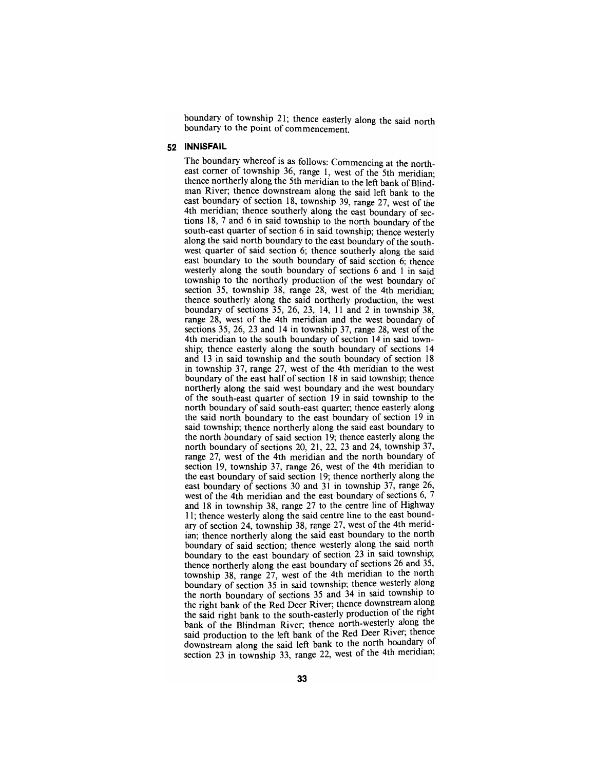boundary of township 21; thence easterly along the said north boundary to the point of commencement.

## 52 INNISFAIL

The boundary whereof is as follows: Commencing at the north-east corner of township 36, range 1, west of the 5th meridian; thence northerly along the 5th meridian to the left bank of Blindman River; thence downstream along the said left bank to the east boundary of section 18, township 39, range 27, west of the 4th meridian; thence southerly along the east boundary of sections 18, 7 and 6 in said township to the north boundary of the south-east quarter of section 6 in said township; thence westerly along the said north boundary to the east boundary of the south-west quarter of said section 6; thence southerly along the said east boundary to the south boundary of said section 6; thence westerly along the south boundary of sections 6 and 1 in said township to the northerly production of the west boundary of section 35, township 38, range 28, west of the 4th meridian; thence southerly along the said northerly production, the west boundary of sections 35, 26, 23, 14, 11 and 2 in township 38, range 28, west of the 4th meridian and the west boundary of sections 35, 26, 23 and 14 in township 37, range 28, west of the 4th meridian to the south boundary of section 14 in said township; thence easterly along the south boundary of sections 14 and 13 in said township and the south boundary of section 18 in township 37, range 27, west of the 4th meridian to the west boundary of the east half of section 18 in said township; thence northerly along the said west boundary and the west boundary of the south-east quarter of section 19 in said township to the north boundary of said south-east quarter; thence easterly along the said north boundary to the east boundary of section 19 in said township; thence northerly along the said east boundary to the north boundary of said section 19; thence easterly along the north boundary of sections 20, 21, 22, 23 and 24, township 37, range 27, west of the 4th meridian and the north boundary of section 19, township 37, range 26, west of the 4th meridian to the east boundary of said section 19; thence northerly along the east boundary of sections 30 and 31 in township 37, range 26, west of the 4th meridian and the east boundary of sections 6, 7 and 18 in township 38, range 27 to the centre line of Highway 11; thence westerly along the said centre line to the east boundary of section 24, township 38, range 27, west of the 4th meridian; thence northerly along the said east boundary to the north boundary of said section; thence westerly along the said north boundary to the east boundary of section 23 in said township; thence northerly along the east boundary of sections 26 and 35, township 38, range 27, west of the 4th meridian to the north boundary of section 35 in said township; thence westerly along the north boundary of sections 35 and 34 in said township to the right bank of the Red Deer River; thence downstream along the said right bank to the south-easterly production of the right bank of the Blindman River; thence north-westerly along the said production to the left bank of the Red Deer River; thence downstream along the said left bank to the north boundary of section 23 in township 33, range 22, west of the 4th meridian;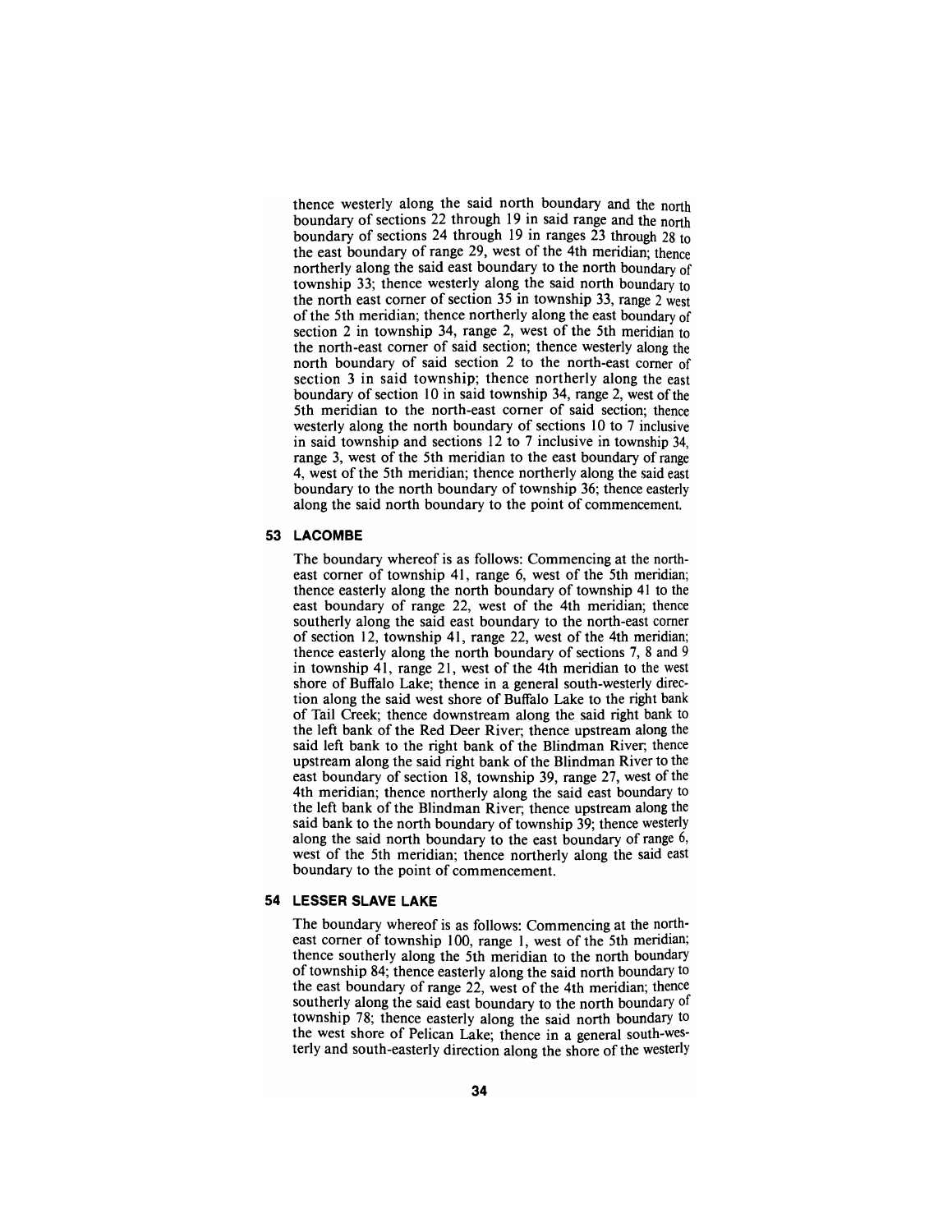thence westerly along the said north boundary and the north boundary of sections 22 through 19 in said range and the north boundary of sections 24 through 19 in ranges 23 through 28 to the east boundary of range 29, west of the 4th meridian; thence northerly along the said east boundary to the north boundary of township 33; thence westerly along the said north boundary to the north east corner of section 35 in township 33, range 2 west of the 5th meridian; thence northerly along the east boundary of section 2 in township 34, range 2, west of the 5th meridian to the north-east corner of said section; thence westerly along the north boundary of said section 2 to the north-east corner of section 3 in said township; thence northerly along the east boundary of section 10 in said township 34, range 2, west of the 5th meridian to the north-east corner of said section; thence westerly along the north boundary of sections 10 to 7 inclusive in said township and sections 12 to 7 inclusive in township 34, range 3, west of the 5th meridian to the east boundary of range 4, west of the 5th meridian; thence northerly along the said east boundary to the north boundary of township 36; thence easterly along the said north boundary to the point of commencement.

**53 LACOMBE**

The boundary whereof is as follows: Commencing at the north-east corner of township 41, range 6, west of the 5th meridian; thence easterly along the north boundary of township 41 to the east boundary of range 22, west of the 4th meridian; thence southerly along the said east boundary to the north-east corner of section 12, township 41, range 22, west of the 4th meridian; thence easterly along the north boundary of sections 7, 8 and 9 in township 41, range 21, west of the 4th meridian to the west shore of Buffalo Lake; thence in a general south-westerly direction along the said west shore of Buffalo Lake to the right bank of Tail Creek; thence downstream along the said right bank to the left bank of the Red Deer River; thence upstream along the said left bank to the right bank of the Blindman River; thence upstream along the said right bank of the Blindman River to the east boundary of section 18, township 39, range 27, west of the 4th meridian; thence northerly along the said east boundary to the left bank of the Blindman River; thence upstream along the said bank to the north boundary of township 39; thence westerly along the said north boundary to the east boundary of range 6, west of the 5th meridian; thence northerly along the said east boundary to the point of commencement.

**54 LESSER SLAVE LAKE**

The boundary whereof is as follows: Commencing at the north-east corner of township 100, range 1, west of the 5th meridian; thence southerly along the 5th meridian to the north boundary of township 84; thence easterly along the said north boundary to the east boundary of range 22, west of the 4th meridian; thence southerly along the said east boundary to the north boundary of township 78; thence easterly along the said north boundary to the west shore of Pelican Lake; thence in a general south-westerly and south-easterly direction along the shore of the westerly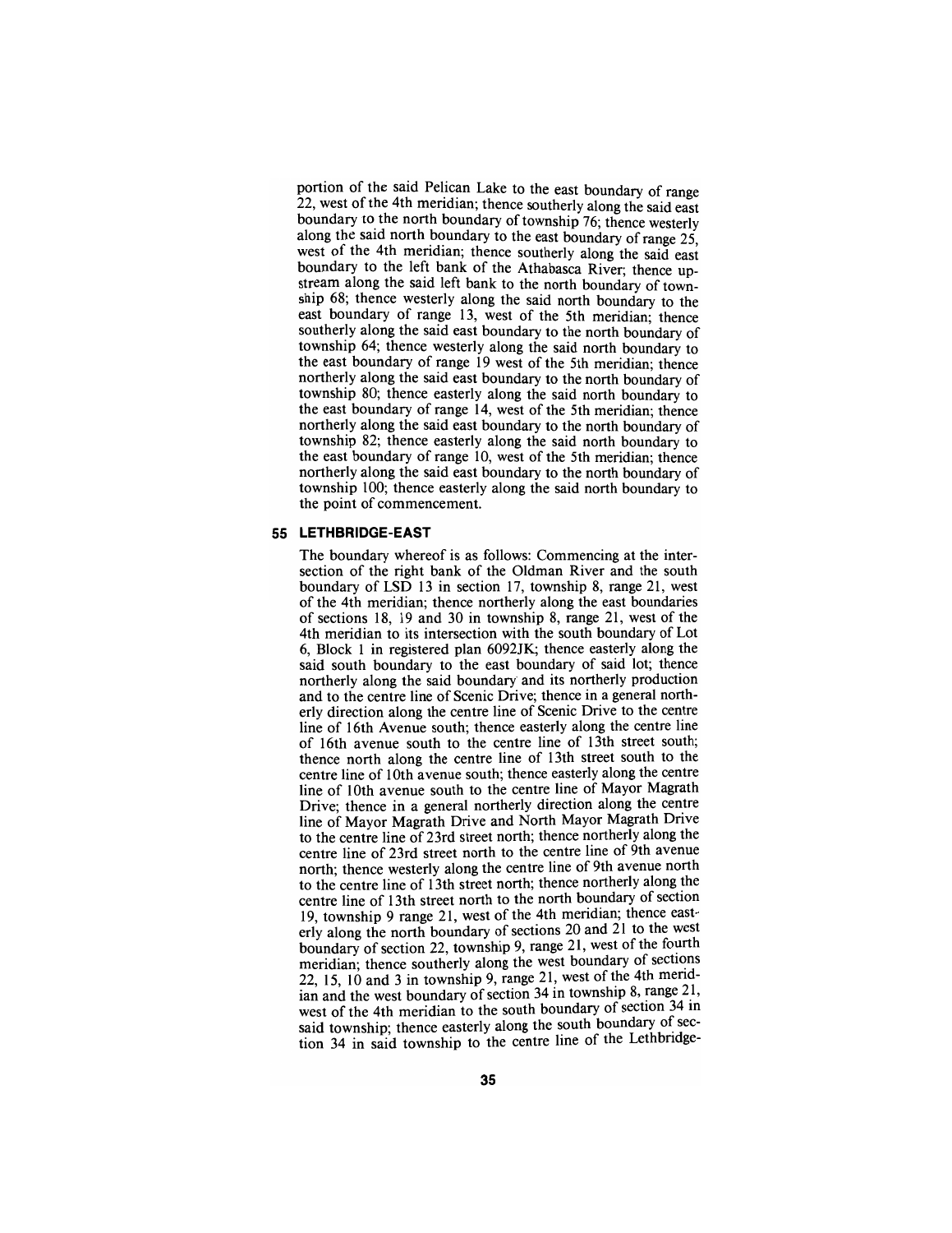portion of the said Pelican Lake to the east boundary of range 22, west of the 4th meridian; thence southerly along the said east boundary to the north boundary of township 76; thence westerly along the said north boundary to the east boundary of range 25, west of the 4th meridian; thence southerly along the said east boundary to the left bank of the Athabasca River; thence upstream along the said left bank to the north boundary of township 68; thence westerly along the said north boundary to the east boundary of range 13, west of the 5th meridian; thence southerly along the said east boundary to the north boundary of township 64; thence westerly along the said north boundary to the east boundary of range 19 west of the 5th meridian; thence northerly along the said east boundary to the north boundary of township 80; thence easterly along the said north boundary to the east boundary of range 14, west of the 5th meridian; thence northerly along the said east boundary to the north boundary of township 82; thence easterly along the said north boundary to the east boundary of range 10, west of the 5th meridian; thence northerly along the said east boundary to the north boundary of township 100; thence easterly along the said north boundary to the point of commencement.

## 55 LETHBRIDGE-EAST

The boundary whereof is as follows: Commencing at the intersection of the right bank of the Oldman River and the south boundary of LSD 13 in section 17, township 8, range 21, west of the 4th meridian; thence northerly along the east boundaries of sections 18, 19 and 30 in township 8, range 21, west of the 4th meridian to its intersection with the south boundary of Lot 6, Block 1 in registered plan 6092JK; thence easterly along the said south boundary to the east boundary of said lot; thence northerly along the said boundary and its northerly production and to the centre line of Scenic Drive; thence in a general northerly direction along the centre line of Scenic Drive to the centre line of 16th Avenue south; thence easterly along the centre line of 16th avenue south to the centre line of 13th street south; thence north along the centre line of 13th street south to the centre line of 10th avenue south; thence easterly along the centre line of 10th avenue south to the centre line of Mayor Magrath Drive; thence in a general northerly direction along the centre line of Mayor Magrath Drive and North Mayor Magrath Drive to the centre line of 23rd street north; thence northerly along the centre line of 23rd street north to the centre line of 9th avenue north; thence westerly along the centre line of 9th avenue north to the centre line of 13th street north; thence northerly along the centre line of 13th street north to the north boundary of section 19, township 9 range 21, west of the 4th meridian; thence easterly along the north boundary of sections 20 and 21 to the west boundary of section 22, township 9, range 21, west of the fourth meridian; thence southerly along the west boundary of sections 22, 15, 10 and 3 in township 9, range 21, west of the 4th meridian and the west boundary of section 34 in township 8, range 21, west of the 4th meridian to the south boundary of section 34 in said township; thence easterly along the south boundary of section 34 in said township to the centre line of the Lethbridge-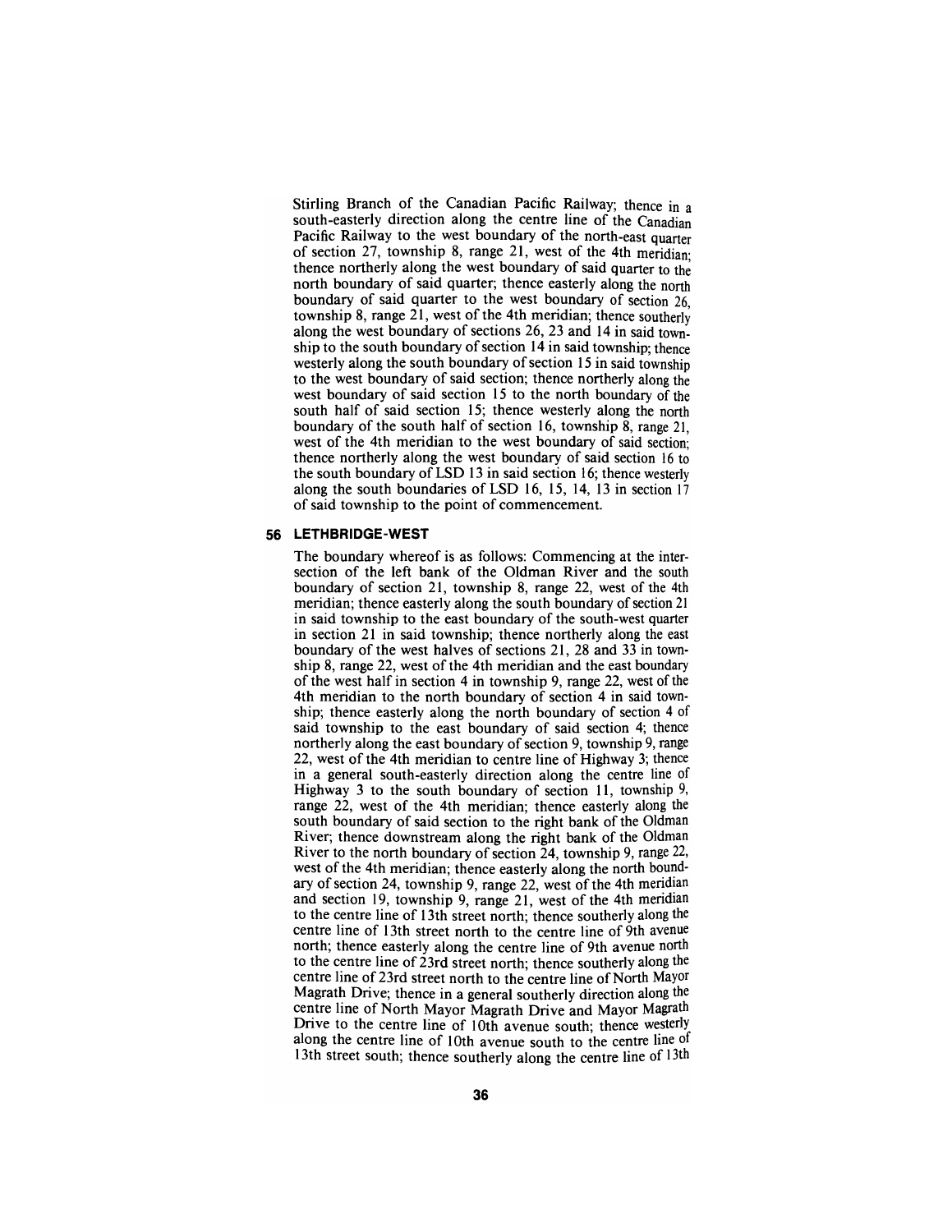Stirling Branch of the Canadian Pacific Railway; thence in a south-easterly direction along the centre line of the Canadian Pacific Railway to the west boundary of the north-east quarter of section 27, township 8, range 21, west of the 4th meridian; thence northerly along the west boundary of said quarter to the north boundary of said quarter; thence easterly along the north boundary of said quarter to the west boundary of section 26, township 8, range 21, west of the 4th meridian; thence southerly along the west boundary of sections 26, 23 and 14 in said township to the south boundary of section 14 in said township; thence westerly along the south boundary of section 15 in said township to the west boundary of said section; thence northerly along the west boundary of said section 15 to the north boundary of the south half of said section 15; thence westerly along the north boundary of the south half of section 16, township 8, range 21, west of the 4th meridian to the west boundary of said section; thence northerly along the west boundary of said section 16 to the south boundary of LSD 13 in said section 16; thence westerly along the south boundaries of LSD 16, 15, 14, 13 in section 17 of said township to the point of commencement.

## 56 LETHBRIDGE-WEST

The boundary whereof is as follows: Commencing at the intersection of the left bank of the Oldman River and the south boundary of section 21, township 8, range 22, west of the 4th meridian; thence easterly along the south boundary of section 21 in said township to the east boundary of the south-west quarter in section 21 in said township; thence northerly along the east boundary of the west halves of sections 21, 28 and 33 in township 8, range 22, west of the 4th meridian and the east boundary of the west half in section 4 in township 9, range 22, west of the 4th meridian to the north boundary of section 4 in said township; thence easterly along the north boundary of section 4 of said township to the east boundary of said section 4; thence northerly along the east boundary of section 9, township 9, range 22, west of the 4th meridian to centre line of Highway 3; thence in a general south-easterly direction along the centre line of Highway 3 to the south boundary of section 11, township 9, range 22, west of the 4th meridian; thence easterly along the south boundary of said section to the right bank of the Oldman River; thence downstream along the right bank of the Oldman River to the north boundary of section 24, township 9, range 22, west of the 4th meridian; thence easterly along the north boundary of section 24, township 9, range 22, west of the 4th meridian and section 19, township 9, range 21, west of the 4th meridian to the centre line of 13th street north; thence southerly along the centre line of 13th street north to the centre line of 9th avenue north; thence easterly along the centre line of 9th avenue north to the centre line of 23rd street north; thence southerly along the centre line of 23rd street north to the centre line of North Mayor Magrath Drive; thence in a general southerly direction along the centre line of North Mayor Magrath Drive and Mayor Magrath Drive to the centre line of 10th avenue south; thence westerly along the centre line of 10th avenue south to the centre line of 13th street south; thence southerly along the centre line of 13th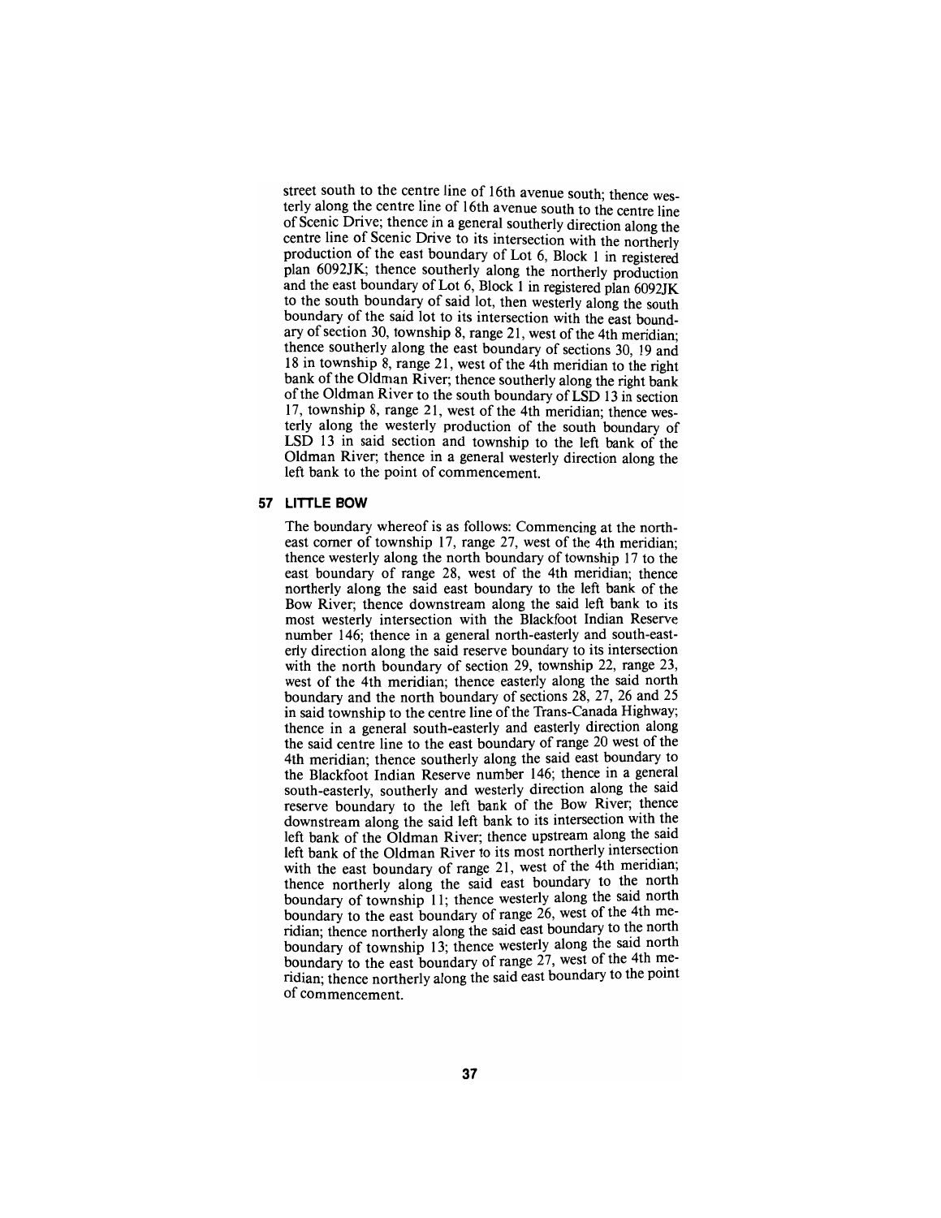street south to the centre line of 16th avenue south; thence westerly along the centre line of 16th avenue south to the centre line of Scenic Drive; thence in a general southerly direction along the centre line of Scenic Drive to its intersection with the northerly production of the east boundary of Lot 6, Block 1 in registered plan 6092JK; thence southerly along the northerly production and the east boundary of Lot 6, Block 1 in registered plan 6092JK to the south boundary of said lot, then westerly along the south boundary of the said lot to its intersection with the east boundary of section 30, township 8, range 21, west of the 4th meridian; thence southerly along the east boundary of sections 30, 19 and 18 in township 8, range 21, west of the 4th meridian to the right bank of the Oldman River; thence southerly along the right bank of the Oldman River to the south boundary of LSD 13 in section 17, township 8, range 21, west of the 4th meridian; thence westerly along the westerly production of the south boundary of LSD 13 in said section and township to the left bank of the Oldman River; thence in a general westerly direction along the left bank to the point of commencement.

## 57 LITTLE BOW

The boundary whereof is as follows: Commencing at the northeast corner of township 17, range 27, west of the 4th meridian; thence westerly along the north boundary of township 17 to the east boundary of range 28, west of the 4th meridian; thence northerly along the said east boundary to the left bank of the Bow River; thence downstream along the said left bank to its most westerly intersection with the Blackfoot Indian Reserve number 146; thence in a general north-easterly and south-easterly direction along the said reserve boundary to its intersection with the north boundary of section 29, township 22, range 23, west of the 4th meridian; thence easterly along the said north boundary and the north boundary of sections 28, 27, 26 and 25 in said township to the centre line of the Trans-Canada Highway; thence in a general south-easterly and easterly direction along the said centre line to the east boundary of range 20 west of the 4th meridian; thence southerly along the said east boundary to the Blackfoot Indian Reserve number 146; thence in a general south-easterly, southerly and westerly direction along the said reserve boundary to the left bank of the Bow River; thence downstream along the said left bank to its intersection with the left bank of the Oldman River; thence upstream along the said left bank of the Oldman River to its most northerly intersection with the east boundary of range 21, west of the 4th meridian; thence northerly along the said east boundary to the north boundary of township 11; thence westerly along the said north boundary to the east boundary of range 26, west of the 4th meridian; thence northerly along the said east boundary to the north boundary of township 13; thence westerly along the said north boundary to the east boundary of range 27, west of the 4th meridian; thence northerly along the said east boundary to the point of commencement.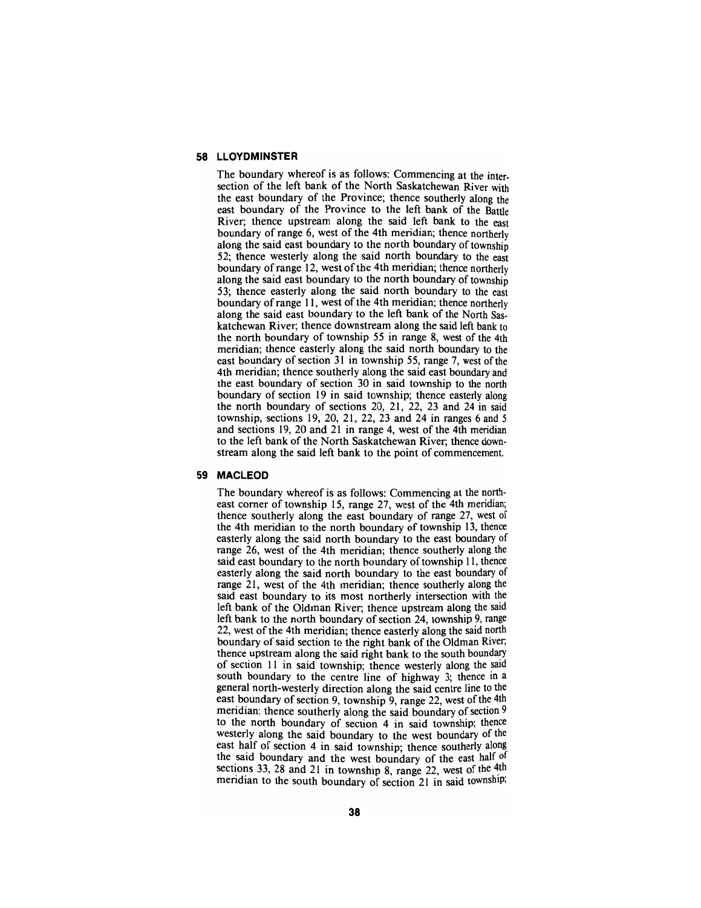## 58 LLOYDMINSTER

The boundary whereof is as follows: Commencing at the intersection of the left bank of the North Saskatchewan River with the east boundary of the Province; thence southerly along the east boundary of the Province to the left bank of the Battle River; thence upstream along the said left bank to the east boundary of range 6, west of the 4th meridian; thence northerly along the said east boundary to the north boundary of township 52; thence westerly along the said north boundary to the east boundary of range 12, west of the 4th meridian; thence northerly along the said east boundary to the north boundary of township 53; thence easterly along the said north boundary to the east boundary of range 11, west of the 4th meridian; thence northerly along the said east boundary to the left bank of the North Saskatchewan River; thence downstream along the said left bank to the north boundary of township 55 in range 8, west of the 4th meridian; thence easterly along the said north boundary to the east boundary of section 31 in township 55, range 7, west of the 4th meridian; thence southerly along the said east boundary and the east boundary of section 30 in said township to the north boundary of section 19 in said township; thence easterly along the north boundary of sections 20, 21, 22, 23 and 24 in said township, sections 19, 20, 21, 22, 23 and 24 in ranges 6 and 5 and sections 19, 20 and 21 in range 4, west of the 4th meridian to the left bank of the North Saskatchewan River; thence downstream along the said left bank to the point of commencement.

## 59 MACLEOD

The boundary whereof is as follows: Commencing at the northeast corner of township 15, range 27, west of the 4th meridian; thence southerly along the east boundary of range 27, west of the 4th meridian to the north boundary of township 13, thence easterly along the said north boundary to the east boundary of range 26, west of the 4th meridian; thence southerly along the said east boundary to the north boundary of township 11, thence easterly along the said north boundary to the east boundary of range 21, west of the 4th meridian; thence southerly along the said east boundary to its most northerly intersection with the left bank of the Oldman River; thence upstream along the said left bank to the north boundary of section 24, township 9, range 22, west of the 4th meridian; thence easterly along the said north boundary of said section to the right bank of the Oldman River; thence upstream along the said right bank to the south boundary of section 11 in said township; thence westerly along the said south boundary to the centre line of highway 3; thence in a general north-westerly direction along the said centre line to the east boundary of section 9, township 9, range 22, west of the 4th meridian; thence southerly along the said boundary of section 9 to the north boundary of section 4 in said township; thence westerly along the said boundary to the west boundary of the east half of section 4 in said township; thence southerly along the said boundary and the west boundary of the east half of sections 33, 28 and 21 in township 8, range 22, west of the 4th meridian to the south boundary of section 21 in said township;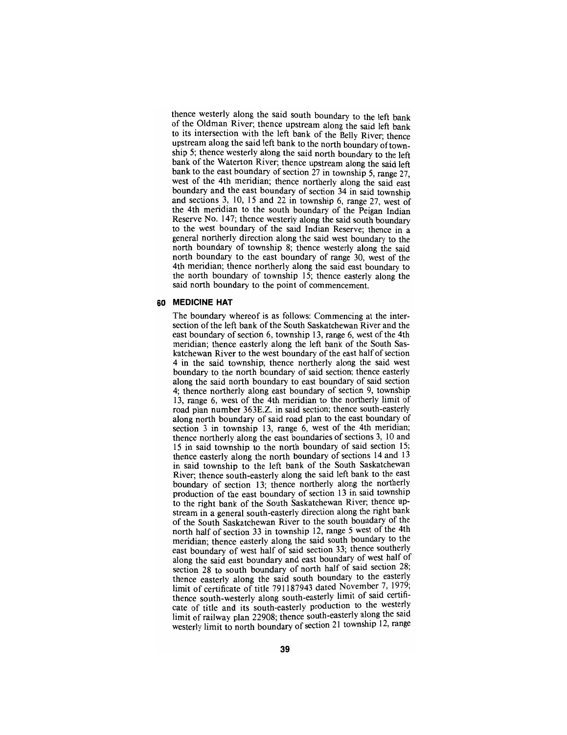thence westerly along the said south boundary to the left bank of the Oldman River; thence upstream along the said left bank to its intersection with the left bank of the Belly River; thence upstream along the said left bank to the north boundary of township 5; thence westerly along the said north boundary to the left bank of the Waterton River; thence upstream along the said left bank to the east boundary of section 27 in township 5, range 27, west of the 4th meridian; thence northerly along the said east boundary and the east boundary of section 34 in said township and sections 3, 10, 15 and 22 in township 6, range 27, west of the 4th meridian to the south boundary of the Peigan Indian Reserve No. 147; thence westerly along the said south boundary to the west boundary of the said Indian Reserve; thence in a general northerly direction along the said west boundary to the north boundary of township 8; thence westerly along the said north boundary to the east boundary of range 30, west of the 4th meridian; thence northerly along the said east boundary to the north boundary of township 15; thence easterly along the said north boundary to the point of commencement.

## 60 MEDICINE HAT

The boundary whereof is as follows: Commencing at the intersection of the left bank of the South Saskatchewan River and the east boundary of section 6, township 13, range 6, west of the 4th meridian; thence easterly along the left bank of the South Saskatchewan River to the west boundary of the east half of section 4 in the said township; thence northerly along the said west boundary to the north boundary of said section; thence easterly along the said north boundary to east boundary of said section 4; thence northerly along east boundary of section 9, township 13, range 6, west of the 4th meridian to the northerly limit of road plan number 363E.Z. in said section; thence south-easterly along north boundary of said road plan to the east boundary of section 3 in township 13, range 6, west of the 4th meridian; thence northerly along the east boundaries of sections 3, 10 and 15 in said township to the north boundary of said section 15; thence easterly along the north boundary of sections 14 and 13 in said township to the left bank of the South Saskatchewan River; thence south-easterly along the said left bank to the east boundary of section 13; thence northerly along the northerly production of the east boundary of section 13 in said township to the right bank of the South Saskatchewan River; thence upstream in a general south-easterly direction along the right bank of the South Saskatchewan River to the south boundary of the north half of section 33 in township 12, range 5 west of the 4th meridian; thence easterly along the said south boundary to the east boundary of west half of said section 33; thence southerly along the said east boundary and east boundary of west half of section 28 to south boundary of north half of said section 28; thence easterly along the said south boundary to the easterly limit of certificate of title 791187943 dated November 7, 1979; thence south-westerly along south-easterly limit of said certificate of title and its south-easterly production to the westerly limit of railway plan 22908; thence south-easterly along the said westerly limit to north boundary of section 21 township 12, range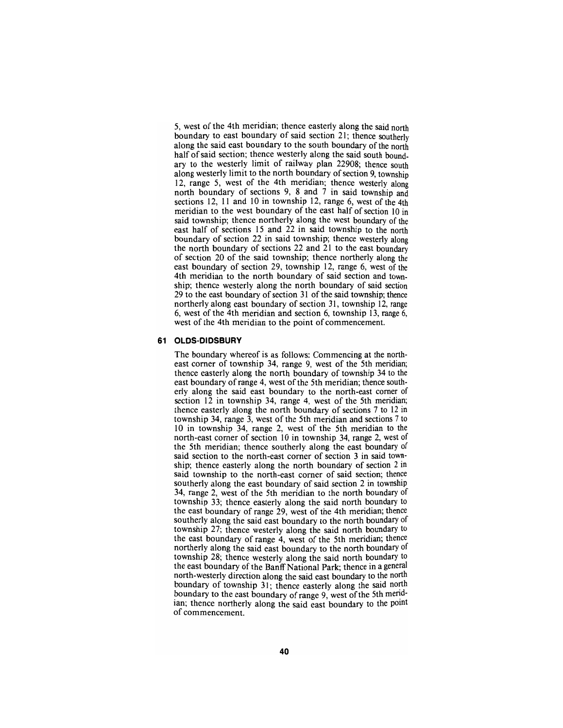5, west of the 4th meridian; thence easterly along the said north boundary to east boundary of said section 21; thence southerly along the said east boundary to the south boundary of the north half of said section; thence westerly along the said south boundary to the westerly limit of railway plan 22908; thence south along westerly limit to the north boundary of section 9, township 12, range 5, west of the 4th meridian; thence westerly along north boundary of sections 9, 8 and 7 in said township and sections 12, 11 and 10 in township 12, range 6, west of the 4th meridian to the west boundary of the east half of section 10 in said township; thence northerly along the west boundary of the east half of sections 15 and 22 in said township to the north boundary of section 22 in said township; thence westerly along the north boundary of sections 22 and 21 to the east boundary of section 20 of the said township; thence northerly along the east boundary of section 29, township 12, range 6, west of the 4th meridian to the north boundary of said section and township; thence westerly along the north boundary of said section 29 to the east boundary of section 31 of the said township; thence northerly along east boundary of section 31, township 12, range 6, west of the 4th meridian and section 6, township 13, range 6, west of the 4th meridian to the point of commencement.

## 61 OLDS-DIDSBURY

The boundary whereof is as follows: Commencing at the north-east corner of township 34, range 9, west of the 5th meridian; thence easterly along the north boundary of township 34 to the east boundary of range 4, west of the 5th meridian; thence southerly along the said east boundary to the north-east corner of section 12 in township 34, range 4, west of the 5th meridian; thence easterly along the north boundary of sections 7 to 12 in township 34, range 3, west of the 5th meridian and sections 7 to 10 in township 34, range 2, west of the 5th meridian to the north-east corner of section 10 in township 34, range 2, west of the 5th meridian; thence southerly along the east boundary of said section to the north-east corner of section 3 in said township; thence easterly along the north boundary of section 2 in said township to the north-east corner of said section; thence southerly along the east boundary of said section 2 in township 34, range 2, west of the 5th meridian to the north boundary of township 33; thence easterly along the said north boundary to the east boundary of range 29, west of the 4th meridian; thence southerly along the said east boundary to the north boundary of township 27; thence westerly along the said north boundary to the east boundary of range 4, west of the 5th meridian; thence northerly along the said east boundary to the north boundary of township 28; thence westerly along the said north boundary to the east boundary of the Banff National Park; thence in a general north-westerly direction along the said east boundary to the north boundary of township 31; thence easterly along the said north boundary to the east boundary of range 9, west of the 5th meridian; thence northerly along the said east boundary to the point of commencement.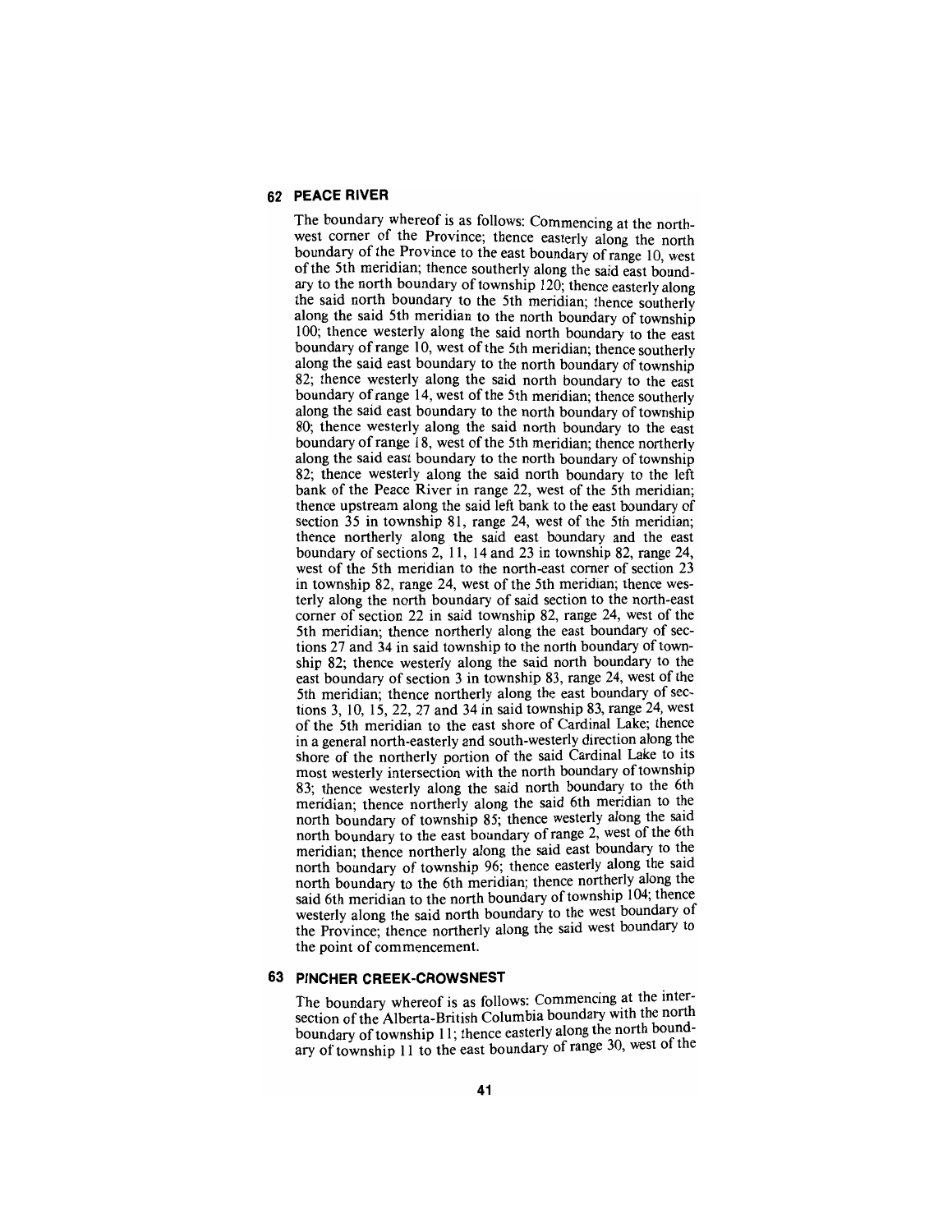## 62 PEACE RIVER

The boundary whereof is as follows: Commencing at the north-west corner of the Province; thence easterly along the north boundary of the Province to the east boundary of range 10, west of the 5th meridian; thence southerly along the said east boundary to the north boundary of township 120; thence easterly along the said north boundary to the 5th meridian; thence southerly along the said 5th meridian to the north boundary of township 100; thence westerly along the said north boundary to the east boundary of range 10, west of the 5th meridian; thence southerly along the said east boundary to the north boundary of township 82; thence westerly along the said north boundary to the east boundary of range 14, west of the 5th meridian; thence southerly along the said east boundary to the north boundary of township 80; thence westerly along the said north boundary to the east boundary of range 18, west of the 5th meridian; thence northerly along the said east boundary to the north boundary of township 82; thence westerly along the said north boundary to the left bank of the Peace River in range 22, west of the 5th meridian; thence upstream along the said left bank to the east boundary of section 35 in township 81, range 24, west of the 5th meridian; thence northerly along the said east boundary and the east boundary of sections 2, 11, 14 and 23 in township 82, range 24, west of the 5th meridian to the north-east corner of section 23 in township 82, range 24, west of the 5th meridian; thence westerly along the north boundary of said section to the north-east corner of section 22 in said township 82, range 24, west of the 5th meridian; thence northerly along the east boundary of sections 27 and 34 in said township to the north boundary of township 82; thence westerly along the said north boundary to the east boundary of section 3 in township 83, range 24, west of the 5th meridian; thence northerly along the east boundary of sections 3, 10, 15, 22, 27 and 34 in said township 83, range 24, west of the 5th meridian to the east shore of Cardinal Lake; thence in a general north-easterly and south-westerly direction along the shore of the northerly portion of the said Cardinal Lake to its most westerly intersection with the north boundary of township 83; thence westerly along the said north boundary to the 6th meridian; thence northerly along the said 6th meridian to the north boundary of township 85; thence westerly along the said north boundary to the east boundary of range 2, west of the 6th meridian; thence northerly along the said east boundary to the north boundary of township 96; thence easterly along the said north boundary to the 6th meridian; thence northerly along the said 6th meridian to the north boundary of township 104; thence westerly along the said north boundary to the west boundary of the Province; thence northerly along the said west boundary to the point of commencement.

## 63 PINCHER CREEK-CROWSNEST

The boundary whereof is as follows: Commencing at the intersection of the Alberta-British Columbia boundary with the north boundary of township 11; thence easterly along the north boundary of township 11 to the east boundary of range 30, west of the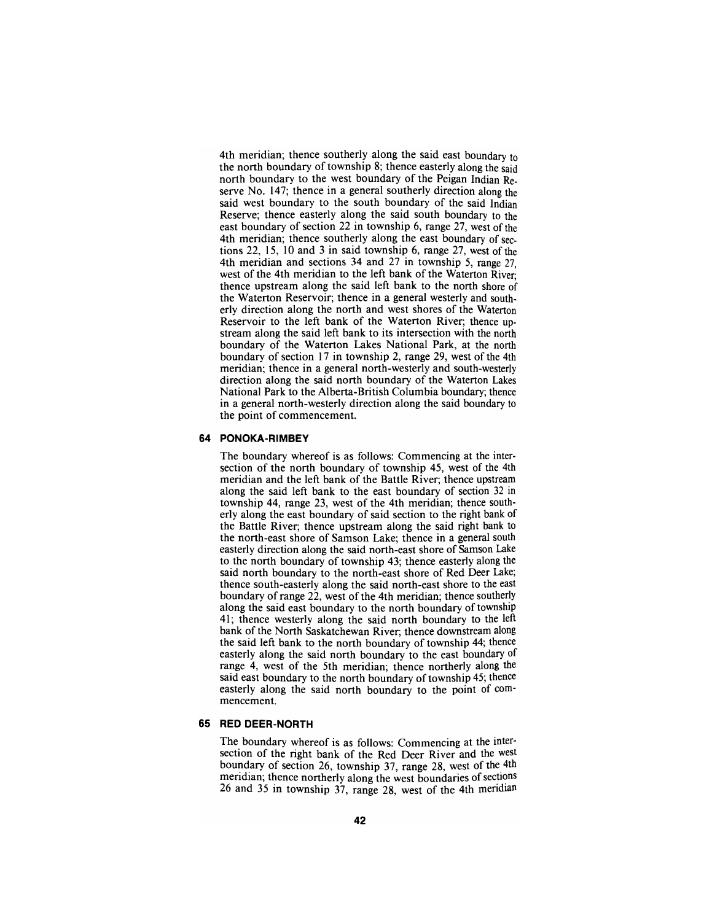4th meridian; thence southerly along the said east boundary to the north boundary of township 8; thence easterly along the said north boundary to the west boundary of the Peigan Indian Reserve No. 147; thence in a general southerly direction along the said west boundary to the south boundary of the said Indian Reserve; thence easterly along the said south boundary to the east boundary of section 22 in township 6, range 27, west of the 4th meridian; thence southerly along the east boundary of sections 22, 15, 10 and 3 in said township 6, range 27, west of the 4th meridian and sections 34 and 27 in township 5, range 27, west of the 4th meridian to the left bank of the Waterton River; thence upstream along the said left bank to the north shore of the Waterton Reservoir; thence in a general westerly and southerly direction along the north and west shores of the Waterton Reservoir to the left bank of the Waterton River; thence upstream along the said left bank to its intersection with the north boundary of the Waterton Lakes National Park, at the north boundary of section 17 in township 2, range 29, west of the 4th meridian; thence in a general north-westerly and south-westerly direction along the said north boundary of the Waterton Lakes National Park to the Alberta-British Columbia boundary; thence in a general north-westerly direction along the said boundary to the point of commencement.

## 64 PONOKA-RIMBEY

The boundary whereof is as follows: Commencing at the intersection of the north boundary of township 45, west of the 4th meridian and the left bank of the Battle River; thence upstream along the said left bank to the east boundary of section 32 in township 44, range 23, west of the 4th meridian; thence southerly along the east boundary of said section to the right bank of the Battle River; thence upstream along the said right bank to the north-east shore of Samson Lake; thence in a general south easterly direction along the said north-east shore of Samson Lake to the north boundary of township 43; thence easterly along the said north boundary to the north-east shore of Red Deer Lake; thence south-easterly along the said north-east shore to the east boundary of range 22, west of the 4th meridian; thence southerly along the said east boundary to the north boundary of township 41; thence westerly along the said north boundary to the left bank of the North Saskatchewan River; thence downstream along the said left bank to the north boundary of township 44; thence easterly along the said north boundary to the east boundary of range 4, west of the 5th meridian; thence northerly along the said east boundary to the north boundary of township 45; thence easterly along the said north boundary to the point of commencement.

## 65 RED DEER-NORTH

The boundary whereof is as follows: Commencing at the intersection of the right bank of the Red Deer River and the west boundary of section 26, township 37, range 28, west of the 4th meridian; thence northerly along the west boundaries of sections 26 and 35 in township 37, range 28, west of the 4th meridian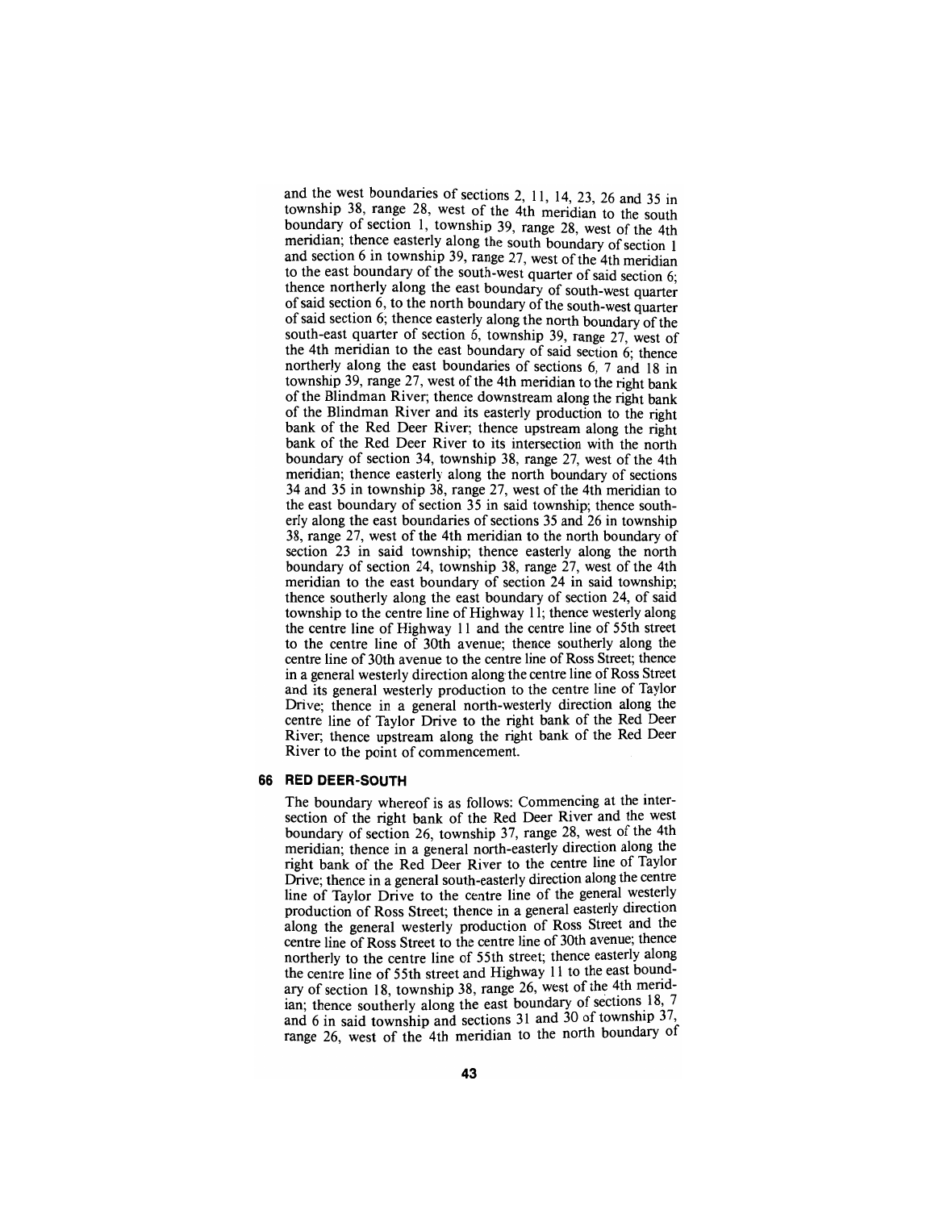and the west boundaries of sections 2, 11, 14, 23, 26 and 35 in township 38, range 28, west of the 4th meridian to the south boundary of section 1, township 39, range 28, west of the 4th meridian; thence easterly along the south boundary of section 1 and section 6 in township 39, range 27, west of the 4th meridian to the east boundary of the south-west quarter of said section 6; thence northerly along the east boundary of south-west quarter of said section 6, to the north boundary of the south-west quarter of said section 6; thence easterly along the north boundary of the south-east quarter of section 6, township 39, range 27, west of the 4th meridian to the east boundary of said section 6; thence northerly along the east boundaries of sections 6, 7 and 18 in township 39, range 27, west of the 4th meridian to the right bank of the Blindman River; thence downstream along the right bank of the Blindman River and its easterly production to the right bank of the Red Deer River; thence upstream along the right bank of the Red Deer River to its intersection with the north boundary of section 34, township 38, range 27, west of the 4th meridian; thence easterly along the north boundary of sections 34 and 35 in township 38, range 27, west of the 4th meridian to the east boundary of section 35 in said township; thence southerly along the east boundaries of sections 35 and 26 in township 38, range 27, west of the 4th meridian to the north boundary of section 23 in said township; thence easterly along the north boundary of section 24, township 38, range 27, west of the 4th meridian to the east boundary of section 24 in said township; thence southerly along the east boundary of section 24, of said township to the centre line of Highway 11; thence westerly along the centre line of Highway 11 and the centre line of 55th street to the centre line of 30th avenue; thence southerly along the centre line of 30th avenue to the centre line of Ross Street; thence in a general westerly direction along the centre line of Ross Street and its general westerly production to the centre line of Taylor Drive; thence in a general north-westerly direction along the centre line of Taylor Drive to the right bank of the Red Deer River; thence upstream along the right bank of the Red Deer River to the point of commencement.

## 66 RED DEER-SOUTH

The boundary whereof is as follows: Commencing at the intersection of the right bank of the Red Deer River and the west boundary of section 26, township 37, range 28, west of the 4th meridian; thence in a general north-easterly direction along the right bank of the Red Deer River to the centre line of Taylor Drive; thence in a general south-easterly direction along the centre line of Taylor Drive to the centre line of the general westerly production of Ross Street; thence in a general easterly direction along the general westerly production of Ross Street and the centre line of Ross Street to the centre line of 30th avenue; thence northerly to the centre line of 55th street; thence easterly along the centre line of 55th street and Highway 11 to the east boundary of section 18, township 38, range 26, west of the 4th meridian; thence southerly along the east boundary of sections 18, 7 and 6 in said township and sections 31 and 30 of township 37, range 26, west of the 4th meridian to the north boundary of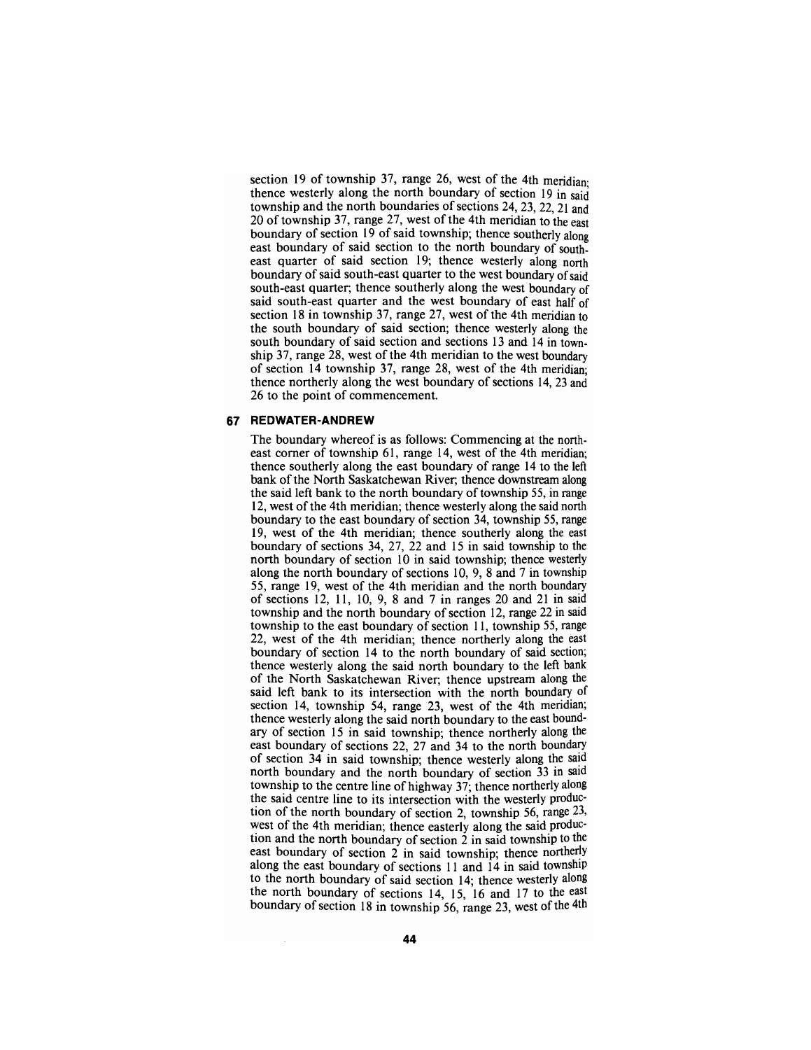section 19 of township 37, range 26, west of the 4th meridian; thence westerly along the north boundary of section 19 in said township and the north boundaries of sections 24, 23, 22, 21 and 20 of township 37, range 27, west of the 4th meridian to the east boundary of section 19 of said township; thence southerly along east boundary of said section to the north boundary of south-east quarter of said section 19; thence westerly along north boundary of said south-east quarter to the west boundary of said south-east quarter; thence southerly along the west boundary of said south-east quarter and the west boundary of east half of section 18 in township 37, range 27, west of the 4th meridian to the south boundary of said section; thence westerly along the south boundary of said section and sections 13 and 14 in township 37, range 28, west of the 4th meridian to the west boundary of section 14 township 37, range 28, west of the 4th meridian; thence northerly along the west boundary of sections 14, 23 and 26 to the point of commencement.

## 67 REDWATER-ANDREW

The boundary whereof is as follows: Commencing at the north-east corner of township 61, range 14, west of the 4th meridian; thence southerly along the east boundary of range 14 to the left bank of the North Saskatchewan River; thence downstream along the said left bank to the north boundary of township 55, in range 12, west of the 4th meridian; thence westerly along the said north boundary to the east boundary of section 34, township 55, range 19, west of the 4th meridian; thence southerly along the east boundary of sections 34, 27, 22 and 15 in said township to the north boundary of section 10 in said township; thence westerly along the north boundary of sections 10, 9, 8 and 7 in township 55, range 19, west of the 4th meridian and the north boundary of sections 12, 11, 10, 9, 8 and 7 in ranges 20 and 21 in said township and the north boundary of section 12, range 22 in said township to the east boundary of section 11, township 55, range 22, west of the 4th meridian; thence northerly along the east boundary of section 14 to the north boundary of said section; thence westerly along the said north boundary to the left bank of the North Saskatchewan River; thence upstream along the said left bank to its intersection with the north boundary of section 14, township 54, range 23, west of the 4th meridian; thence westerly along the said north boundary to the east boundary of section 15 in said township; thence northerly along the east boundary of sections 22, 27 and 34 to the north boundary of section 34 in said township; thence westerly along the said north boundary and the north boundary of section 33 in said township to the centre line of highway 37; thence northerly along the said centre line to its intersection with the westerly production of the north boundary of section 2, township 56, range 23, west of the 4th meridian; thence easterly along the said production and the north boundary of section 2 in said township to the east boundary of section 2 in said township; thence northerly along the east boundary of sections 11 and 14 in said township to the north boundary of said section 14; thence westerly along the north boundary of sections 14, 15, 16 and 17 to the east boundary of section 18 in township 56, range 23, west of the 4th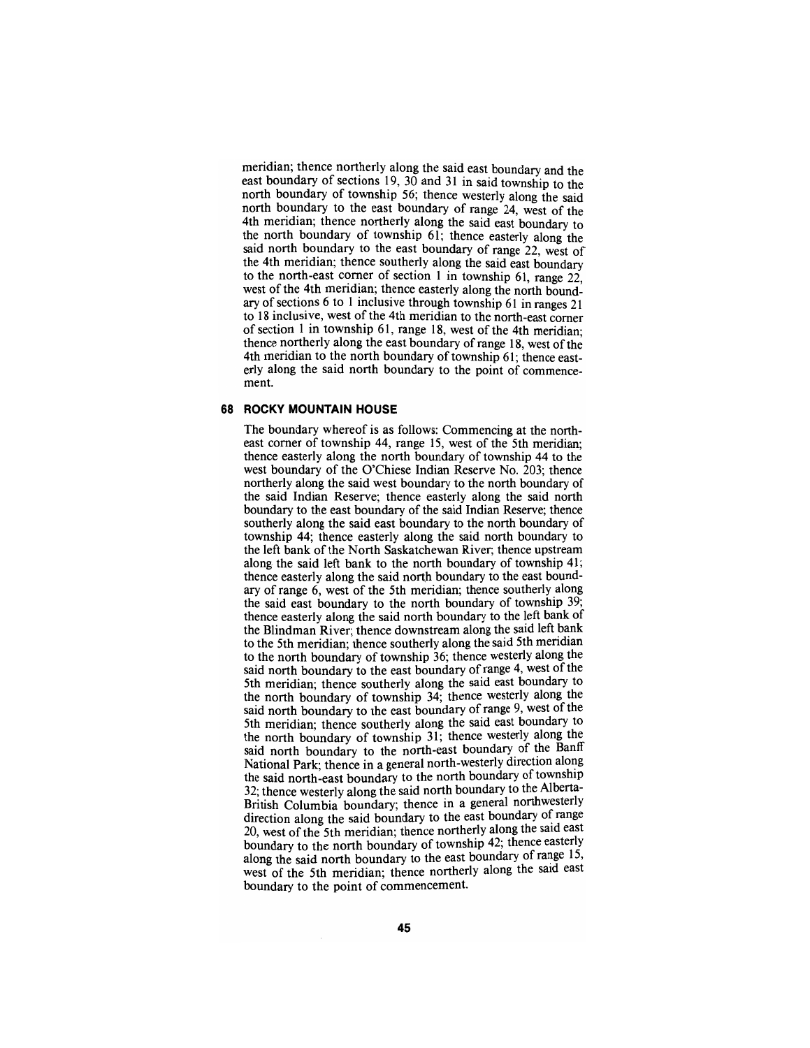meridian; thence northerly along the said east boundary and the east boundary of sections 19, 30 and 31 in said township to the north boundary of township 56; thence westerly along the said north boundary to the east boundary of range 24, west of the 4th meridian; thence northerly along the said east boundary to the north boundary of township 61; thence easterly along the said north boundary to the east boundary of range 22, west of the 4th meridian; thence southerly along the said east boundary to the north-east corner of section 1 in township 61, range 22, west of the 4th meridian; thence easterly along the north boundary of sections 6 to 1 inclusive through township 61 in ranges 21 to 18 inclusive, west of the 4th meridian to the north-east corner of section 1 in township 61, range 18, west of the 4th meridian; thence northerly along the east boundary of range 18, west of the 4th meridian to the north boundary of township 61; thence easterly along the said north boundary to the point of commencement.

## 68 ROCKY MOUNTAIN HOUSE

The boundary whereof is as follows: Commencing at the north-east corner of township 44, range 15, west of the 5th meridian; thence easterly along the north boundary of township 44 to the west boundary of the O'Chiese Indian Reserve No. 203; thence northerly along the said west boundary to the north boundary of the said Indian Reserve; thence easterly along the said north boundary to the east boundary of the said Indian Reserve; thence southerly along the said east boundary to the north boundary of township 44; thence easterly along the said north boundary to the left bank of the North Saskatchewan River; thence upstream along the said left bank to the north boundary of township 41; thence easterly along the said north boundary to the east boundary of range 6, west of the 5th meridian; thence southerly along the said east boundary to the north boundary of township 39; thence easterly along the said north boundary to the left bank of the Blindman River; thence downstream along the said left bank to the 5th meridian; thence southerly along the said 5th meridian to the north boundary of township 36; thence westerly along the said north boundary to the east boundary of range 4, west of the 5th meridian; thence southerly along the said east boundary to the north boundary of township 34; thence westerly along the said north boundary to the east boundary of range 9, west of the 5th meridian; thence southerly along the said east boundary to the north boundary of township 31; thence westerly along the said north boundary to the north-east boundary of the Banff National Park; thence in a general north-westerly direction along the said north-east boundary to the north boundary of township 32; thence westerly along the said north boundary to the Alberta-British Columbia boundary; thence in a general northwesterly direction along the said boundary to the east boundary of range 20, west of the 5th meridian; thence northerly along the said east boundary to the north boundary of township 42; thence easterly along the said north boundary to the east boundary of range 15, west of the 5th meridian; thence northerly along the said east boundary to the point of commencement.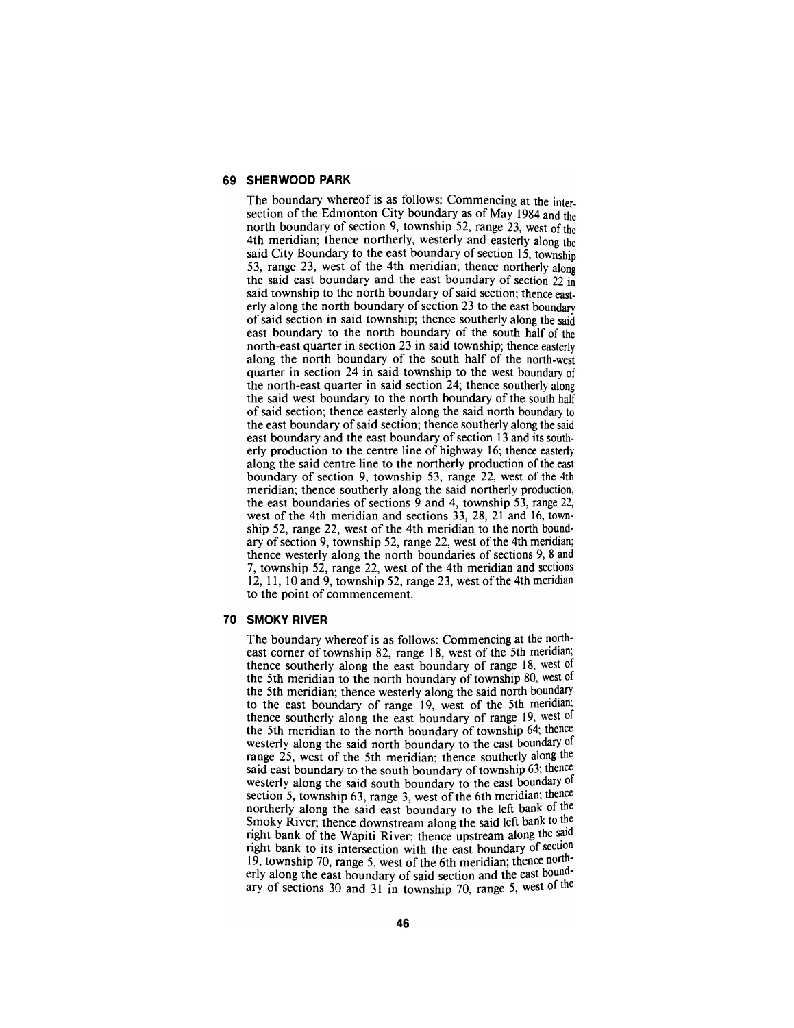## 69 SHERWOOD PARK

The boundary whereof is as follows: Commencing at the intersection of the Edmonton City boundary as of May 1984 and the north boundary of section 9, township 52, range 23, west of the 4th meridian; thence northerly, westerly and easterly along the said City Boundary to the east boundary of section 15, township 53, range 23, west of the 4th meridian; thence northerly along the said east boundary and the east boundary of section 22 in said township to the north boundary of said section; thence easterly along the north boundary of section 23 to the east boundary of said section in said township; thence southerly along the said east boundary to the north boundary of the south half of the north-east quarter in section 23 in said township; thence easterly along the north boundary of the south half of the north-west quarter in section 24 in said township to the west boundary of the north-east quarter in said section 24; thence southerly along the said west boundary to the north boundary of the south half of said section; thence easterly along the said north boundary to the east boundary of said section; thence southerly along the said east boundary and the east boundary of section 13 and its southerly production to the centre line of highway 16; thence easterly along the said centre line to the northerly production of the east boundary of section 9, township 53, range 22, west of the 4th meridian; thence southerly along the said northerly production, the east boundaries of sections 9 and 4, township 53, range 22, west of the 4th meridian and sections 33, 28, 21 and 16, township 52, range 22, west of the 4th meridian to the north boundary of section 9, township 52, range 22, west of the 4th meridian; thence westerly along the north boundaries of sections 9, 8 and 7, township 52, range 22, west of the 4th meridian and sections 12, 11, 10 and 9, township 52, range 23, west of the 4th meridian to the point of commencement.

## 70 SMOKY RIVER

The boundary whereof is as follows: Commencing at the north-east corner of township 82, range 18, west of the 5th meridian; thence southerly along the east boundary of range 18, west of the 5th meridian to the north boundary of township 80, west of the 5th meridian; thence westerly along the said north boundary to the east boundary of range 19, west of the 5th meridian; thence southerly along the east boundary of range 19, west of the 5th meridian to the north boundary of township 64; thence westerly along the said north boundary to the east boundary of range 25, west of the 5th meridian; thence southerly along the said east boundary to the south boundary of township 63; thence westerly along the said south boundary to the east boundary of section 5, township 63, range 3, west of the 6th meridian; thence northerly along the said east boundary to the left bank of the Smoky River; thence downstream along the said left bank to the right bank of the Wapiti River; thence upstream along the said right bank to its intersection with the east boundary of section 19, township 70, range 5, west of the 6th meridian; thence northerly along the east boundary of said section and the east boundary of sections 30 and 31 in township 70, range 5, west of the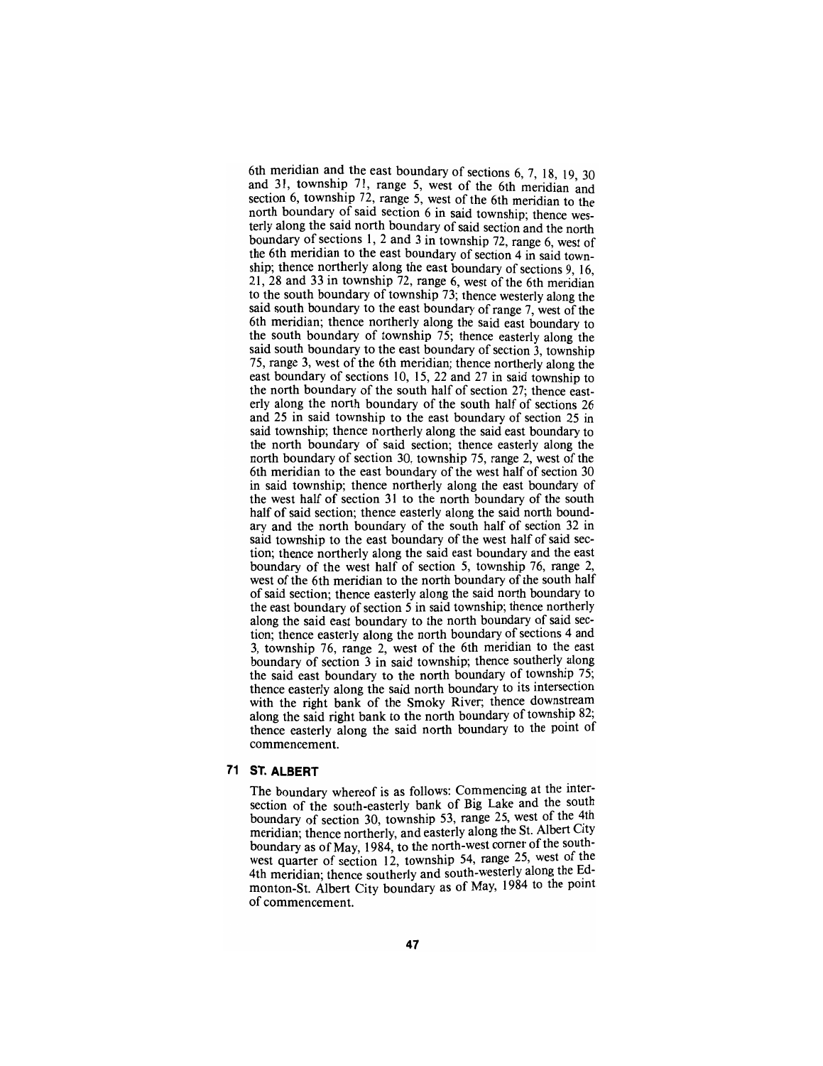6th meridian and the east boundary of sections 6, 7, 18, 19, 30 and 31, township 71, range 5, west of the 6th meridian and section 6, township 72, range 5, west of the 6th meridian to the north boundary of said section 6 in said township; thence westerly along the said north boundary of said section and the north boundary of sections 1, 2 and 3 in township 72, range 6, west of the 6th meridian to the east boundary of section 4 in said township; thence northerly along the east boundary of sections 9, 16, 21, 28 and 33 in township 72, range 6, west of the 6th meridian to the south boundary of township 73; thence westerly along the said south boundary to the east boundary of range 7, west of the 6th meridian; thence northerly along the said east boundary to the south boundary of township 75; thence easterly along the said south boundary to the east boundary of section 3, township 75, range 3, west of the 6th meridian; thence northerly along the east boundary of sections 10, 15, 22 and 27 in said township to the north boundary of the south half of section 27; thence easterly along the north boundary of the south half of sections 26 and 25 in said township to the east boundary of section 25 in said township; thence northerly along the said east boundary to the north boundary of said section; thence easterly along the north boundary of section 30, township 75, range 2, west of the 6th meridian to the east boundary of the west half of section 30 in said township; thence northerly along the east boundary of the west half of section 31 to the north boundary of the south half of said section; thence easterly along the said north boundary and the north boundary of the south half of section 32 in said township to the east boundary of the west half of said section; thence northerly along the said east boundary and the east boundary of the west half of section 5, township 76, range 2, west of the 6th meridian to the north boundary of the south half of said section; thence easterly along the said north boundary to the east boundary of section 5 in said township; thence northerly along the said east boundary to the north boundary of said section; thence easterly along the north boundary of sections 4 and 3, township 76, range 2, west of the 6th meridian to the east boundary of section 3 in said township; thence southerly along the said east boundary to the north boundary of township 75; thence easterly along the said north boundary to its intersection with the right bank of the Smoky River; thence downstream along the said right bank to the north boundary of township 82; thence easterly along the said north boundary to the point of commencement.

## 71 ST. ALBERT

The boundary whereof is as follows: Commencing at the intersection of the south-easterly bank of Big Lake and the south boundary of section 30, township 53, range 25, west of the 4th meridian; thence northerly, and easterly along the St. Albert City boundary as of May, 1984, to the north-west corner of the south-west quarter of section 12, township 54, range 25, west of the 4th meridian; thence southerly and south-westerly along the Edmonton-St. Albert City boundary as of May, 1984 to the point of commencement.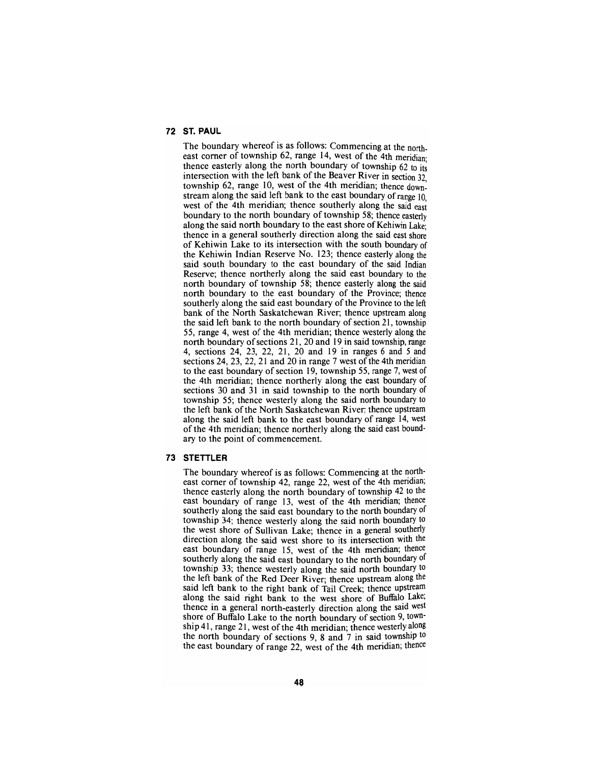## 72 ST. PAUL

The boundary whereof is as follows: Commencing at the north-east corner of township 62, range 14, west of the 4th meridian; thence easterly along the north boundary of township 62 to its intersection with the left bank of the Beaver River in section 32, township 62, range 10, west of the 4th meridian; thence downstream along the said left bank to the east boundary of range 10, west of the 4th meridian; thence southerly along the said east boundary to the north boundary of township 58; thence easterly along the said north boundary to the east shore of Kehiwin Lake; thence in a general southerly direction along the said east shore of Kehiwin Lake to its intersection with the south boundary of the Kehiwin Indian Reserve No. 123; thence easterly along the said south boundary to the east boundary of the said Indian Reserve; thence northerly along the said east boundary to the north boundary of township 58; thence easterly along the said north boundary to the east boundary of the Province; thence southerly along the said east boundary of the Province to the left bank of the North Saskatchewan River; thence upstream along the said left bank to the north boundary of section 21, township 55, range 4, west of the 4th meridian; thence westerly along the north boundary of sections 21, 20 and 19 in said township, range 4, sections 24, 23, 22, 21, 20 and 19 in ranges 6 and 5 and sections 24, 23, 22, 21 and 20 in range 7 west of the 4th meridian to the east boundary of section 19, township 55, range 7, west of the 4th meridian; thence northerly along the east boundary of sections 30 and 31 in said township to the north boundary of township 55; thence westerly along the said north boundary to the left bank of the North Saskatchewan River: thence upstream along the said left bank to the east boundary of range 14, west of the 4th meridian; thence northerly along the said east boundary to the point of commencement.

## 73 STETTLER

The boundary whereof is as follows: Commencing at the north-east corner of township 42, range 22, west of the 4th meridian; thence easterly along the north boundary of township 42 to the east boundary of range 13, west of the 4th meridian; thence southerly along the said east boundary to the north boundary of township 34; thence westerly along the said north boundary to the west shore of Sullivan Lake; thence in a general southerly direction along the said west shore to its intersection with the east boundary of range 15, west of the 4th meridian; thence southerly along the said east boundary to the north boundary of township 33; thence westerly along the said north boundary to the left bank of the Red Deer River; thence upstream along the said left bank to the right bank of Tail Creek; thence upstream along the said right bank to the west shore of Buffalo Lake; thence in a general north-easterly direction along the said west shore of Buffalo Lake to the north boundary of section 9, township 41, range 21, west of the 4th meridian; thence westerly along the north boundary of sections 9, 8 and 7 in said township to the east boundary of range 22, west of the 4th meridian; thence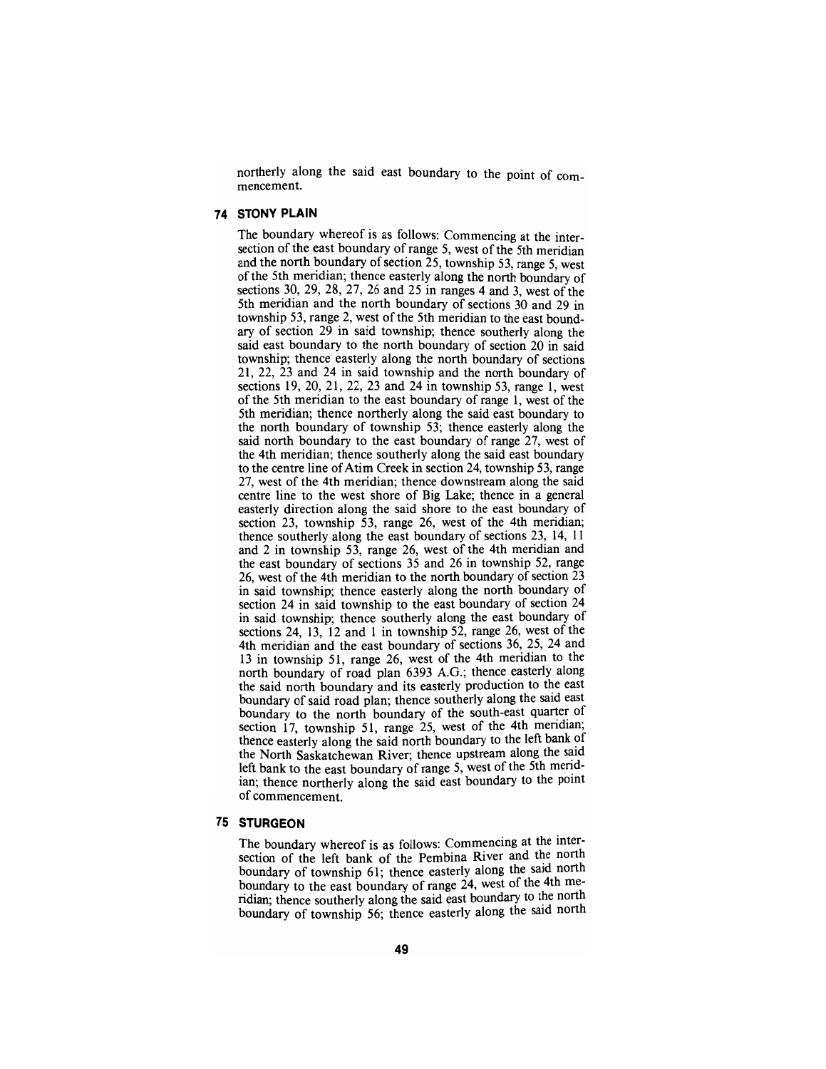northerly along the said east boundary to the point of commencement.

## 74 STONY PLAIN

The boundary whereof is as follows: Commencing at the intersection of the east boundary of range 5, west of the 5th meridian and the north boundary of section 25, township 53, range 5, west of the 5th meridian; thence easterly along the north boundary of sections 30, 29, 28, 27, 26 and 25 in ranges 4 and 3, west of the 5th meridian and the north boundary of sections 30 and 29 in township 53, range 2, west of the 5th meridian to the east boundary of section 29 in said township; thence southerly along the said east boundary to the north boundary of section 20 in said township; thence easterly along the north boundary of sections 21, 22, 23 and 24 in said township and the north boundary of sections 19, 20, 21, 22, 23 and 24 in township 53, range 1, west of the 5th meridian to the east boundary of range 1, west of the 5th meridian; thence northerly along the said east boundary to the north boundary of township 53; thence easterly along the said north boundary to the east boundary of range 27, west of the 4th meridian; thence southerly along the said east boundary to the centre line of Atim Creek in section 24, township 53, range 27, west of the 4th meridian; thence downstream along the said centre line to the west shore of Big Lake; thence in a general easterly direction along the said shore to the east boundary of section 23, township 53, range 26, west of the 4th meridian; thence southerly along the east boundary of sections 23, 14, 11 and 2 in township 53, range 26, west of the 4th meridian and the east boundary of sections 35 and 26 in township 52, range 26, west of the 4th meridian to the north boundary of section 23 in said township; thence easterly along the north boundary of section 24 in said township to the east boundary of section 24 in said township; thence southerly along the east boundary of sections 24, 13, 12 and 1 in township 52, range 26, west of the 4th meridian and the east boundary of sections 36, 25, 24 and 13 in township 51, range 26, west of the 4th meridian to the north boundary of road plan 6393 A.G.; thence easterly along the said north boundary and its easterly production to the east boundary of said road plan; thence southerly along the said east boundary to the north boundary of the south-east quarter of section 17, township 51, range 25, west of the 4th meridian; thence easterly along the said north boundary to the left bank of the North Saskatchewan River; thence upstream along the said left bank to the east boundary of range 5, west of the 5th meridian; thence northerly along the said east boundary to the point of commencement.

## 75 STURGEON

The boundary whereof is as follows: Commencing at the intersection of the left bank of the Pembina River and the north boundary of township 61; thence easterly along the said north boundary to the east boundary of range 24, west of the 4th meridian; thence southerly along the said east boundary to the north boundary of township 56; thence easterly along the said north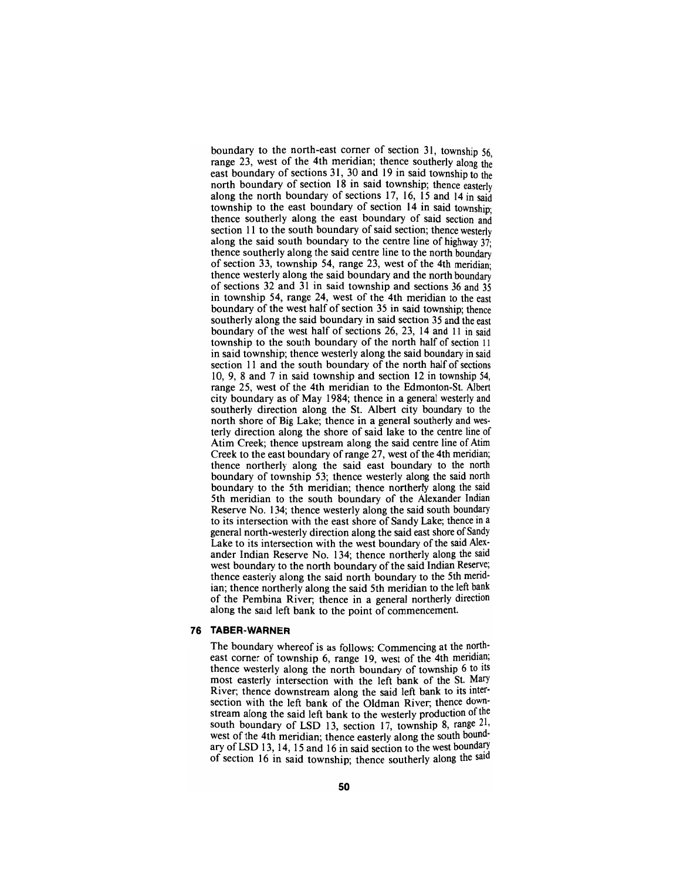boundary to the north-east corner of section 31, township 56, range 23, west of the 4th meridian; thence southerly along the east boundary of sections 31, 30 and 19 in said township to the north boundary of section 18 in said township; thence easterly along the north boundary of sections 17, 16, 15 and 14 in said township to the east boundary of section 14 in said township; thence southerly along the east boundary of said section and section 11 to the south boundary of said section; thence westerly along the said south boundary to the centre line of highway 37; thence southerly along the said centre line to the north boundary of section 33, township 54, range 23, west of the 4th meridian; thence westerly along the said boundary and the north boundary of sections 32 and 31 in said township and sections 36 and 35 in township 54, range 24, west of the 4th meridian to the east boundary of the west half of section 35 in said township; thence southerly along the said boundary in said section 35 and the east boundary of the west half of sections 26, 23, 14 and 11 in said township to the south boundary of the north half of section 11 in said township; thence westerly along the said boundary in said section 11 and the south boundary of the north half of sections 10, 9, 8 and 7 in said township and section 12 in township 54, range 25, west of the 4th meridian to the Edmonton-St. Albert city boundary as of May 1984; thence in a general westerly and southerly direction along the St. Albert city boundary to the north shore of Big Lake; thence in a general southerly and westerly direction along the shore of said lake to the centre line of Atim Creek; thence upstream along the said centre line of Atim Creek to the east boundary of range 27, west of the 4th meridian; thence northerly along the said east boundary to the north boundary of township 53; thence westerly along the said north boundary to the 5th meridian; thence northerly along the said 5th meridian to the south boundary of the Alexander Indian Reserve No. 134; thence westerly along the said south boundary to its intersection with the east shore of Sandy Lake; thence in a general north-westerly direction along the said east shore of Sandy Lake to its intersection with the west boundary of the said Alexander Indian Reserve No. 134; thence northerly along the said west boundary to the north boundary of the said Indian Reserve; thence easterly along the said north boundary to the 5th meridian; thence northerly along the said 5th meridian to the left bank of the Pembina River; thence in a general northerly direction along the said left bank to the point of commencement.

### 76 TABER-WARNER

The boundary whereof is as follows: Commencing at the north-east corner of township 6, range 19, west of the 4th meridian; thence westerly along the north boundary of township 6 to its most easterly intersection with the left bank of the St. Mary River; thence downstream along the said left bank to its intersection with the left bank of the Oldman River; thence downstream along the said left bank to the westerly production of the south boundary of LSD 13, section 17, township 8, range 21, west of the 4th meridian; thence easterly along the south boundary of LSD 13, 14, 15 and 16 in said section to the west boundary of section 16 in said township; thence southerly along the said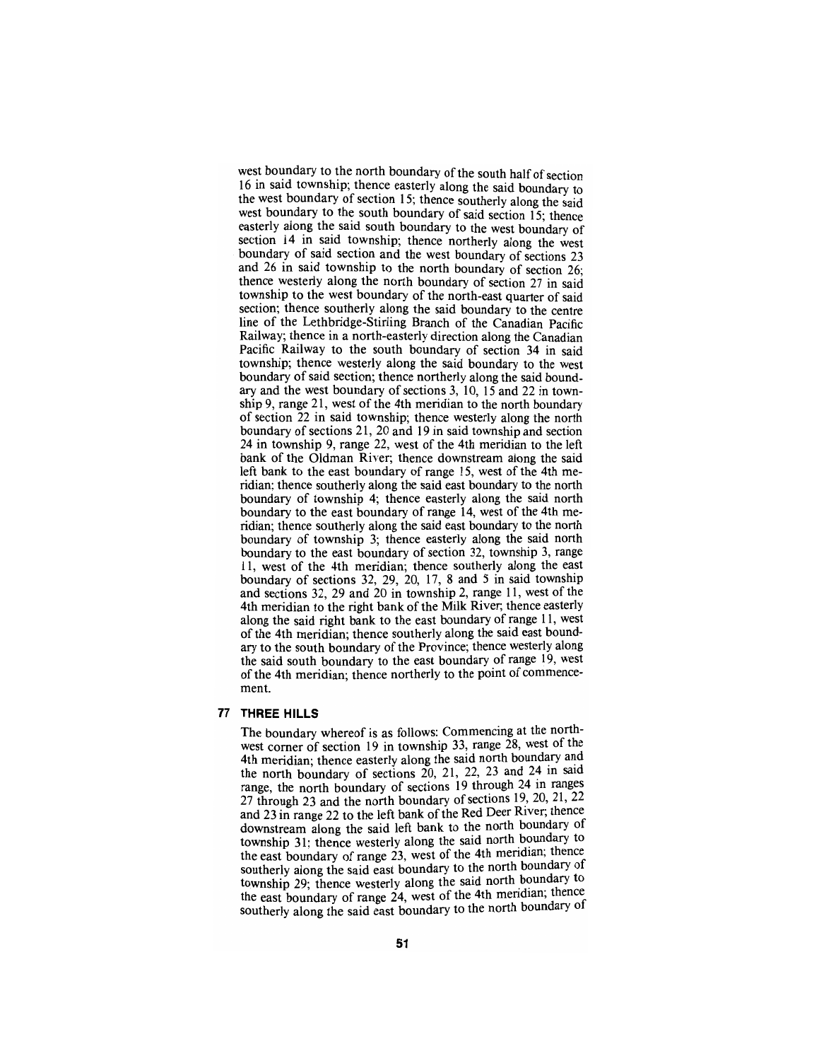west boundary to the north boundary of the south half of section 16 in said township; thence easterly along the said boundary to the west boundary of section 15; thence southerly along the said west boundary to the south boundary of said section 15; thence easterly along the said south boundary to the west boundary of section 14 in said township; thence northerly along the west boundary of said section and the west boundary of sections 23 and 26 in said township to the north boundary of section 26; thence westerly along the north boundary of section 27 in said township to the west boundary of the north-east quarter of said section; thence southerly along the said boundary to the centre line of the Lethbridge-Stirling Branch of the Canadian Pacific Railway; thence in a north-easterly direction along the Canadian Pacific Railway to the south boundary of section 34 in said township; thence westerly along the said boundary to the west boundary of said section; thence northerly along the said boundary and the west boundary of sections 3, 10, 15 and 22 in township 9, range 21, west of the 4th meridian to the north boundary of section 22 in said township; thence westerly along the north boundary of sections 21, 20 and 19 in said township and section 24 in township 9, range 22, west of the 4th meridian to the left bank of the Oldman River; thence downstream along the said left bank to the east boundary of range 15, west of the 4th meridian; thence southerly along the said east boundary to the north boundary of township 4; thence easterly along the said north boundary to the east boundary of range 14, west of the 4th meridian; thence southerly along the said east boundary to the north boundary of township 3; thence easterly along the said north boundary to the east boundary of section 32, township 3, range 11, west of the 4th meridian; thence southerly along the east boundary of sections 32, 29, 20, 17, 8 and 5 in said township and sections 32, 29 and 20 in township 2, range 11, west of the 4th meridian to the right bank of the Milk River; thence easterly along the said right bank to the east boundary of range 11, west of the 4th meridian; thence southerly along the said east boundary to the south boundary of the Province; thence westerly along the said south boundary to the east boundary of range 19, west of the 4th meridian; thence northerly to the point of commencement.

## 77 THREE HILLS

The boundary whereof is as follows: Commencing at the north-west corner of section 19 in township 33, range 28, west of the 4th meridian; thence easterly along the said north boundary and the north boundary of sections 20, 21, 22, 23 and 24 in said range, the north boundary of sections 19 through 24 in ranges 27 through 23 and the north boundary of sections 19, 20, 21, 22 and 23 in range 22 to the left bank of the Red Deer River; thence downstream along the said left bank to the north boundary of township 31; thence westerly along the said north boundary to the east boundary of range 23, west of the 4th meridian; thence southerly along the said east boundary to the north boundary of township 29; thence westerly along the said north boundary to the east boundary of range 24, west of the 4th meridian; thence southerly along the said east boundary to the north boundary of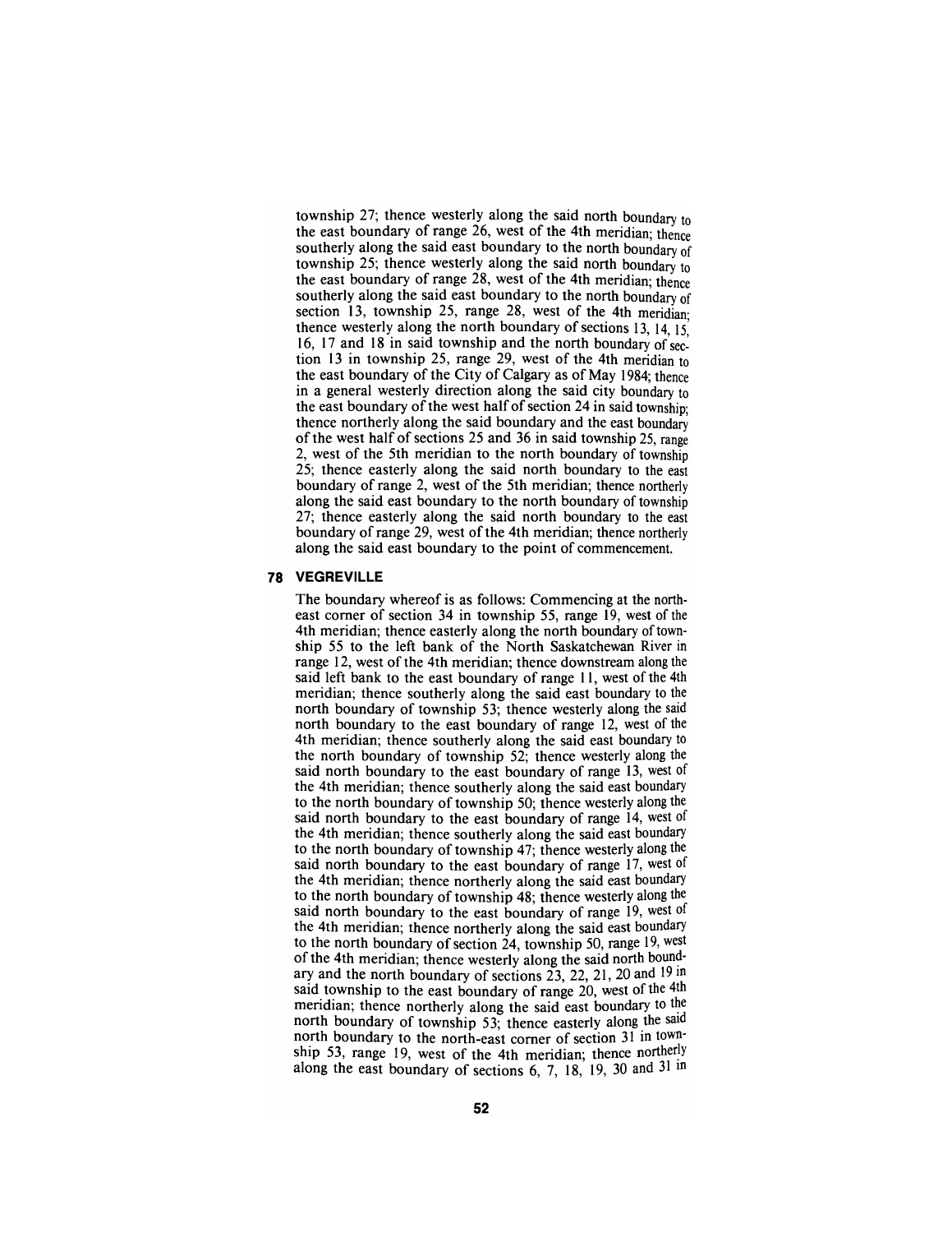township 27; thence westerly along the said north boundary to the east boundary of range 26, west of the 4th meridian; thence southerly along the said east boundary to the north boundary of township 25; thence westerly along the said north boundary to the east boundary of range 28, west of the 4th meridian; thence southerly along the said east boundary to the north boundary of section 13, township 25, range 28, west of the 4th meridian; thence westerly along the north boundary of sections 13, 14, 15, 16, 17 and 18 in said township and the north boundary of section 13 in township 25, range 29, west of the 4th meridian to the east boundary of the City of Calgary as of May 1984; thence in a general westerly direction along the said city boundary to the east boundary of the west half of section 24 in said township; thence northerly along the said boundary and the east boundary of the west half of sections 25 and 36 in said township 25, range 2, west of the 5th meridian to the north boundary of township 25; thence easterly along the said north boundary to the east boundary of range 2, west of the 5th meridian; thence northerly along the said east boundary to the north boundary of township 27; thence easterly along the said north boundary to the east boundary of range 29, west of the 4th meridian; thence northerly along the said east boundary to the point of commencement.

## 78 VEGREVILLE

The boundary whereof is as follows: Commencing at the north-east corner of section 34 in township 55, range 19, west of the 4th meridian; thence easterly along the north boundary of township 55 to the left bank of the North Saskatchewan River in range 12, west of the 4th meridian; thence downstream along the said left bank to the east boundary of range 11, west of the 4th meridian; thence southerly along the said east boundary to the north boundary of township 53; thence westerly along the said north boundary to the east boundary of range 12, west of the 4th meridian; thence southerly along the said east boundary to the north boundary of township 52; thence westerly along the said north boundary to the east boundary of range 13, west of the 4th meridian; thence southerly along the said east boundary to the north boundary of township 50; thence westerly along the said north boundary to the east boundary of range 14, west of the 4th meridian; thence southerly along the said east boundary to the north boundary of township 47; thence westerly along the said north boundary to the east boundary of range 17, west of the 4th meridian; thence northerly along the said east boundary to the north boundary of township 48; thence westerly along the said north boundary to the east boundary of range 19, west of the 4th meridian; thence northerly along the said east boundary to the north boundary of section 24, township 50, range 19, west of the 4th meridian; thence westerly along the said north boundary and the north boundary of sections 23, 22, 21, 20 and 19 in said township to the east boundary of range 20, west of the 4th meridian; thence northerly along the said east boundary to the north boundary of township 53; thence easterly along the said north boundary to the north-east corner of section 31 in township 53, range 19, west of the 4th meridian; thence northerly along the east boundary of sections 6, 7, 18, 19, 30 and 31 in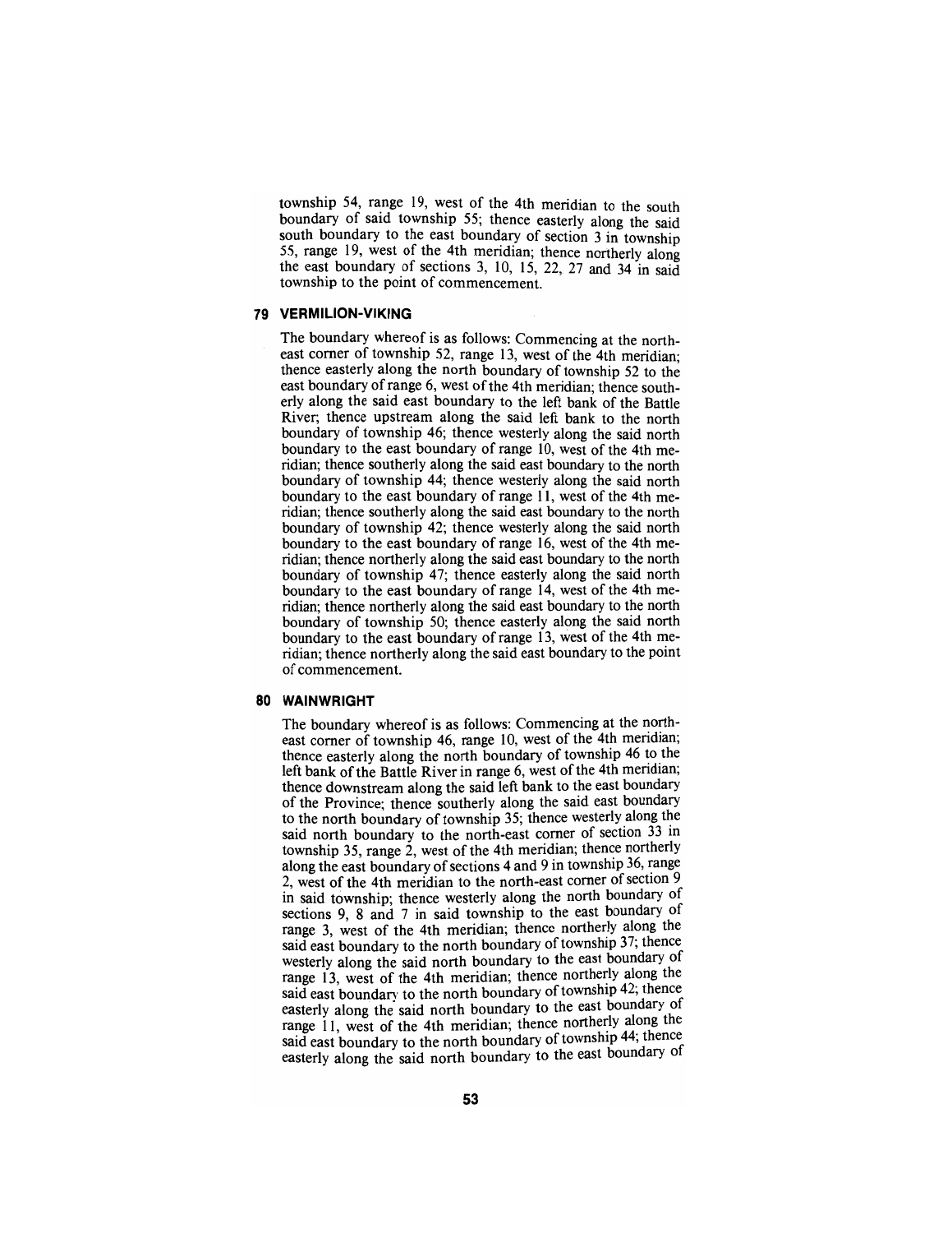township 54, range 19, west of the 4th meridian to the south boundary of said township 55; thence easterly along the said south boundary to the east boundary of section 3 in township 55, range 19, west of the 4th meridian; thence northerly along the east boundary of sections 3, 10, 15, 22, 27 and 34 in said township to the point of commencement.

## 79 VERMILION-VIKING

The boundary whereof is as follows: Commencing at the north-east corner of township 52, range 13, west of the 4th meridian; thence easterly along the north boundary of township 52 to the east boundary of range 6, west of the 4th meridian; thence southerly along the said east boundary to the left bank of the Battle River; thence upstream along the said left bank to the north boundary of township 46; thence westerly along the said north boundary to the east boundary of range 10, west of the 4th meridian; thence southerly along the said east boundary to the north boundary of township 44; thence westerly along the said north boundary to the east boundary of range 11, west of the 4th meridian; thence southerly along the said east boundary to the north boundary of township 42; thence westerly along the said north boundary to the east boundary of range 16, west of the 4th meridian; thence northerly along the said east boundary to the north boundary of township 47; thence easterly along the said north boundary to the east boundary of range 14, west of the 4th meridian; thence northerly along the said east boundary to the north boundary of township 50; thence easterly along the said north boundary to the east boundary of range 13, west of the 4th meridian; thence northerly along the said east boundary to the point of commencement.

## 80 WAINWRIGHT

The boundary whereof is as follows: Commencing at the north-east corner of township 46, range 10, west of the 4th meridian; thence easterly along the north boundary of township 46 to the left bank of the Battle River in range 6, west of the 4th meridian; thence downstream along the said left bank to the east boundary of the Province; thence southerly along the said east boundary to the north boundary of township 35; thence westerly along the said north boundary to the north-east corner of section 33 in township 35, range 2, west of the 4th meridian; thence northerly along the east boundary of sections 4 and 9 in township 36, range 2, west of the 4th meridian to the north-east corner of section 9 in said township; thence westerly along the north boundary of sections 9, 8 and 7 in said township to the east boundary of range 3, west of the 4th meridian; thence northerly along the said east boundary to the north boundary of township 37; thence westerly along the said north boundary to the east boundary of range 13, west of the 4th meridian; thence northerly along the said east boundary to the north boundary of township 42; thence easterly along the said north boundary to the east boundary of range 11, west of the 4th meridian; thence northerly along the said east boundary to the north boundary of township 44; thence easterly along the said north boundary to the east boundary of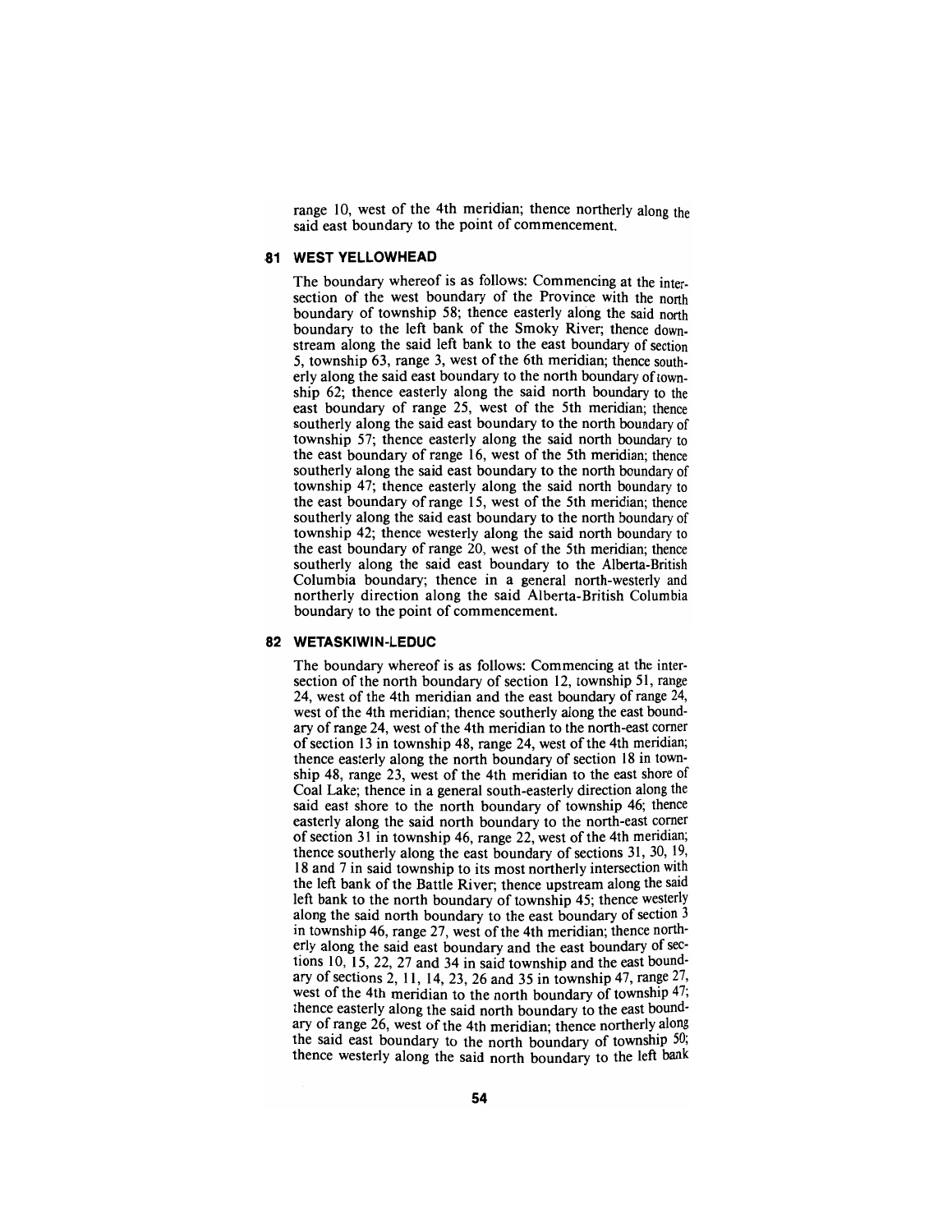range 10, west of the 4th meridian; thence northerly along the said east boundary to the point of commencement.

## 81 WEST YELLOWHEAD

The boundary whereof is as follows: Commencing at the intersection of the west boundary of the Province with the north boundary of township 58; thence easterly along the said north boundary to the left bank of the Smoky River; thence downstream along the said left bank to the east boundary of section 5, township 63, range 3, west of the 6th meridian; thence southerly along the said east boundary to the north boundary of township 62; thence easterly along the said north boundary to the east boundary of range 25, west of the 5th meridian; thence southerly along the said east boundary to the north boundary of township 57; thence easterly along the said north boundary to the east boundary of range 16, west of the 5th meridian; thence southerly along the said east boundary to the north boundary of township 47; thence easterly along the said north boundary to the east boundary of range 15, west of the 5th meridian; thence southerly along the said east boundary to the north boundary of township 42; thence westerly along the said north boundary to the east boundary of range 20, west of the 5th meridian; thence southerly along the said east boundary to the Alberta-British Columbia boundary; thence in a general north-westerly and northerly direction along the said Alberta-British Columbia boundary to the point of commencement.

## 82 WETASKIWIN-LEDUC

The boundary whereof is as follows: Commencing at the intersection of the north boundary of section 12, township 51, range 24, west of the 4th meridian and the east boundary of range 24, west of the 4th meridian; thence southerly along the east boundary of range 24, west of the 4th meridian to the north-east corner of section 13 in township 48, range 24, west of the 4th meridian; thence easterly along the north boundary of section 18 in township 48, range 23, west of the 4th meridian to the east shore of Coal Lake; thence in a general south-easterly direction along the said east shore to the north boundary of township 46; thence easterly along the said north boundary to the north-east corner of section 31 in township 46, range 22, west of the 4th meridian; thence southerly along the east boundary of sections 31, 30, 19, 18 and 7 in said township to its most northerly intersection with the left bank of the Battle River; thence upstream along the said left bank to the north boundary of township 45; thence westerly along the said north boundary to the east boundary of section 3 in township 46, range 27, west of the 4th meridian; thence northerly along the said east boundary and the east boundary of sections 10, 15, 22, 27 and 34 in said township and the east boundary of sections 2, 11, 14, 23, 26 and 35 in township 47, range 27, west of the 4th meridian to the north boundary of township 47; thence easterly along the said north boundary to the east boundary of range 26, west of the 4th meridian; thence northerly along the said east boundary to the north boundary of township 50; thence westerly along the said north boundary to the left bank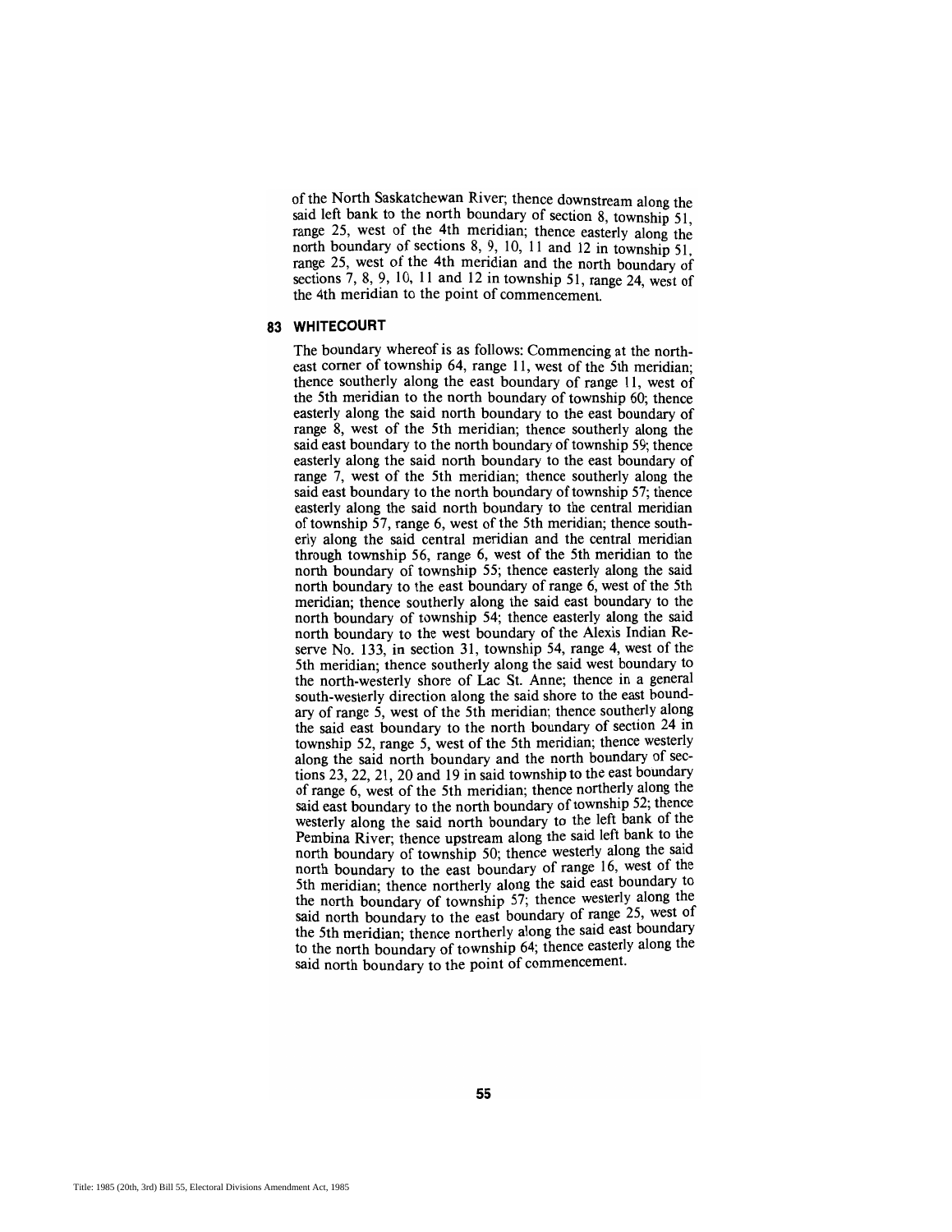of the North Saskatchewan River; thence downstream along the said left bank to the north boundary of section 8, township 51, range 25, west of the 4th meridian; thence easterly along the north boundary of sections 8, 9, 10, 11 and 12 in township 51, range 25, west of the 4th meridian and the north boundary of sections 7, 8, 9, 10, 11 and 12 in township 51, range 24, west of the 4th meridian to the point of commencement.

**83 WHITECOURT**

The boundary whereof is as follows: Commencing at the northeast corner of township 64, range 11, west of the 5th meridian; thence southerly along the east boundary of range 11, west of the 5th meridian to the north boundary of township 60; thence easterly along the said north boundary to the east boundary of range 8, west of the 5th meridian; thence southerly along the said east boundary to the north boundary of township 59; thence easterly along the said north boundary to the east boundary of range 7, west of the 5th meridian; thence southerly along the said east boundary to the north boundary of township 57; thence easterly along the said north boundary to the central meridian of township 57, range 6, west of the 5th meridian; thence southerly along the said central meridian and the central meridian through township 56, range 6, west of the 5th meridian to the north boundary of township 55; thence easterly along the said north boundary to the east boundary of range 6, west of the 5th meridian; thence southerly along the said east boundary to the north boundary of township 54; thence easterly along the said north boundary to the west boundary of the Alexis Indian Reserve No. 133, in section 31, township 54, range 4, west of the 5th meridian; thence southerly along the said west boundary to the north-westerly shore of Lac St. Anne; thence in a general south-westerly direction along the said shore to the east boundary of range 5, west of the 5th meridian; thence southerly along the said east boundary to the north boundary of section 24 in township 52, range 5, west of the 5th meridian; thence westerly along the said north boundary and the north boundary of sections 23, 22, 21, 20 and 19 in said township to the east boundary of range 6, west of the 5th meridian; thence northerly along the said east boundary to the north boundary of township 52; thence westerly along the said north boundary to the left bank of the Pembina River; thence upstream along the said left bank to the north boundary of township 50; thence westerly along the said north boundary to the east boundary of range 16, west of the 5th meridian; thence northerly along the said east boundary to the north boundary of township 57; thence westerly along the said north boundary to the east boundary of range 25, west of the 5th meridian; thence northerly along the said east boundary to the north boundary of township 64; thence easterly along the said north boundary to the point of commencement.